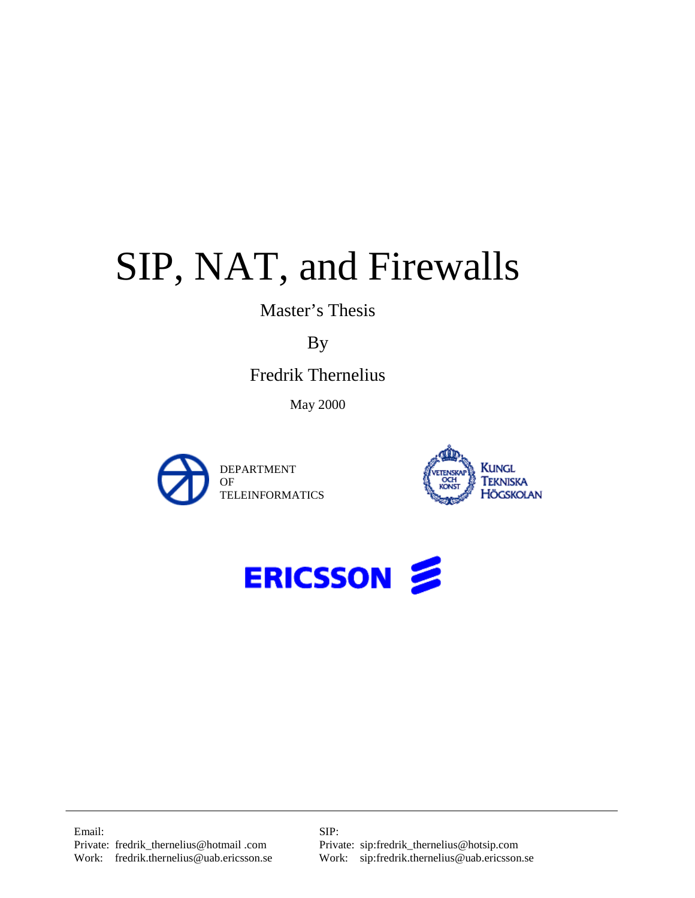# SIP, NAT, and Firewalls

Master's Thesis

By

Fredrik Thernelius

May 2000

DEPARTMENT
OF
TELEINFORMATICS

KUNGL
TEKNISKA
HÖGSKOLAN

ERICSSON

---

Email:
Private: fredrik_thernelius@hotmail .com
Work: fredrik.thernelius@uab.ericsson.se

SIP:
Private: sip:fredrik_thernelius@hotsip.com
Work: sip:fredrik.thernelius@uab.ericsson.se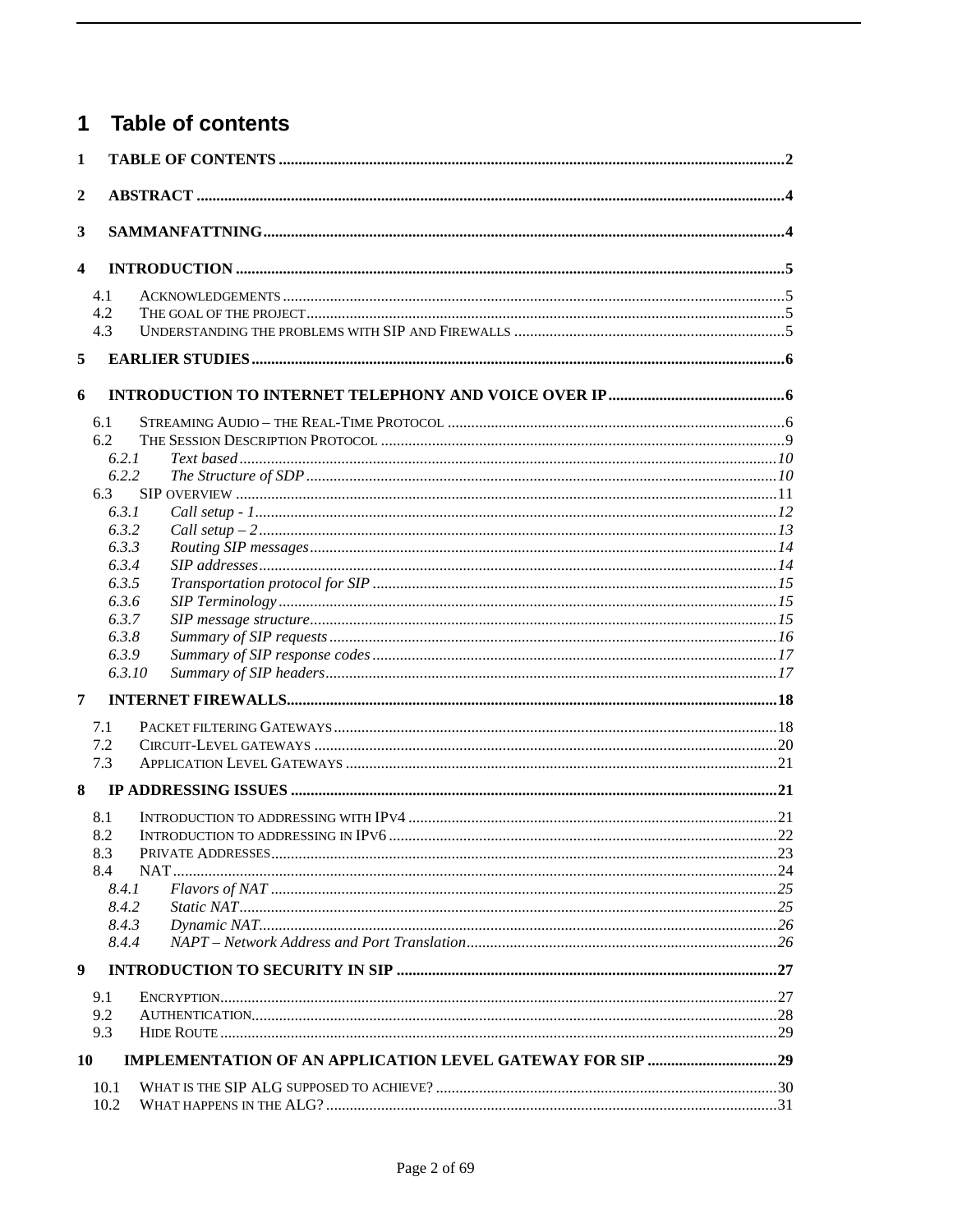# 1 Table of contents

**1 TABLE OF CONTENTS** ..... 2

**2 ABSTRACT** ..... 4

**3 SAMMANFATTNING** ..... 4

**4 INTRODUCTION** ..... 5

- 4.1 ACKNOWLEDGEMENTS ..... 5
- 4.2 THE GOAL OF THE PROJECT ..... 5
- 4.3 UNDERSTANDING THE PROBLEMS WITH SIP AND FIREWALLS ..... 5

**5 EARLIER STUDIES** ..... 6

**6 INTRODUCTION TO INTERNET TELEPHONY AND VOICE OVER IP** ..... 6

- 6.1 STREAMING AUDIO – THE REAL-TIME PROTOCOL ..... 6
- 6.2 THE SESSION DESCRIPTION PROTOCOL ..... 9
  - *6.2.1 Text based* ..... 10
  - *6.2.2 The Structure of SDP* ..... 10
- 6.3 SIP OVERVIEW ..... 11
  - *6.3.1 Call setup - 1* ..... 12
  - *6.3.2 Call setup – 2* ..... 13
  - *6.3.3 Routing SIP messages* ..... 14
  - *6.3.4 SIP addresses* ..... 14
  - *6.3.5 Transportation protocol for SIP* ..... 15
  - *6.3.6 SIP Terminology* ..... 15
  - *6.3.7 SIP message structure* ..... 15
  - *6.3.8 Summary of SIP requests* ..... 16
  - *6.3.9 Summary of SIP response codes* ..... 17
  - *6.3.10 Summary of SIP headers* ..... 17

**7 INTERNET FIREWALLS** ..... 18

- 7.1 PACKET FILTERING GATEWAYS ..... 18
- 7.2 CIRCUIT-LEVEL GATEWAYS ..... 20
- 7.3 APPLICATION LEVEL GATEWAYS ..... 21

**8 IP ADDRESSING ISSUES** ..... 21

- 8.1 INTRODUCTION TO ADDRESSING WITH IPV4 ..... 21
- 8.2 INTRODUCTION TO ADDRESSING IN IPV6 ..... 22
- 8.3 PRIVATE ADDRESSES ..... 23
- 8.4 NAT ..... 24
  - *8.4.1 Flavors of NAT* ..... 25
  - *8.4.2 Static NAT* ..... 25
  - *8.4.3 Dynamic NAT* ..... 26
  - *8.4.4 NAPT – Network Address and Port Translation* ..... 26

**9 INTRODUCTION TO SECURITY IN SIP** ..... 27

- 9.1 ENCRYPTION ..... 27
- 9.2 AUTHENTICATION ..... 28
- 9.3 HIDE ROUTE ..... 29

**10 IMPLEMENTATION OF AN APPLICATION LEVEL GATEWAY FOR SIP** ..... 29

- 10.1 WHAT IS THE SIP ALG SUPPOSED TO ACHIEVE? ..... 30
- 10.2 WHAT HAPPENS IN THE ALG? ..... 31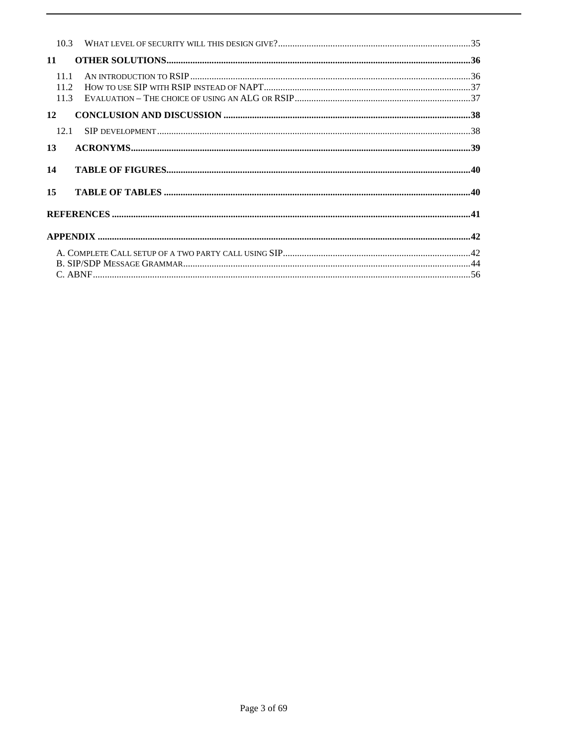10.3 WHAT LEVEL OF SECURITY WILL THIS DESIGN GIVE? ..... 35

**11 OTHER SOLUTIONS ..... 36**

11.1 AN INTRODUCTION TO RSIP ..... 36
11.2 HOW TO USE SIP WITH RSIP INSTEAD OF NAPT ..... 37
11.3 EVALUATION – THE CHOICE OF USING AN ALG OR RSIP ..... 37

**12 CONCLUSION AND DISCUSSION ..... 38**

12.1 SIP DEVELOPMENT ..... 38

**13 ACRONYMS ..... 39**

**14 TABLE OF FIGURES ..... 40**

**15 TABLE OF TABLES ..... 40**

**REFERENCES ..... 41**

**APPENDIX ..... 42**

A. COMPLETE CALL SETUP OF A TWO PARTY CALL USING SIP ..... 42
B. SIP/SDP MESSAGE GRAMMAR ..... 44
C. ABNF ..... 56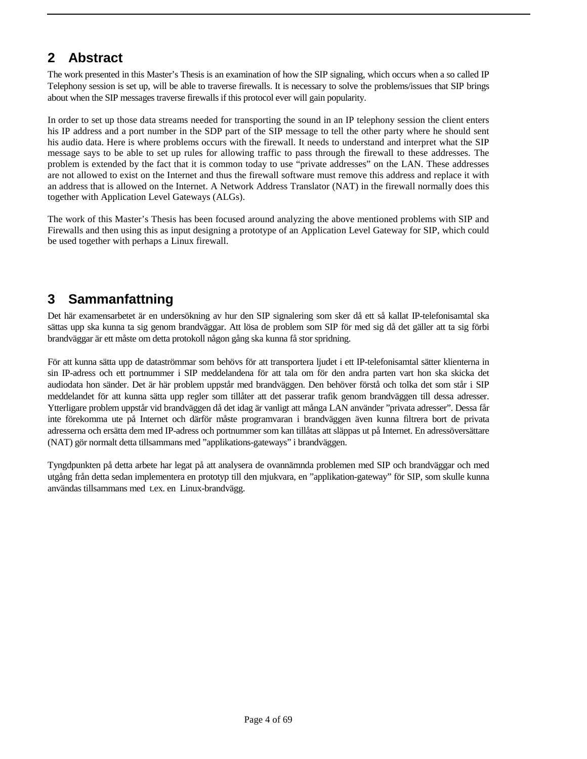## 2 Abstract

The work presented in this Master's Thesis is an examination of how the SIP signaling, which occurs when a so called IP Telephony session is set up, will be able to traverse firewalls. It is necessary to solve the problems/issues that SIP brings about when the SIP messages traverse firewalls if this protocol ever will gain popularity.

In order to set up those data streams needed for transporting the sound in an IP telephony session the client enters his IP address and a port number in the SDP part of the SIP message to tell the other party where he should sent his audio data. Here is where problems occurs with the firewall. It needs to understand and interpret what the SIP message says to be able to set up rules for allowing traffic to pass through the firewall to these addresses. The problem is extended by the fact that it is common today to use "private addresses" on the LAN. These addresses are not allowed to exist on the Internet and thus the firewall software must remove this address and replace it with an address that is allowed on the Internet. A Network Address Translator (NAT) in the firewall normally does this together with Application Level Gateways (ALGs).

The work of this Master's Thesis has been focused around analyzing the above mentioned problems with SIP and Firewalls and then using this as input designing a prototype of an Application Level Gateway for SIP, which could be used together with perhaps a Linux firewall.

## 3 Sammanfattning

Det här examensarbetet är en undersökning av hur den SIP signalering som sker då ett så kallat IP-telefonisamtal ska sättas upp ska kunna ta sig genom brandväggar. Att lösa de problem som SIP för med sig då det gäller att ta sig förbi brandväggar är ett måste om detta protokoll någon gång ska kunna få stor spridning.

För att kunna sätta upp de dataströmmar som behövs för att transportera ljudet i ett IP-telefonisamtal sätter klienterna in sin IP-adress och ett portnummer i SIP meddelandena för att tala om för den andra parten vart hon ska skicka det audiodata hon sänder. Det är här problem uppstår med brandväggen. Den behöver förstå och tolka det som står i SIP meddelandet för att kunna sätta upp regler som tillåter att det passerar trafik genom brandväggen till dessa adresser. Ytterligare problem uppstår vid brandväggen då det idag är vanligt att många LAN använder "privata adresser". Dessa får inte förekomma ute på Internet och därför måste programvaran i brandväggen även kunna filtrera bort de privata adresserna och ersätta dem med IP-adress och portnummer som kan tillåtas att släppas ut på Internet. En adressöversättare (NAT) gör normalt detta tillsammans med "applikations-gateways" i brandväggen.

Tyngdpunkten på detta arbete har legat på att analysera de ovannämnda problemen med SIP och brandväggar och med utgång från detta sedan implementera en prototyp till den mjukvara, en "applikation-gateway" för SIP, som skulle kunna användas tillsammans med t.ex. en Linux-brandvägg.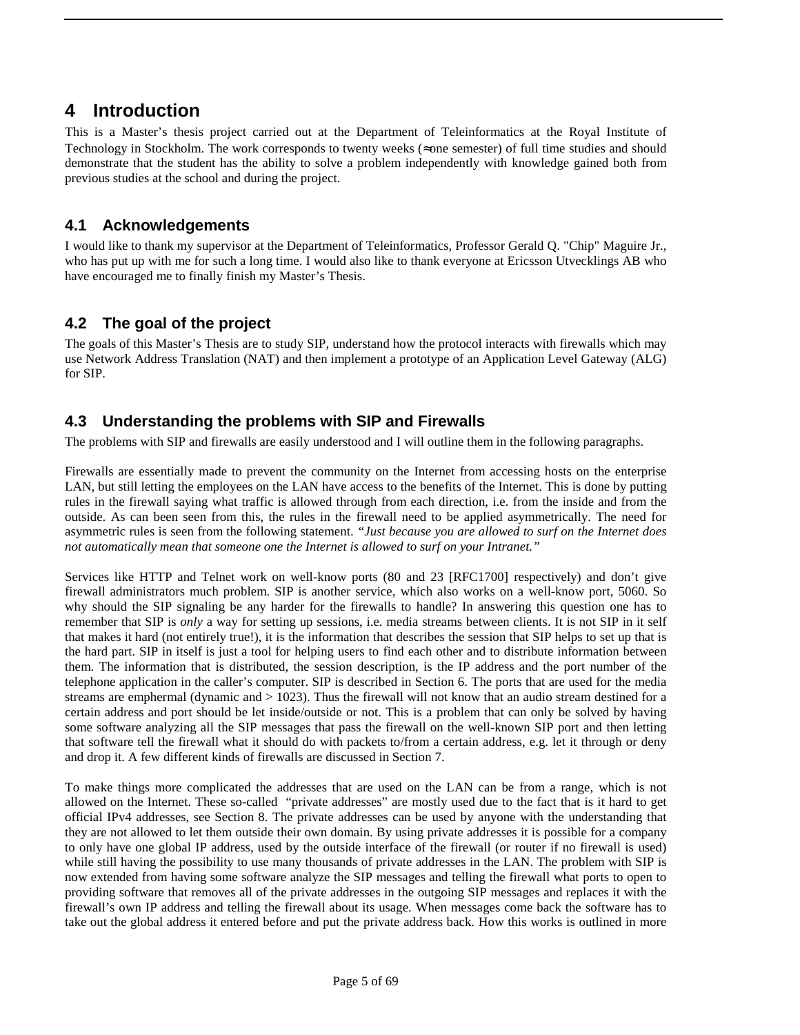# 4 Introduction

This is a Master's thesis project carried out at the Department of Teleinformatics at the Royal Institute of Technology in Stockholm. The work corresponds to twenty weeks (≈one semester) of full time studies and should demonstrate that the student has the ability to solve a problem independently with knowledge gained both from previous studies at the school and during the project.

## 4.1 Acknowledgements

I would like to thank my supervisor at the Department of Teleinformatics, Professor Gerald Q. "Chip" Maguire Jr., who has put up with me for such a long time. I would also like to thank everyone at Ericsson Utvecklings AB who have encouraged me to finally finish my Master's Thesis.

## 4.2 The goal of the project

The goals of this Master's Thesis are to study SIP, understand how the protocol interacts with firewalls which may use Network Address Translation (NAT) and then implement a prototype of an Application Level Gateway (ALG) for SIP.

## 4.3 Understanding the problems with SIP and Firewalls

The problems with SIP and firewalls are easily understood and I will outline them in the following paragraphs.

Firewalls are essentially made to prevent the community on the Internet from accessing hosts on the enterprise LAN, but still letting the employees on the LAN have access to the benefits of the Internet. This is done by putting rules in the firewall saying what traffic is allowed through from each direction, i.e. from the inside and from the outside. As can been seen from this, the rules in the firewall need to be applied asymmetrically. The need for asymmetric rules is seen from the following statement. *"Just because you are allowed to surf on the Internet does not automatically mean that someone one the Internet is allowed to surf on your Intranet."*

Services like HTTP and Telnet work on well-know ports (80 and 23 [RFC1700] respectively) and don't give firewall administrators much problem. SIP is another service, which also works on a well-know port, 5060. So why should the SIP signaling be any harder for the firewalls to handle? In answering this question one has to remember that SIP is *only* a way for setting up sessions, i.e. media streams between clients. It is not SIP in it self that makes it hard (not entirely true!), it is the information that describes the session that SIP helps to set up that is the hard part. SIP in itself is just a tool for helping users to find each other and to distribute information between them. The information that is distributed, the session description, is the IP address and the port number of the telephone application in the caller's computer. SIP is described in Section 6. The ports that are used for the media streams are emphermal (dynamic and > 1023). Thus the firewall will not know that an audio stream destined for a certain address and port should be let inside/outside or not. This is a problem that can only be solved by having some software analyzing all the SIP messages that pass the firewall on the well-known SIP port and then letting that software tell the firewall what it should do with packets to/from a certain address, e.g. let it through or deny and drop it. A few different kinds of firewalls are discussed in Section 7.

To make things more complicated the addresses that are used on the LAN can be from a range, which is not allowed on the Internet. These so-called "private addresses" are mostly used due to the fact that is it hard to get official IPv4 addresses, see Section 8. The private addresses can be used by anyone with the understanding that they are not allowed to let them outside their own domain. By using private addresses it is possible for a company to only have one global IP address, used by the outside interface of the firewall (or router if no firewall is used) while still having the possibility to use many thousands of private addresses in the LAN. The problem with SIP is now extended from having some software analyze the SIP messages and telling the firewall what ports to open to providing software that removes all of the private addresses in the outgoing SIP messages and replaces it with the firewall's own IP address and telling the firewall about its usage. When messages come back the software has to take out the global address it entered before and put the private address back. How this works is outlined in more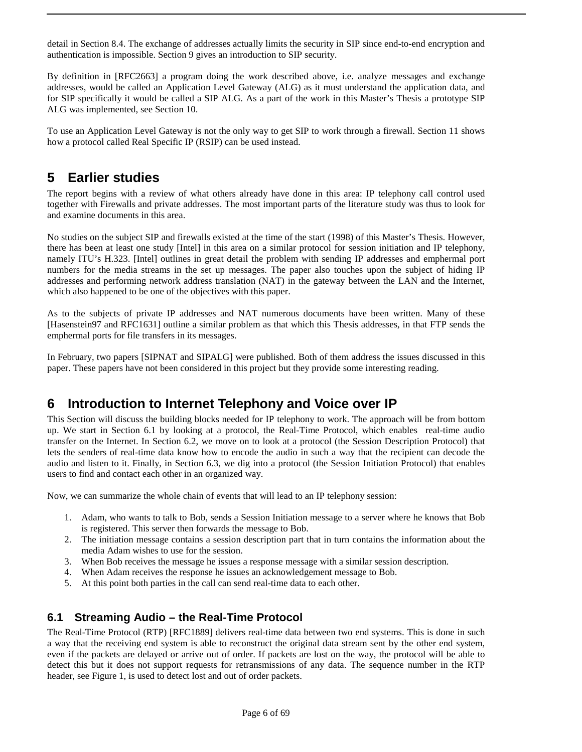detail in Section 8.4. The exchange of addresses actually limits the security in SIP since end-to-end encryption and authentication is impossible. Section 9 gives an introduction to SIP security.

By definition in [RFC2663] a program doing the work described above, i.e. analyze messages and exchange addresses, would be called an Application Level Gateway (ALG) as it must understand the application data, and for SIP specifically it would be called a SIP ALG. As a part of the work in this Master's Thesis a prototype SIP ALG was implemented, see Section 10.

To use an Application Level Gateway is not the only way to get SIP to work through a firewall. Section 11 shows how a protocol called Real Specific IP (RSIP) can be used instead.

# 5 Earlier studies

The report begins with a review of what others already have done in this area: IP telephony call control used together with Firewalls and private addresses. The most important parts of the literature study was thus to look for and examine documents in this area.

No studies on the subject SIP and firewalls existed at the time of the start (1998) of this Master's Thesis. However, there has been at least one study [Intel] in this area on a similar protocol for session initiation and IP telephony, namely ITU's H.323. [Intel] outlines in great detail the problem with sending IP addresses and emphermal port numbers for the media streams in the set up messages. The paper also touches upon the subject of hiding IP addresses and performing network address translation (NAT) in the gateway between the LAN and the Internet, which also happened to be one of the objectives with this paper.

As to the subjects of private IP addresses and NAT numerous documents have been written. Many of these [Hasenstein97 and RFC1631] outline a similar problem as that which this Thesis addresses, in that FTP sends the emphermal ports for file transfers in its messages.

In February, two papers [SIPNAT and SIPALG] were published. Both of them address the issues discussed in this paper. These papers have not been considered in this project but they provide some interesting reading.

# 6 Introduction to Internet Telephony and Voice over IP

This Section will discuss the building blocks needed for IP telephony to work. The approach will be from bottom up. We start in Section 6.1 by looking at a protocol, the Real-Time Protocol, which enables real-time audio transfer on the Internet. In Section 6.2, we move on to look at a protocol (the Session Description Protocol) that lets the senders of real-time data know how to encode the audio in such a way that the recipient can decode the audio and listen to it. Finally, in Section 6.3, we dig into a protocol (the Session Initiation Protocol) that enables users to find and contact each other in an organized way.

Now, we can summarize the whole chain of events that will lead to an IP telephony session:

1. Adam, who wants to talk to Bob, sends a Session Initiation message to a server where he knows that Bob is registered. This server then forwards the message to Bob.
2. The initiation message contains a session description part that in turn contains the information about the media Adam wishes to use for the session.
3. When Bob receives the message he issues a response message with a similar session description.
4. When Adam receives the response he issues an acknowledgement message to Bob.
5. At this point both parties in the call can send real-time data to each other.

## 6.1 Streaming Audio – the Real-Time Protocol

The Real-Time Protocol (RTP) [RFC1889] delivers real-time data between two end systems. This is done in such a way that the receiving end system is able to reconstruct the original data stream sent by the other end system, even if the packets are delayed or arrive out of order. If packets are lost on the way, the protocol will be able to detect this but it does not support requests for retransmissions of any data. The sequence number in the RTP header, see Figure 1, is used to detect lost and out of order packets.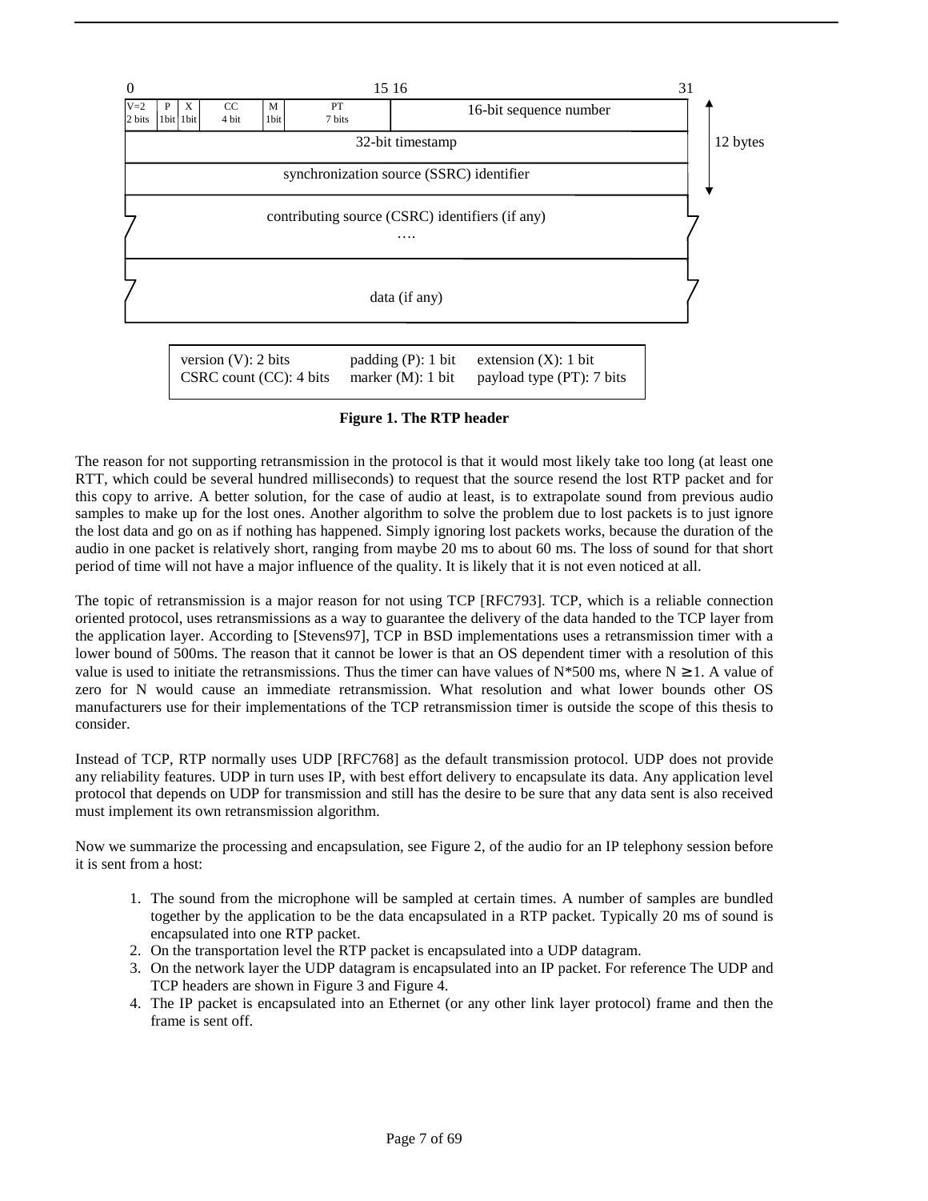| 0 | | | | | | 15 16 | 31 |
|---|---|---|---|---|---|---|---|
| V=2 2 bits | P 1bit | X 1bit | CC 4 bit | M 1bit | PT 7 bits | 16-bit sequence number | |
| 32-bit timestamp | | | | | | | |
| synchronization source (SSRC) identifier | | | | | | | |
| contributing source (CSRC) identifiers (if any) …. | | | | | | | |
| data (if any) | | | | | | | |

12 bytes

| | | |
|---|---|---|
| version (V): 2 bits | padding (P): 1 bit | extension (X): 1 bit |
| CSRC count (CC): 4 bits | marker (M): 1 bit | payload type (PT): 7 bits |

**Figure 1. The RTP header**

The reason for not supporting retransmission in the protocol is that it would most likely take too long (at least one RTT, which could be several hundred milliseconds) to request that the source resend the lost RTP packet and for this copy to arrive. A better solution, for the case of audio at least, is to extrapolate sound from previous audio samples to make up for the lost ones. Another algorithm to solve the problem due to lost packets is to just ignore the lost data and go on as if nothing has happened. Simply ignoring lost packets works, because the duration of the audio in one packet is relatively short, ranging from maybe 20 ms to about 60 ms. The loss of sound for that short period of time will not have a major influence of the quality. It is likely that it is not even noticed at all.

The topic of retransmission is a major reason for not using TCP [RFC793]. TCP, which is a reliable connection oriented protocol, uses retransmissions as a way to guarantee the delivery of the data handed to the TCP layer from the application layer. According to [Stevens97], TCP in BSD implementations uses a retransmission timer with a lower bound of 500ms. The reason that it cannot be lower is that an OS dependent timer with a resolution of this value is used to initiate the retransmissions. Thus the timer can have values of N*500 ms, where $N \geq 1$. A value of zero for N would cause an immediate retransmission. What resolution and what lower bounds other OS manufacturers use for their implementations of the TCP retransmission timer is outside the scope of this thesis to consider.

Instead of TCP, RTP normally uses UDP [RFC768] as the default transmission protocol. UDP does not provide any reliability features. UDP in turn uses IP, with best effort delivery to encapsulate its data. Any application level protocol that depends on UDP for transmission and still has the desire to be sure that any data sent is also received must implement its own retransmission algorithm.

Now we summarize the processing and encapsulation, see Figure 2, of the audio for an IP telephony session before it is sent from a host:

1. The sound from the microphone will be sampled at certain times. A number of samples are bundled together by the application to be the data encapsulated in a RTP packet. Typically 20 ms of sound is encapsulated into one RTP packet.
2. On the transportation level the RTP packet is encapsulated into a UDP datagram.
3. On the network layer the UDP datagram is encapsulated into an IP packet. For reference The UDP and TCP headers are shown in Figure 3 and Figure 4.
4. The IP packet is encapsulated into an Ethernet (or any other link layer protocol) frame and then the frame is sent off.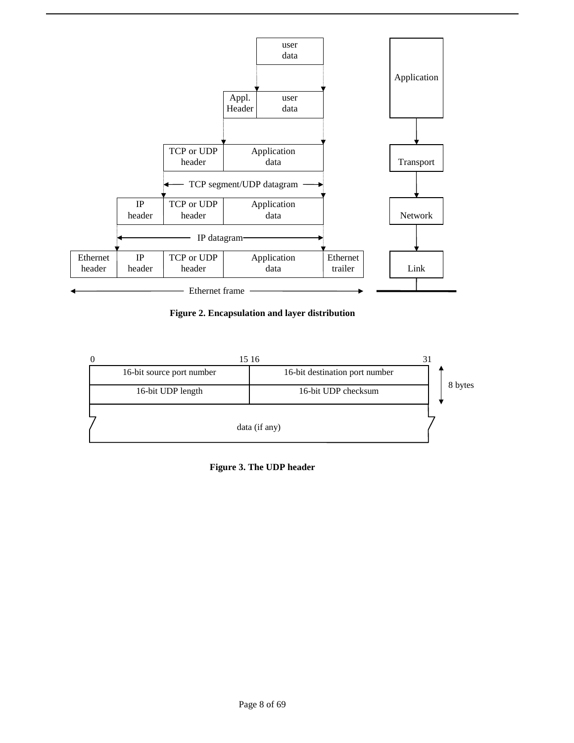**Figure 2. Encapsulation and layer distribution**

| 0 – 15 | 16 – 31 |
| --- | --- |
| 16-bit source port number | 16-bit destination port number |
| 16-bit UDP length | 16-bit UDP checksum |
| data (if any) | |

(Header: 8 bytes)

**Figure 3. The UDP header**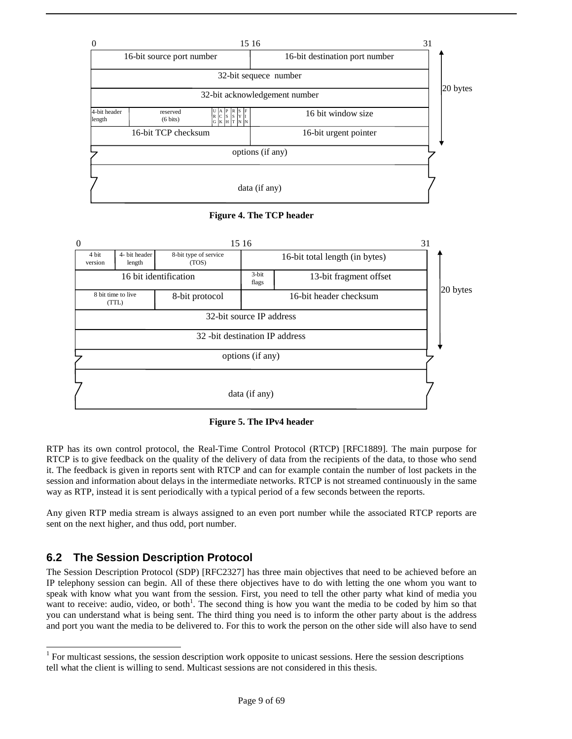| 0 – 15 | | | | 16 – 31 |
|---|---|---|---|---|
| 16-bit source port number | | | | 16-bit destination port number |
| 32-bit sequece number | | | | |
| 32-bit acknowledgement number | | | | |
| 4-bit header length | reserved (6 bits) | URG ACK PSH RST SYN FIN | | 16 bit window size |
| 16-bit TCP checksum | | | | 16-bit urgent pointer |
| options (if any) | | | | |
| data (if any) | | | | |

20 bytes

**Figure 4. The TCP header**

| 0 – 15 | | | 16 – 31 | |
|---|---|---|---|---|
| 4 bit version | 4- bit header length | 8-bit type of service (TOS) | 16-bit total length (in bytes) | |
| 16 bit identification | | | 3-bit flags | 13-bit fragment offset |
| 8 bit time to live (TTL) | | 8-bit protocol | 16-bit header checksum | |
| 32-bit source IP address | | | | |
| 32 -bit destination IP address | | | | |
| options (if any) | | | | |
| data (if any) | | | | |

20 bytes

**Figure 5. The IPv4 header**

RTP has its own control protocol, the Real-Time Control Protocol (RTCP) [RFC1889]. The main purpose for RTCP is to give feedback on the quality of the delivery of data from the recipients of the data, to those who send it. The feedback is given in reports sent with RTCP and can for example contain the number of lost packets in the session and information about delays in the intermediate networks. RTCP is not streamed continuously in the same way as RTP, instead it is sent periodically with a typical period of a few seconds between the reports.

Any given RTP media stream is always assigned to an even port number while the associated RTCP reports are sent on the next higher, and thus odd, port number.

## 6.2 The Session Description Protocol

The Session Description Protocol (SDP) [RFC2327] has three main objectives that need to be achieved before an IP telephony session can begin. All of these there objectives have to do with letting the one whom you want to speak with know what you want from the session. First, you need to tell the other party what kind of media you want to receive: audio, video, or both[1]. The second thing is how you want the media to be coded by him so that you can understand what is being sent. The third thing you need is to inform the other party about is the address and port you want the media to be delivered to. For this to work the person on the other side will also have to send

[1] For multicast sessions, the session description work opposite to unicast sessions. Here the session descriptions tell what the client is willing to send. Multicast sessions are not considered in this thesis.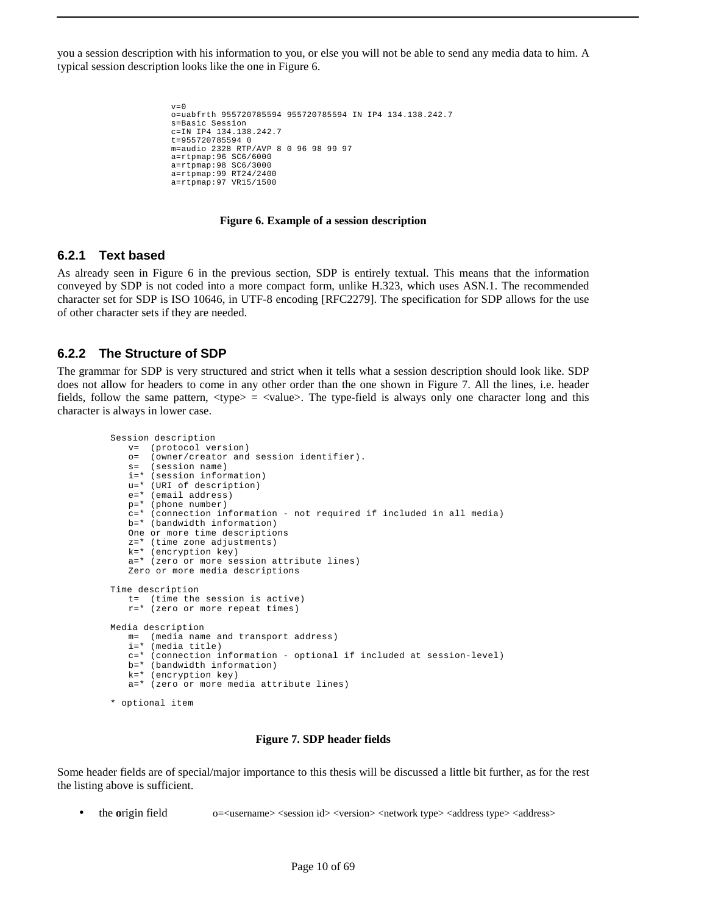you a session description with his information to you, or else you will not be able to send any media data to him. A typical session description looks like the one in Figure 6.

```
v=0
o=uabfrth 955720785594 955720785594 IN IP4 134.138.242.7
s=Basic Session
c=IN IP4 134.138.242.7
t=955720785594 0
m=audio 2328 RTP/AVP 8 0 96 98 99 97
a=rtpmap:96 SC6/6000
a=rtpmap:98 SC6/3000
a=rtpmap:99 RT24/2400
a=rtpmap:97 VR15/1500
```

**Figure 6. Example of a session description**

### 6.2.1 Text based

As already seen in Figure 6 in the previous section, SDP is entirely textual. This means that the information conveyed by SDP is not coded into a more compact form, unlike H.323, which uses ASN.1. The recommended character set for SDP is ISO 10646, in UTF-8 encoding [RFC2279]. The specification for SDP allows for the use of other character sets if they are needed.

### 6.2.2 The Structure of SDP

The grammar for SDP is very structured and strict when it tells what a session description should look like. SDP does not allow for headers to come in any other order than the one shown in Figure 7. All the lines, i.e. header fields, follow the same pattern, <type> = <value>. The type-field is always only one character long and this character is always in lower case.

```
Session description
   v=  (protocol version)
   o=  (owner/creator and session identifier).
   s=  (session name)
   i=* (session information)
   u=* (URI of description)
   e=* (email address)
   p=* (phone number)
   c=* (connection information - not required if included in all media)
   b=* (bandwidth information)
   One or more time descriptions
   z=* (time zone adjustments)
   k=* (encryption key)
   a=* (zero or more session attribute lines)
   Zero or more media descriptions

Time description
   t=  (time the session is active)
   r=* (zero or more repeat times)

Media description
   m=  (media name and transport address)
   i=* (media title)
   c=* (connection information - optional if included at session-level)
   b=* (bandwidth information)
   k=* (encryption key)
   a=* (zero or more media attribute lines)

* optional item
```

**Figure 7. SDP header fields**

Some header fields are of special/major importance to this thesis will be discussed a little bit further, as for the rest the listing above is sufficient.

- the **o**rigin field    o=<username> <session id> <version> <network type> <address type> <address>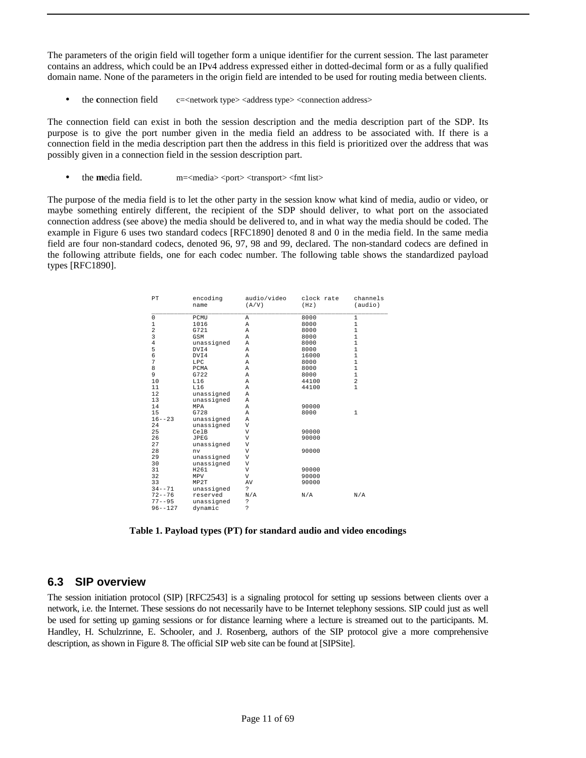The parameters of the origin field will together form a unique identifier for the current session. The last parameter contains an address, which could be an IPv4 address expressed either in dotted-decimal form or as a fully qualified domain name. None of the parameters in the origin field are intended to be used for routing media between clients.

- the **c**onnection field    c=<network type> <address type> <connection address>

The connection field can exist in both the session description and the media description part of the SDP. Its purpose is to give the port number given in the media field an address to be associated with. If there is a connection field in the media description part then the address in this field is prioritized over the address that was possibly given in a connection field in the session description part.

- the **m**edia field.    m=<media> <port> <transport> <fmt list>

The purpose of the media field is to let the other party in the session know what kind of media, audio or video, or maybe something entirely different, the recipient of the SDP should deliver, to what port on the associated connection address (see above) the media should be delivered to, and in what way the media should be coded. The example in Figure 6 uses two standard codecs [RFC1890] denoted 8 and 0 in the media field. In the same media field are four non-standard codecs, denoted 96, 97, 98 and 99, declared. The non-standard codecs are defined in the following attribute fields, one for each codec number. The following table shows the standardized payload types [RFC1890].

| PT | encoding name | audio/video (A/V) | clock rate (Hz) | channels (audio) |
|---|---|---|---|---|
| 0 | PCMU | A | 8000 | 1 |
| 1 | 1016 | A | 8000 | 1 |
| 2 | G721 | A | 8000 | 1 |
| 3 | GSM | A | 8000 | 1 |
| 4 | unassigned | A | 8000 | 1 |
| 5 | DVI4 | A | 8000 | 1 |
| 6 | DVI4 | A | 16000 | 1 |
| 7 | LPC | A | 8000 | 1 |
| 8 | PCMA | A | 8000 | 1 |
| 9 | G722 | A | 8000 | 1 |
| 10 | L16 | A | 44100 | 2 |
| 11 | L16 | A | 44100 | 1 |
| 12 | unassigned | A | | |
| 13 | unassigned | A | | |
| 14 | MPA | A | 90000 | |
| 15 | G728 | A | 8000 | 1 |
| 16--23 | unassigned | A | | |
| 24 | unassigned | V | | |
| 25 | CelB | V | 90000 | |
| 26 | JPEG | V | 90000 | |
| 27 | unassigned | V | | |
| 28 | nv | V | 90000 | |
| 29 | unassigned | V | | |
| 30 | unassigned | V | | |
| 31 | H261 | V | 90000 | |
| 32 | MPV | V | 90000 | |
| 33 | MP2T | AV | 90000 | |
| 34--71 | unassigned | ? | | |
| 72--76 | reserved | N/A | N/A | N/A |
| 77--95 | unassigned | ? | | |
| 96--127 | dynamic | ? | | |

**Table 1. Payload types (PT) for standard audio and video encodings**

## 6.3 SIP overview

The session initiation protocol (SIP) [RFC2543] is a signaling protocol for setting up sessions between clients over a network, i.e. the Internet. These sessions do not necessarily have to be Internet telephony sessions. SIP could just as well be used for setting up gaming sessions or for distance learning where a lecture is streamed out to the participants. M. Handley, H. Schulzrinne, E. Schooler, and J. Rosenberg, authors of the SIP protocol give a more comprehensive description, as shown in Figure 8. The official SIP web site can be found at [SIPSite].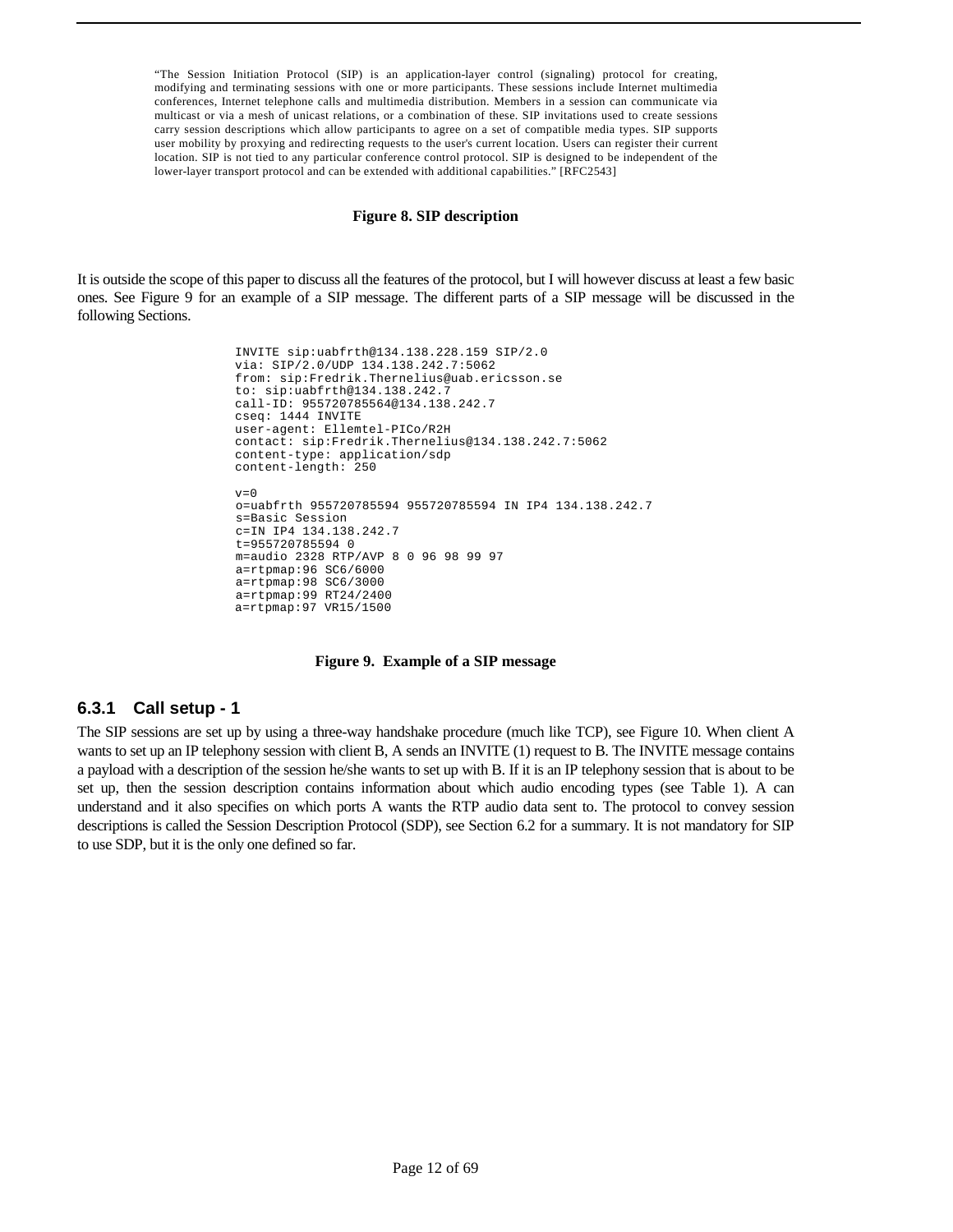> "The Session Initiation Protocol (SIP) is an application-layer control (signaling) protocol for creating, modifying and terminating sessions with one or more participants. These sessions include Internet multimedia conferences, Internet telephone calls and multimedia distribution. Members in a session can communicate via multicast or via a mesh of unicast relations, or a combination of these. SIP invitations used to create sessions carry session descriptions which allow participants to agree on a set of compatible media types. SIP supports user mobility by proxying and redirecting requests to the user's current location. Users can register their current location. SIP is not tied to any particular conference control protocol. SIP is designed to be independent of the lower-layer transport protocol and can be extended with additional capabilities." [RFC2543]

**Figure 8. SIP description**

It is outside the scope of this paper to discuss all the features of the protocol, but I will however discuss at least a few basic ones. See Figure 9 for an example of a SIP message. The different parts of a SIP message will be discussed in the following Sections.

```
INVITE sip:uabfrth@134.138.228.159 SIP/2.0
via: SIP/2.0/UDP 134.138.242.7:5062
from: sip:Fredrik.Thernelius@uab.ericsson.se
to: sip:uabfrth@134.138.242.7
call-ID: 955720785564@134.138.242.7
cseq: 1444 INVITE
user-agent: Ellemtel-PICo/R2H
contact: sip:Fredrik.Thernelius@134.138.242.7:5062
content-type: application/sdp
content-length: 250

v=0
o=uabfrth 955720785594 955720785594 IN IP4 134.138.242.7
s=Basic Session
c=IN IP4 134.138.242.7
t=955720785594 0
m=audio 2328 RTP/AVP 8 0 96 98 99 97
a=rtpmap:96 SC6/6000
a=rtpmap:98 SC6/3000
a=rtpmap:99 RT24/2400
a=rtpmap:97 VR15/1500
```

**Figure 9. Example of a SIP message**

### 6.3.1 Call setup - 1

The SIP sessions are set up by using a three-way handshake procedure (much like TCP), see Figure 10. When client A wants to set up an IP telephony session with client B, A sends an INVITE (1) request to B. The INVITE message contains a payload with a description of the session he/she wants to set up with B. If it is an IP telephony session that is about to be set up, then the session description contains information about which audio encoding types (see Table 1). A can understand and it also specifies on which ports A wants the RTP audio data sent to. The protocol to convey session descriptions is called the Session Description Protocol (SDP), see Section 6.2 for a summary. It is not mandatory for SIP to use SDP, but it is the only one defined so far.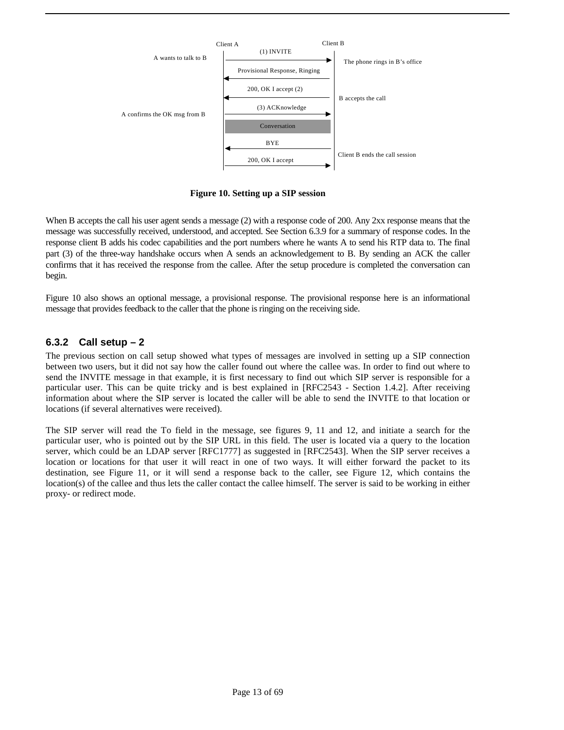Client A Client B

A wants to talk to B — (1) INVITE → The phone rings in B's office

Provisional Response, Ringing

200, OK I accept (2) — B accepts the call

A confirms the OK msg from B — (3) ACKnowledge

Conversation

BYE — Client B ends the call session

200, OK I accept

**Figure 10. Setting up a SIP session**

When B accepts the call his user agent sends a message (2) with a response code of 200. Any 2xx response means that the message was successfully received, understood, and accepted. See Section 6.3.9 for a summary of response codes. In the response client B adds his codec capabilities and the port numbers where he wants A to send his RTP data to. The final part (3) of the three-way handshake occurs when A sends an acknowledgement to B. By sending an ACK the caller confirms that it has received the response from the callee. After the setup procedure is completed the conversation can begin.

Figure 10 also shows an optional message, a provisional response. The provisional response here is an informational message that provides feedback to the caller that the phone is ringing on the receiving side.

### 6.3.2 Call setup – 2

The previous section on call setup showed what types of messages are involved in setting up a SIP connection between two users, but it did not say how the caller found out where the callee was. In order to find out where to send the INVITE message in that example, it is first necessary to find out which SIP server is responsible for a particular user. This can be quite tricky and is best explained in [RFC2543 - Section 1.4.2]. After receiving information about where the SIP server is located the caller will be able to send the INVITE to that location or locations (if several alternatives were received).

The SIP server will read the To field in the message, see figures 9, 11 and 12, and initiate a search for the particular user, who is pointed out by the SIP URL in this field. The user is located via a query to the location server, which could be an LDAP server [RFC1777] as suggested in [RFC2543]. When the SIP server receives a location or locations for that user it will react in one of two ways. It will either forward the packet to its destination, see Figure 11, or it will send a response back to the caller, see Figure 12, which contains the location(s) of the callee and thus lets the caller contact the callee himself. The server is said to be working in either proxy- or redirect mode.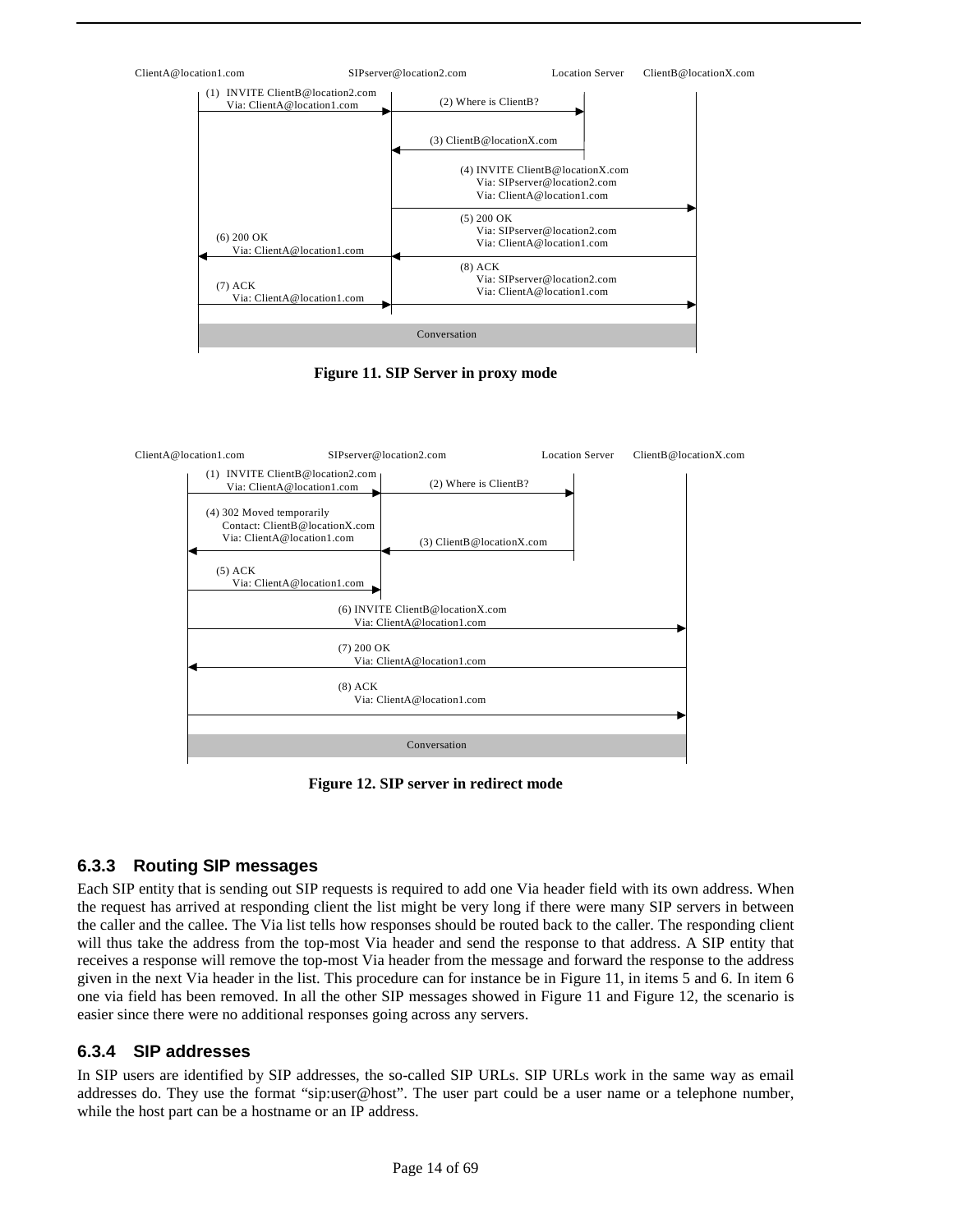ClientA@location1.com | SIPserver@location2.com | Location Server | ClientB@locationX.com

(1) INVITE ClientB@location2.com
Via: ClientA@location1.com

(2) Where is ClientB?

(3) ClientB@locationX.com

(4) INVITE ClientB@locationX.com
Via: SIPserver@location2.com
Via: ClientA@location1.com

(5) 200 OK
Via: SIPserver@location2.com
Via: ClientA@location1.com

(6) 200 OK
Via: ClientA@location1.com

(7) ACK
Via: ClientA@location1.com

(8) ACK
Via: SIPserver@location2.com
Via: ClientA@location1.com

Conversation

**Figure 11. SIP Server in proxy mode**

ClientA@location1.com | SIPserver@location2.com | Location Server | ClientB@locationX.com

(1) INVITE ClientB@location2.com
Via: ClientA@location1.com

(2) Where is ClientB?

(3) ClientB@locationX.com

(4) 302 Moved temporarily
Contact: ClientB@locationX.com
Via: ClientA@location1.com

(5) ACK
Via: ClientA@location1.com

(6) INVITE ClientB@locationX.com
Via: ClientA@location1.com

(7) 200 OK
Via: ClientA@location1.com

(8) ACK
Via: ClientA@location1.com

Conversation

**Figure 12. SIP server in redirect mode**

### 6.3.3 Routing SIP messages

Each SIP entity that is sending out SIP requests is required to add one Via header field with its own address. When the request has arrived at responding client the list might be very long if there were many SIP servers in between the caller and the callee. The Via list tells how responses should be routed back to the caller. The responding client will thus take the address from the top-most Via header and send the response to that address. A SIP entity that receives a response will remove the top-most Via header from the message and forward the response to the address given in the next Via header in the list. This procedure can for instance be in Figure 11, in items 5 and 6. In item 6 one via field has been removed. In all the other SIP messages showed in Figure 11 and Figure 12, the scenario is easier since there were no additional responses going across any servers.

### 6.3.4 SIP addresses

In SIP users are identified by SIP addresses, the so-called SIP URLs. SIP URLs work in the same way as email addresses do. They use the format “sip:user@host”. The user part could be a user name or a telephone number, while the host part can be a hostname or an IP address.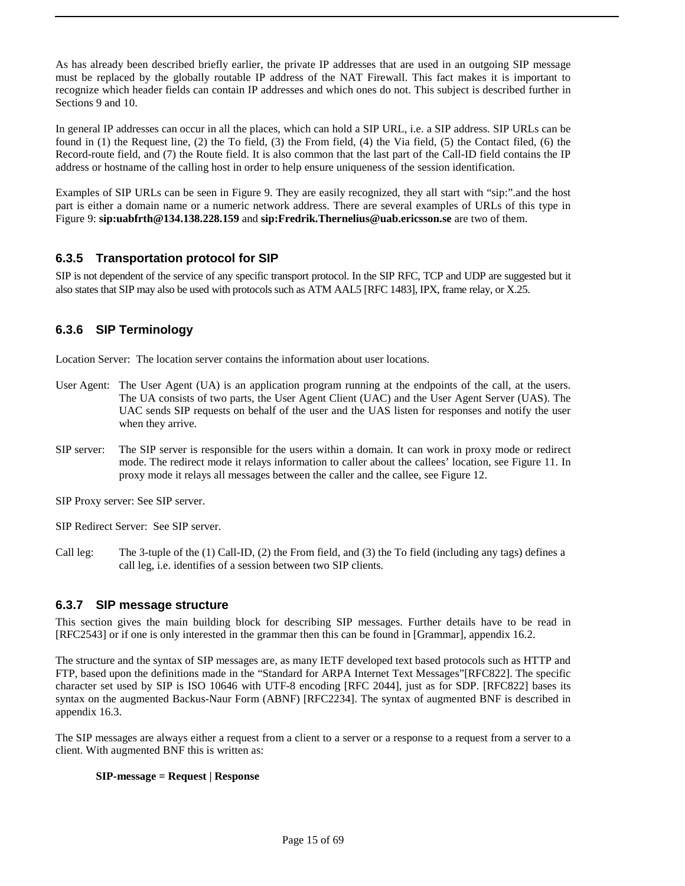As has already been described briefly earlier, the private IP addresses that are used in an outgoing SIP message must be replaced by the globally routable IP address of the NAT Firewall. This fact makes it is important to recognize which header fields can contain IP addresses and which ones do not. This subject is described further in Sections 9 and 10.

In general IP addresses can occur in all the places, which can hold a SIP URL, i.e. a SIP address. SIP URLs can be found in (1) the Request line, (2) the To field, (3) the From field, (4) the Via field, (5) the Contact filed, (6) the Record-route field, and (7) the Route field. It is also common that the last part of the Call-ID field contains the IP address or hostname of the calling host in order to help ensure uniqueness of the session identification.

Examples of SIP URLs can be seen in Figure 9. They are easily recognized, they all start with "sip:".and the host part is either a domain name or a numeric network address. There are several examples of URLs of this type in Figure 9: **sip:uabfrth@134.138.228.159** and **sip:Fredrik.Thernelius@uab.ericsson.se** are two of them.

### 6.3.5 Transportation protocol for SIP

SIP is not dependent of the service of any specific transport protocol. In the SIP RFC, TCP and UDP are suggested but it also states that SIP may also be used with protocols such as ATM AAL5 [RFC 1483], IPX, frame relay, or X.25.

### 6.3.6 SIP Terminology

Location Server: The location server contains the information about user locations.

User Agent: The User Agent (UA) is an application program running at the endpoints of the call, at the users. The UA consists of two parts, the User Agent Client (UAC) and the User Agent Server (UAS). The UAC sends SIP requests on behalf of the user and the UAS listen for responses and notify the user when they arrive.

SIP server: The SIP server is responsible for the users within a domain. It can work in proxy mode or redirect mode. The redirect mode it relays information to caller about the callees' location, see Figure 11. In proxy mode it relays all messages between the caller and the callee, see Figure 12.

SIP Proxy server: See SIP server.

SIP Redirect Server: See SIP server.

Call leg: The 3-tuple of the (1) Call-ID, (2) the From field, and (3) the To field (including any tags) defines a call leg, i.e. identifies of a session between two SIP clients.

### 6.3.7 SIP message structure

This section gives the main building block for describing SIP messages. Further details have to be read in [RFC2543] or if one is only interested in the grammar then this can be found in [Grammar], appendix 16.2.

The structure and the syntax of SIP messages are, as many IETF developed text based protocols such as HTTP and FTP, based upon the definitions made in the "Standard for ARPA Internet Text Messages"[RFC822]. The specific character set used by SIP is ISO 10646 with UTF-8 encoding [RFC 2044], just as for SDP. [RFC822] bases its syntax on the augmented Backus-Naur Form (ABNF) [RFC2234]. The syntax of augmented BNF is described in appendix 16.3.

The SIP messages are always either a request from a client to a server or a response to a request from a server to a client. With augmented BNF this is written as:

**SIP-message = Request | Response**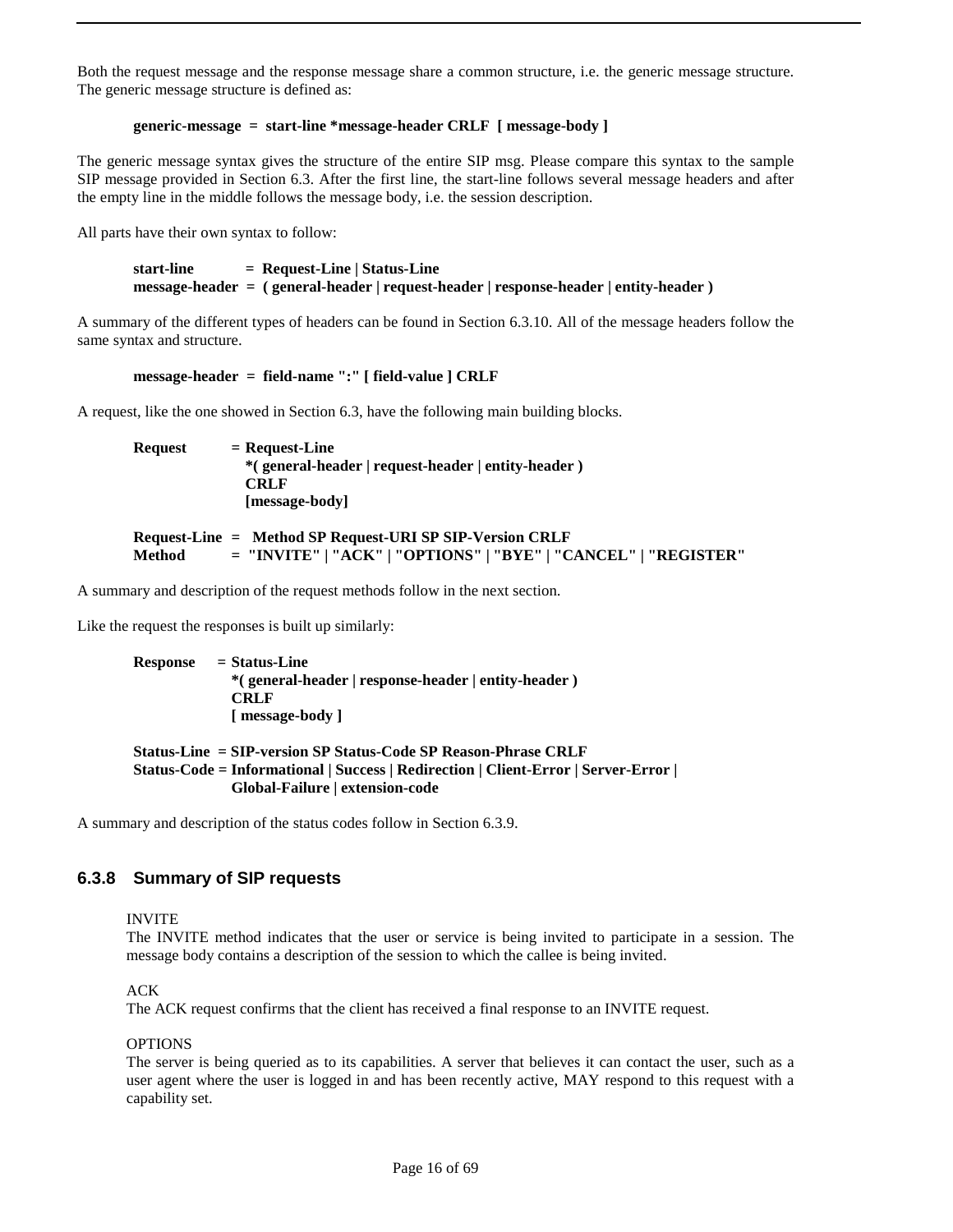Both the request message and the response message share a common structure, i.e. the generic message structure. The generic message structure is defined as:

**generic-message = start-line *message-header CRLF [ message-body ]**

The generic message syntax gives the structure of the entire SIP msg. Please compare this syntax to the sample SIP message provided in Section 6.3. After the first line, the start-line follows several message headers and after the empty line in the middle follows the message body, i.e. the session description.

All parts have their own syntax to follow:

```
start-line      =  Request-Line | Status-Line
message-header  =  ( general-header | request-header | response-header | entity-header )
```

A summary of the different types of headers can be found in Section 6.3.10. All of the message headers follow the same syntax and structure.

**message-header = field-name ":" [ field-value ] CRLF**

A request, like the one showed in Section 6.3, have the following main building blocks.

```
Request       = Request-Line
                *( general-header | request-header | entity-header )
                CRLF
                [message-body]

Request-Line  =  Method SP Request-URI SP SIP-Version CRLF
Method        =  "INVITE" | "ACK" | "OPTIONS" | "BYE" | "CANCEL" | "REGISTER"
```

A summary and description of the request methods follow in the next section.

Like the request the responses is built up similarly:

```
Response    = Status-Line
              *( general-header | response-header | entity-header )
              CRLF
              [ message-body ]

Status-Line  = SIP-version SP Status-Code SP Reason-Phrase CRLF
Status-Code = Informational | Success | Redirection | Client-Error | Server-Error |
              Global-Failure | extension-code
```

A summary and description of the status codes follow in Section 6.3.9.

### 6.3.8 Summary of SIP requests

INVITE
The INVITE method indicates that the user or service is being invited to participate in a session. The message body contains a description of the session to which the callee is being invited.

ACK
The ACK request confirms that the client has received a final response to an INVITE request.

OPTIONS
The server is being queried as to its capabilities. A server that believes it can contact the user, such as a user agent where the user is logged in and has been recently active, MAY respond to this request with a capability set.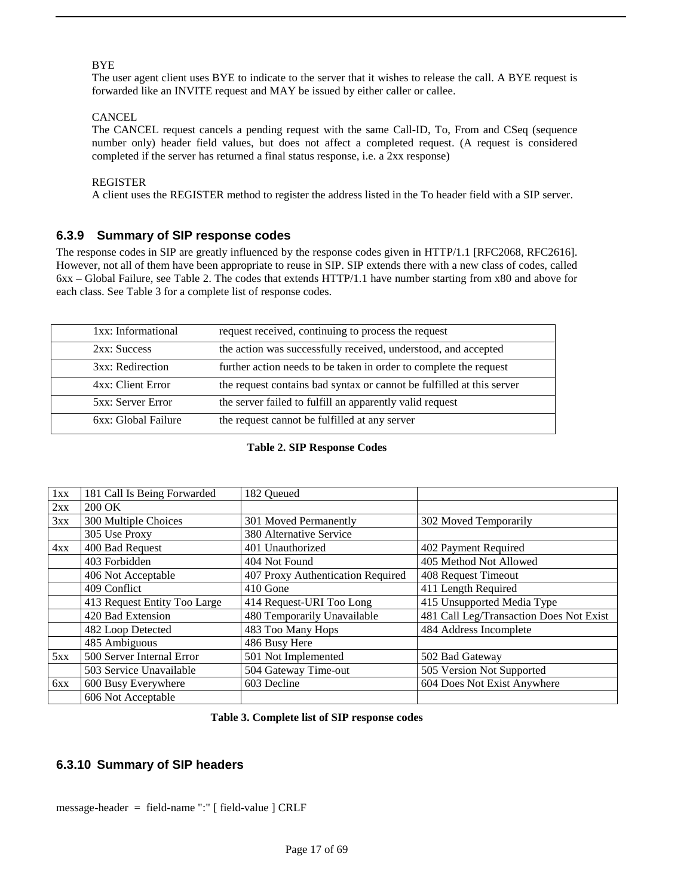BYE
The user agent client uses BYE to indicate to the server that it wishes to release the call. A BYE request is forwarded like an INVITE request and MAY be issued by either caller or callee.

CANCEL
The CANCEL request cancels a pending request with the same Call-ID, To, From and CSeq (sequence number only) header field values, but does not affect a completed request. (A request is considered completed if the server has returned a final status response, i.e. a 2xx response)

REGISTER
A client uses the REGISTER method to register the address listed in the To header field with a SIP server.

### 6.3.9 Summary of SIP response codes

The response codes in SIP are greatly influenced by the response codes given in HTTP/1.1 [RFC2068, RFC2616]. However, not all of them have been appropriate to reuse in SIP. SIP extends there with a new class of codes, called 6xx – Global Failure, see Table 2. The codes that extends HTTP/1.1 have number starting from x80 and above for each class. See Table 3 for a complete list of response codes.

| | |
|---|---|
| 1xx: Informational | request received, continuing to process the request |
| 2xx: Success | the action was successfully received, understood, and accepted |
| 3xx: Redirection | further action needs to be taken in order to complete the request |
| 4xx: Client Error | the request contains bad syntax or cannot be fulfilled at this server |
| 5xx: Server Error | the server failed to fulfill an apparently valid request |
| 6xx: Global Failure | the request cannot be fulfilled at any server |

**Table 2. SIP Response Codes**

| | | | |
|---|---|---|---|
| 1xx | 181 Call Is Being Forwarded | 182 Queued | |
| 2xx | 200 OK | | |
| 3xx | 300 Multiple Choices | 301 Moved Permanently | 302 Moved Temporarily |
| | 305 Use Proxy | 380 Alternative Service | |
| 4xx | 400 Bad Request | 401 Unauthorized | 402 Payment Required |
| | 403 Forbidden | 404 Not Found | 405 Method Not Allowed |
| | 406 Not Acceptable | 407 Proxy Authentication Required | 408 Request Timeout |
| | 409 Conflict | 410 Gone | 411 Length Required |
| | 413 Request Entity Too Large | 414 Request-URI Too Long | 415 Unsupported Media Type |
| | 420 Bad Extension | 480 Temporarily Unavailable | 481 Call Leg/Transaction Does Not Exist |
| | 482 Loop Detected | 483 Too Many Hops | 484 Address Incomplete |
| | 485 Ambiguous | 486 Busy Here | |
| 5xx | 500 Server Internal Error | 501 Not Implemented | 502 Bad Gateway |
| | 503 Service Unavailable | 504 Gateway Time-out | 505 Version Not Supported |
| 6xx | 600 Busy Everywhere | 603 Decline | 604 Does Not Exist Anywhere |
| | 606 Not Acceptable | | |

**Table 3. Complete list of SIP response codes**

### 6.3.10 Summary of SIP headers

message-header = field-name ":" [ field-value ] CRLF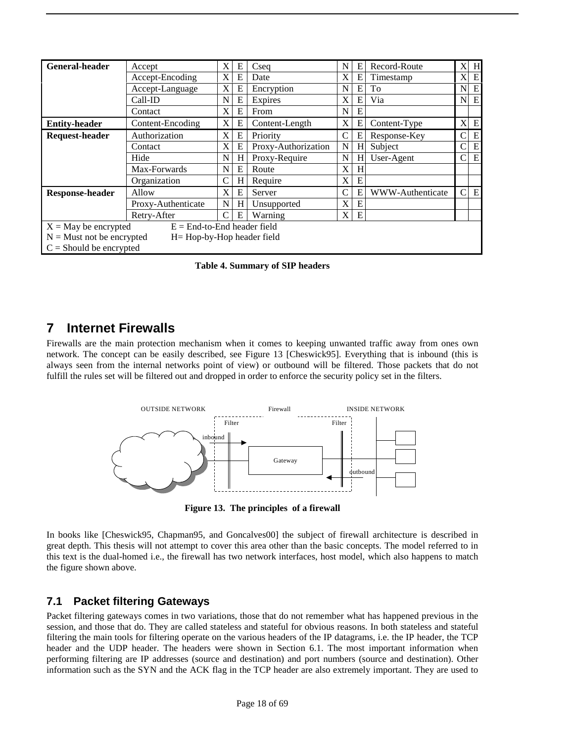| General-header | Accept | X | E | Cseq | N | E | Record-Route | X | H |
|---|---|---|---|---|---|---|---|---|---|
| | Accept-Encoding | X | E | Date | X | E | Timestamp | X | E |
| | Accept-Language | X | E | Encryption | N | E | To | N | E |
| | Call-ID | N | E | Expires | X | E | Via | N | E |
| | Contact | X | E | From | N | E | | | |
| **Entity-header** | Content-Encoding | X | E | Content-Length | X | E | Content-Type | X | E |
| **Request-header** | Authorization | X | E | Priority | C | E | Response-Key | C | E |
| | Contact | X | E | Proxy-Authorization | N | H | Subject | C | E |
| | Hide | N | H | Proxy-Require | N | H | User-Agent | C | E |
| | Max-Forwards | N | E | Route | X | H | | | |
| | Organization | C | H | Require | X | E | | | |
| **Response-header** | Allow | X | E | Server | C | E | WWW-Authenticate | C | E |
| | Proxy-Authenticate | N | H | Unsupported | X | E | | | |
| | Retry-After | C | E | Warning | X | E | | | |

X = May be encrypted  E = End-to-End header field
N = Must not be encrypted  H= Hop-by-Hop header field
C = Should be encrypted

**Table 4. Summary of SIP headers**

# 7 Internet Firewalls

Firewalls are the main protection mechanism when it comes to keeping unwanted traffic away from ones own network. The concept can be easily described, see Figure 13 [Cheswick95]. Everything that is inbound (this is always seen from the internal networks point of view) or outbound will be filtered. Those packets that do not fulfill the rules set will be filtered out and dropped in order to enforce the security policy set in the filters.

**Figure 13. The principles of a firewall**

In books like [Cheswick95, Chapman95, and Goncalves00] the subject of firewall architecture is described in great depth. This thesis will not attempt to cover this area other than the basic concepts. The model referred to in this text is the dual-homed i.e., the firewall has two network interfaces, host model, which also happens to match the figure shown above.

## 7.1 Packet filtering Gateways

Packet filtering gateways comes in two variations, those that do not remember what has happened previous in the session, and those that do. They are called stateless and stateful for obvious reasons. In both stateless and stateful filtering the main tools for filtering operate on the various headers of the IP datagrams, i.e. the IP header, the TCP header and the UDP header. The headers were shown in Section 6.1. The most important information when performing filtering are IP addresses (source and destination) and port numbers (source and destination). Other information such as the SYN and the ACK flag in the TCP header are also extremely important. They are used to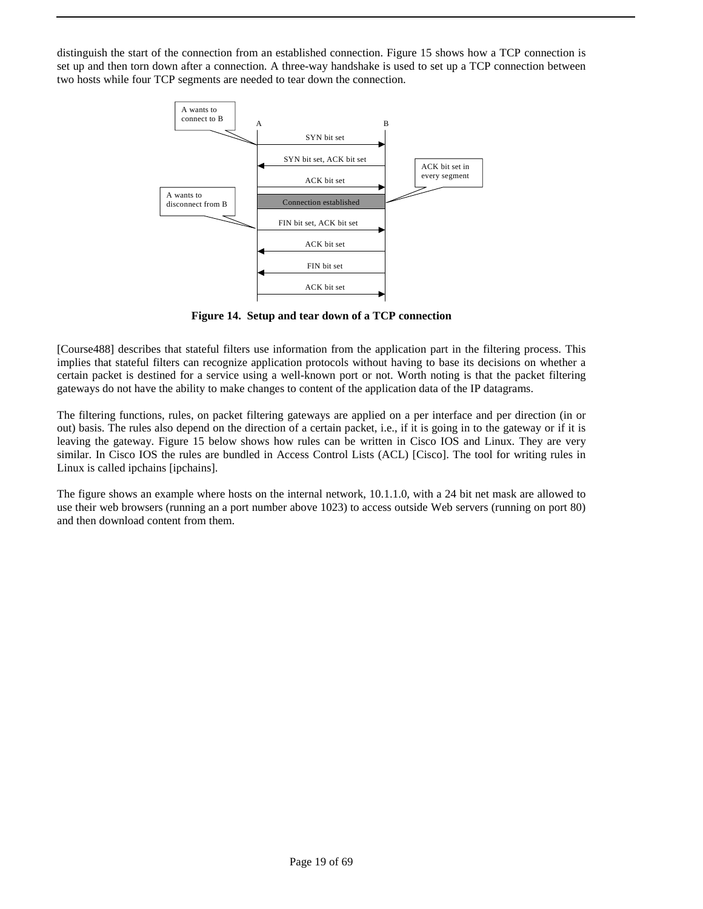distinguish the start of the connection from an established connection. Figure 15 shows how a TCP connection is set up and then torn down after a connection. A three-way handshake is used to set up a TCP connection between two hosts while four TCP segments are needed to tear down the connection.

**Figure 14. Setup and tear down of a TCP connection**

[Course488] describes that stateful filters use information from the application part in the filtering process. This implies that stateful filters can recognize application protocols without having to base its decisions on whether a certain packet is destined for a service using a well-known port or not. Worth noting is that the packet filtering gateways do not have the ability to make changes to content of the application data of the IP datagrams.

The filtering functions, rules, on packet filtering gateways are applied on a per interface and per direction (in or out) basis. The rules also depend on the direction of a certain packet, i.e., if it is going in to the gateway or if it is leaving the gateway. Figure 15 below shows how rules can be written in Cisco IOS and Linux. They are very similar. In Cisco IOS the rules are bundled in Access Control Lists (ACL) [Cisco]. The tool for writing rules in Linux is called ipchains [ipchains].

The figure shows an example where hosts on the internal network, 10.1.1.0, with a 24 bit net mask are allowed to use their web browsers (running an a port number above 1023) to access outside Web servers (running on port 80) and then download content from them.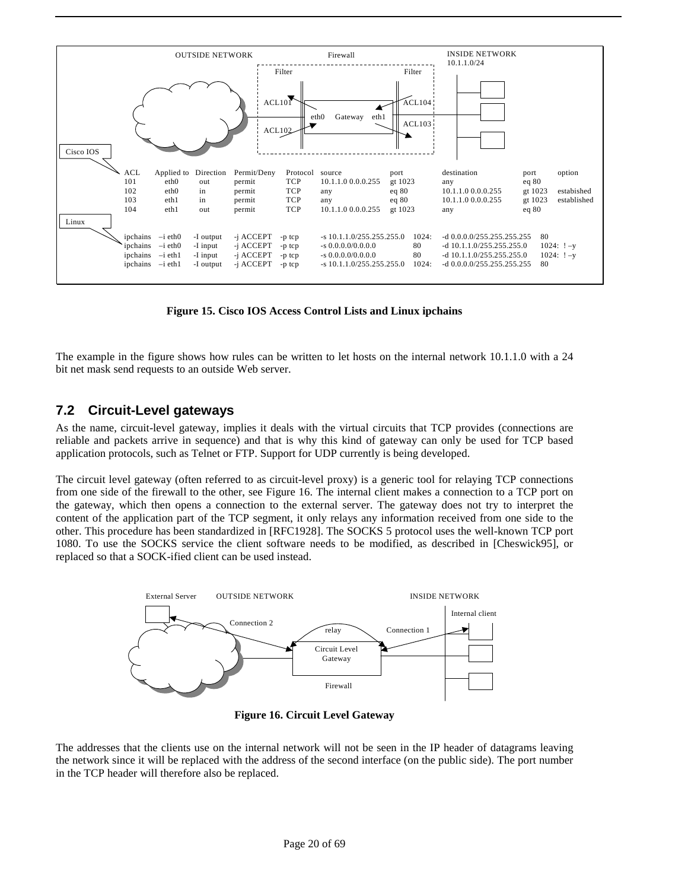| ACL | Applied to | Direction | Permit/Deny | Protocol | source | port | destination | port | option |
|---|---|---|---|---|---|---|---|---|---|
| 101 | eth0 | out | permit | TCP | 10.1.1.0 0.0.0.255 | gt 1023 | any | eq 80 | |
| 102 | eth0 | in | permit | TCP | any | eq 80 | 10.1.1.0 0.0.0.255 | gt 1023 | estabished |
| 103 | eth1 | in | permit | TCP | any | eq 80 | 10.1.1.0 0.0.0.255 | gt 1023 | established |
| 104 | eth1 | out | permit | TCP | 10.1.1.0 0.0.0.255 | gt 1023 | any | eq 80 | |

```
ipchains  –i eth0  -I output  -j ACCEPT  -p tcp  -s 10.1.1.0/255.255.255.0  1024:  -d 0.0.0.0/255.255.255.255  80
ipchains  –i eth0  -I input   -j ACCEPT  -p tcp  -s 0.0.0.0/0.0.0.0          80     -d 10.1.1.0/255.255.255.0    1024:  ! –y
ipchains  –i eth1  -I input   -j ACCEPT  -p tcp  -s 0.0.0.0/0.0.0.0          80     -d 10.1.1.0/255.255.255.0    1024:  ! –y
ipchains  –i eth1  -I output  -j ACCEPT  -p tcp  -s 10.1.1.0/255.255.255.0  1024:  -d 0.0.0.0/255.255.255.255  80
```

**Figure 15. Cisco IOS Access Control Lists and Linux ipchains**

The example in the figure shows how rules can be written to let hosts on the internal network 10.1.1.0 with a 24 bit net mask send requests to an outside Web server.

## 7.2 Circuit-Level gateways

As the name, circuit-level gateway, implies it deals with the virtual circuits that TCP provides (connections are reliable and packets arrive in sequence) and that is why this kind of gateway can only be used for TCP based application protocols, such as Telnet or FTP. Support for UDP currently is being developed.

The circuit level gateway (often referred to as circuit-level proxy) is a generic tool for relaying TCP connections from one side of the firewall to the other, see Figure 16. The internal client makes a connection to a TCP port on the gateway, which then opens a connection to the external server. The gateway does not try to interpret the content of the application part of the TCP segment, it only relays any information received from one side to the other. This procedure has been standardized in [RFC1928]. The SOCKS 5 protocol uses the well-known TCP port 1080. To use the SOCKS service the client software needs to be modified, as described in [Cheswick95], or replaced so that a SOCK-ified client can be used instead.

**Figure 16. Circuit Level Gateway**

The addresses that the clients use on the internal network will not be seen in the IP header of datagrams leaving the network since it will be replaced with the address of the second interface (on the public side). The port number in the TCP header will therefore also be replaced.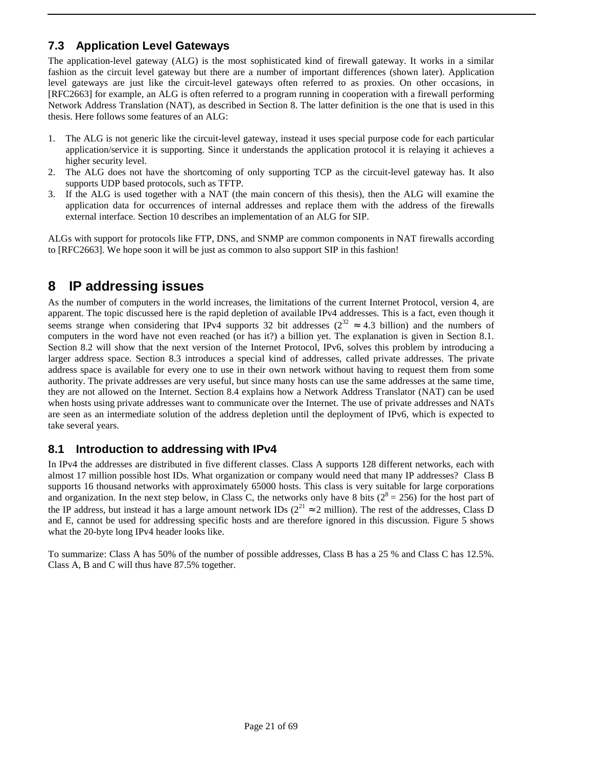### 7.3 Application Level Gateways

The application-level gateway (ALG) is the most sophisticated kind of firewall gateway. It works in a similar fashion as the circuit level gateway but there are a number of important differences (shown later). Application level gateways are just like the circuit-level gateways often referred to as proxies. On other occasions, in [RFC2663] for example, an ALG is often referred to a program running in cooperation with a firewall performing Network Address Translation (NAT), as described in Section 8. The latter definition is the one that is used in this thesis. Here follows some features of an ALG:

1. The ALG is not generic like the circuit-level gateway, instead it uses special purpose code for each particular application/service it is supporting. Since it understands the application protocol it is relaying it achieves a higher security level.
2. The ALG does not have the shortcoming of only supporting TCP as the circuit-level gateway has. It also supports UDP based protocols, such as TFTP.
3. If the ALG is used together with a NAT (the main concern of this thesis), then the ALG will examine the application data for occurrences of internal addresses and replace them with the address of the firewalls external interface. Section 10 describes an implementation of an ALG for SIP.

ALGs with support for protocols like FTP, DNS, and SNMP are common components in NAT firewalls according to [RFC2663]. We hope soon it will be just as common to also support SIP in this fashion!

## 8 IP addressing issues

As the number of computers in the world increases, the limitations of the current Internet Protocol, version 4, are apparent. The topic discussed here is the rapid depletion of available IPv4 addresses. This is a fact, even though it seems strange when considering that IPv4 supports 32 bit addresses ($2^{32} \approx 4.3$ billion) and the numbers of computers in the word have not even reached (or has it?) a billion yet. The explanation is given in Section 8.1. Section 8.2 will show that the next version of the Internet Protocol, IPv6, solves this problem by introducing a larger address space. Section 8.3 introduces a special kind of addresses, called private addresses. The private address space is available for every one to use in their own network without having to request them from some authority. The private addresses are very useful, but since many hosts can use the same addresses at the same time, they are not allowed on the Internet. Section 8.4 explains how a Network Address Translator (NAT) can be used when hosts using private addresses want to communicate over the Internet. The use of private addresses and NATs are seen as an intermediate solution of the address depletion until the deployment of IPv6, which is expected to take several years.

### 8.1 Introduction to addressing with IPv4

In IPv4 the addresses are distributed in five different classes. Class A supports 128 different networks, each with almost 17 million possible host IDs. What organization or company would need that many IP addresses? Class B supports 16 thousand networks with approximately 65000 hosts. This class is very suitable for large corporations and organization. In the next step below, in Class C, the networks only have 8 bits ($2^8 = 256$) for the host part of the IP address, but instead it has a large amount network IDs ($2^{21} \approx 2$ million). The rest of the addresses, Class D and E, cannot be used for addressing specific hosts and are therefore ignored in this discussion. Figure 5 shows what the 20-byte long IPv4 header looks like.

To summarize: Class A has 50% of the number of possible addresses, Class B has a 25 % and Class C has 12.5%. Class A, B and C will thus have 87.5% together.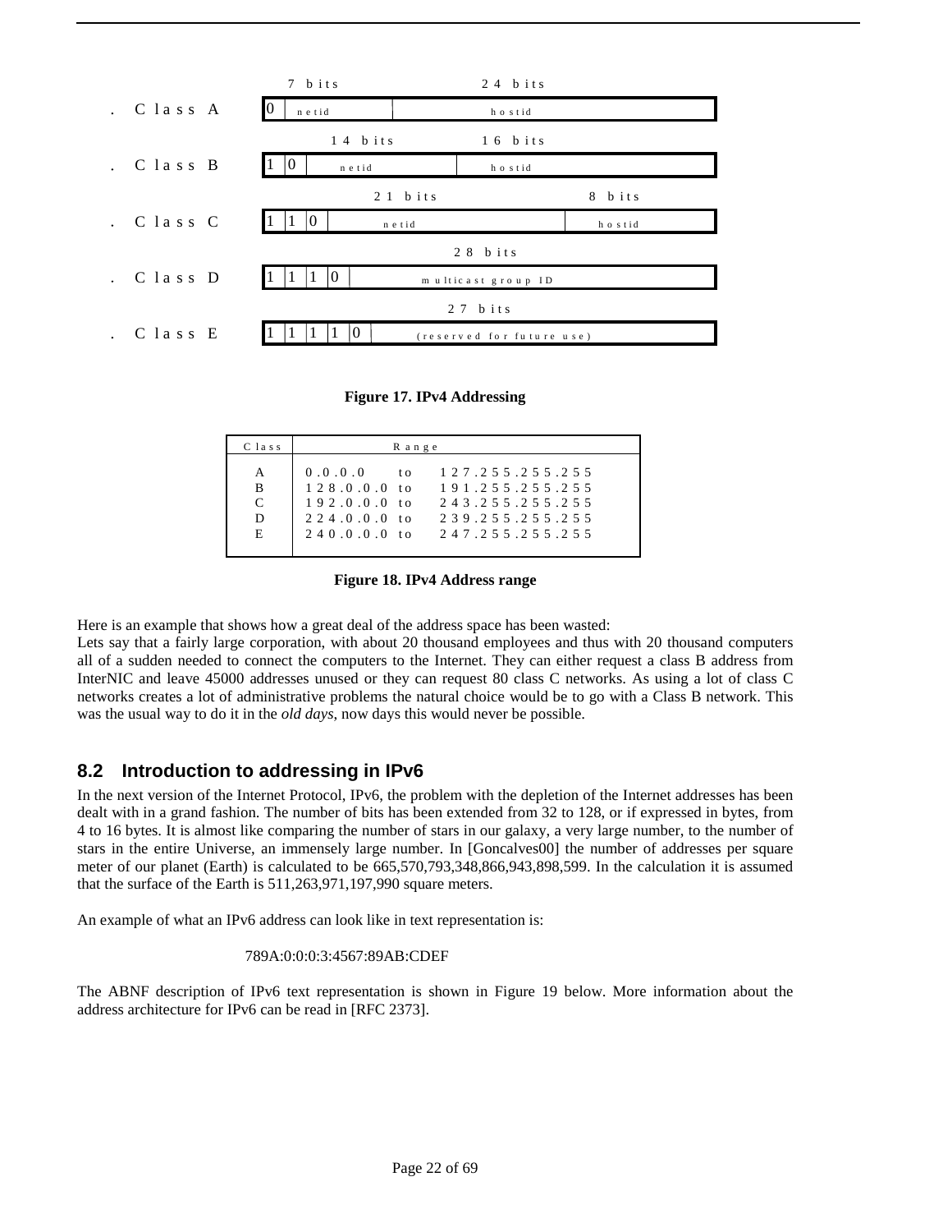| | | | |
|---|---|---|---|
| . Class A | 0 | netid (7 bits) | hostid (24 bits) |
| . Class B | 1 0 | netid (14 bits) | hostid (16 bits) |
| . Class C | 1 1 0 | netid (21 bits) | hostid (8 bits) |
| . Class D | 1 1 1 0 | multicast group ID (28 bits) | |
| . Class E | 1 1 1 1 0 | (reserved for future use) (27 bits) | |

**Figure 17. IPv4 Addressing**

| Class | Range |
|---|---|
| A | 0.0.0.0 to 127.255.255.255 |
| B | 128.0.0.0 to 191.255.255.255 |
| C | 192.0.0.0 to 243.255.255.255 |
| D | 224.0.0.0 to 239.255.255.255 |
| E | 240.0.0.0 to 247.255.255.255 |

**Figure 18. IPv4 Address range**

Here is an example that shows how a great deal of the address space has been wasted:
Lets say that a fairly large corporation, with about 20 thousand employees and thus with 20 thousand computers all of a sudden needed to connect the computers to the Internet. They can either request a class B address from InterNIC and leave 45000 addresses unused or they can request 80 class C networks. As using a lot of class C networks creates a lot of administrative problems the natural choice would be to go with a Class B network. This was the usual way to do it in the *old days*, now days this would never be possible.

## 8.2 Introduction to addressing in IPv6

In the next version of the Internet Protocol, IPv6, the problem with the depletion of the Internet addresses has been dealt with in a grand fashion. The number of bits has been extended from 32 to 128, or if expressed in bytes, from 4 to 16 bytes. It is almost like comparing the number of stars in our galaxy, a very large number, to the number of stars in the entire Universe, an immensely large number. In [Goncalves00] the number of addresses per square meter of our planet (Earth) is calculated to be 665,570,793,348,866,943,898,599. In the calculation it is assumed that the surface of the Earth is 511,263,971,197,990 square meters.

An example of what an IPv6 address can look like in text representation is:

789A:0:0:0:3:4567:89AB:CDEF

The ABNF description of IPv6 text representation is shown in Figure 19 below. More information about the address architecture for IPv6 can be read in [RFC 2373].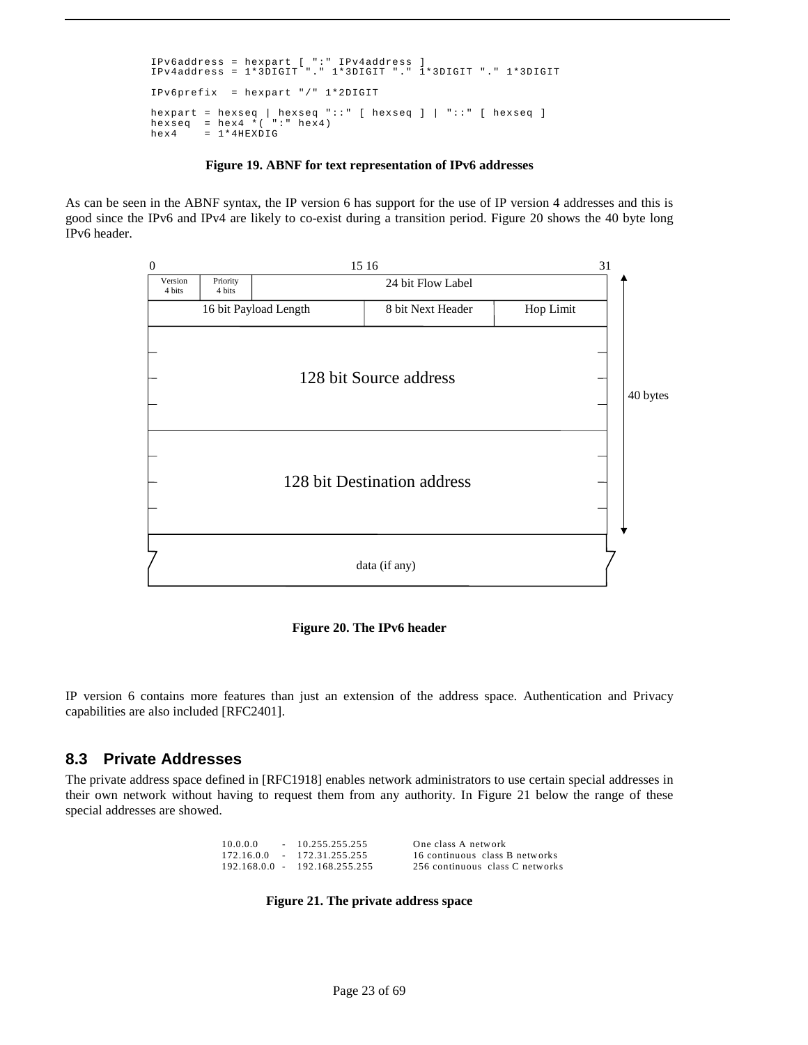```
IPv6address = hexpart [ ":" IPv4address ]
IPv4address = 1*3DIGIT "." 1*3DIGIT "." 1*3DIGIT "." 1*3DIGIT

IPv6prefix  = hexpart "/" 1*2DIGIT

hexpart = hexseq | hexseq "::" [ hexseq ] | "::" [ hexseq ]
hexseq  = hex4 *( ":" hex4)
hex4    = 1*4HEXDIG
```

**Figure 19. ABNF for text representation of IPv6 addresses**

As can be seen in the ABNF syntax, the IP version 6 has support for the use of IP version 4 addresses and this is good since the IPv6 and IPv4 are likely to co-exist during a transition period. Figure 20 shows the 40 byte long IPv6 header.

| 0 | | 15 16 | | 31 |
|---|---|---|---|---|
| Version 4 bits | Priority 4 bits | 24 bit Flow Label | | |
| 16 bit Payload Length | | 8 bit Next Header | Hop Limit | |
| 128 bit Source address | | | | |
| 128 bit Destination address | | | | |
| data (if any) | | | | |

(Header: 40 bytes)

**Figure 20. The IPv6 header**

IP version 6 contains more features than just an extension of the address space. Authentication and Privacy capabilities are also included [RFC2401].

## 8.3 Private Addresses

The private address space defined in [RFC1918] enables network administrators to use certain special addresses in their own network without having to request them from any authority. In Figure 21 below the range of these special addresses are showed.

```
10.0.0.0     -  10.255.255.255      One class A network
172.16.0.0   -  172.31.255.255      16 continuous  class B networks
192.168.0.0  -  192.168.255.255     256 continuous  class C networks
```

**Figure 21. The private address space**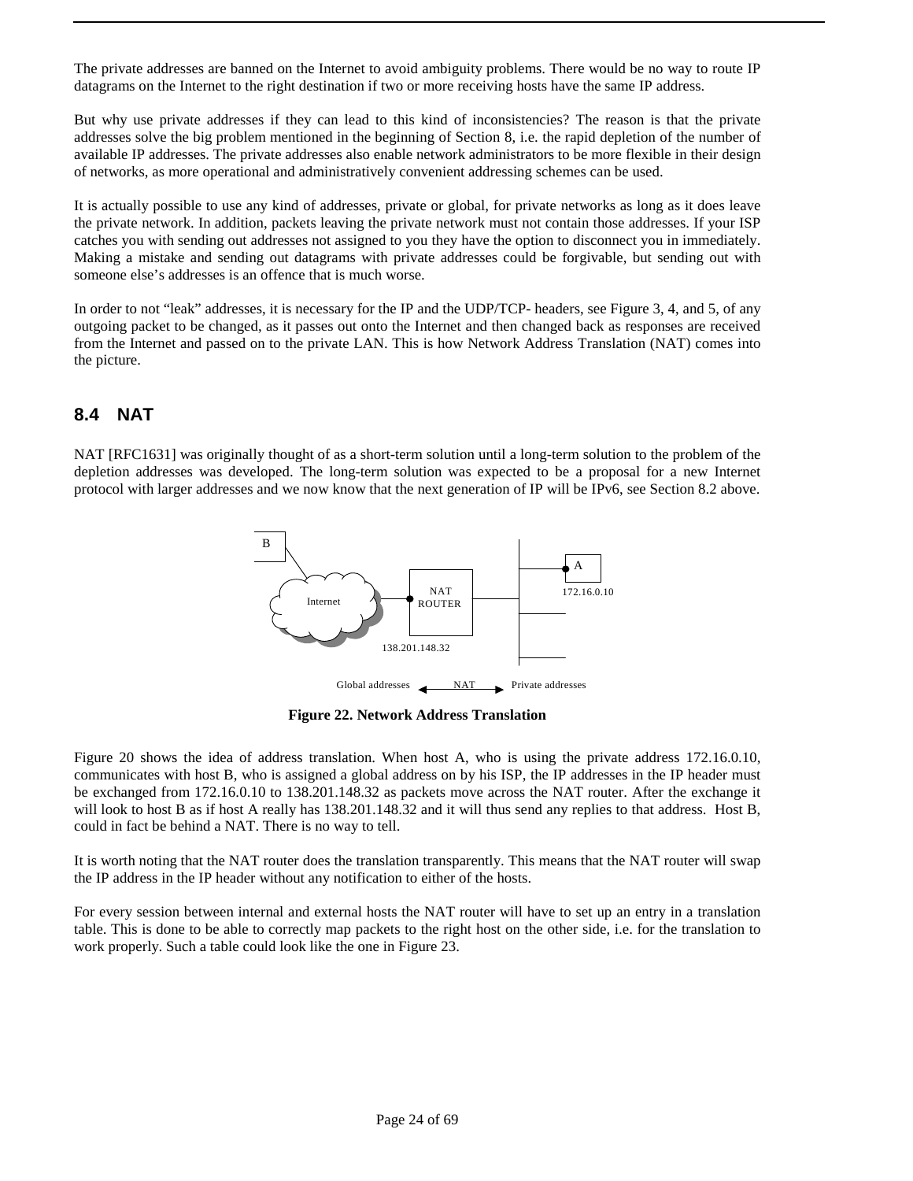The private addresses are banned on the Internet to avoid ambiguity problems. There would be no way to route IP datagrams on the Internet to the right destination if two or more receiving hosts have the same IP address.

But why use private addresses if they can lead to this kind of inconsistencies? The reason is that the private addresses solve the big problem mentioned in the beginning of Section 8, i.e. the rapid depletion of the number of available IP addresses. The private addresses also enable network administrators to be more flexible in their design of networks, as more operational and administratively convenient addressing schemes can be used.

It is actually possible to use any kind of addresses, private or global, for private networks as long as it does leave the private network. In addition, packets leaving the private network must not contain those addresses. If your ISP catches you with sending out addresses not assigned to you they have the option to disconnect you in immediately. Making a mistake and sending out datagrams with private addresses could be forgivable, but sending out with someone else's addresses is an offence that is much worse.

In order to not "leak" addresses, it is necessary for the IP and the UDP/TCP- headers, see Figure 3, 4, and 5, of any outgoing packet to be changed, as it passes out onto the Internet and then changed back as responses are received from the Internet and passed on to the private LAN. This is how Network Address Translation (NAT) comes into the picture.

## 8.4 NAT

NAT [RFC1631] was originally thought of as a short-term solution until a long-term solution to the problem of the depletion addresses was developed. The long-term solution was expected to be a proposal for a new Internet protocol with larger addresses and we now know that the next generation of IP will be IPv6, see Section 8.2 above.

B

Internet

NAT ROUTER

A

172.16.0.10

138.201.148.32

Global addresses ◄ NAT ► Private addresses

**Figure 22. Network Address Translation**

Figure 20 shows the idea of address translation. When host A, who is using the private address 172.16.0.10, communicates with host B, who is assigned a global address on by his ISP, the IP addresses in the IP header must be exchanged from 172.16.0.10 to 138.201.148.32 as packets move across the NAT router. After the exchange it will look to host B as if host A really has 138.201.148.32 and it will thus send any replies to that address. Host B, could in fact be behind a NAT. There is no way to tell.

It is worth noting that the NAT router does the translation transparently. This means that the NAT router will swap the IP address in the IP header without any notification to either of the hosts.

For every session between internal and external hosts the NAT router will have to set up an entry in a translation table. This is done to be able to correctly map packets to the right host on the other side, i.e. for the translation to work properly. Such a table could look like the one in Figure 23.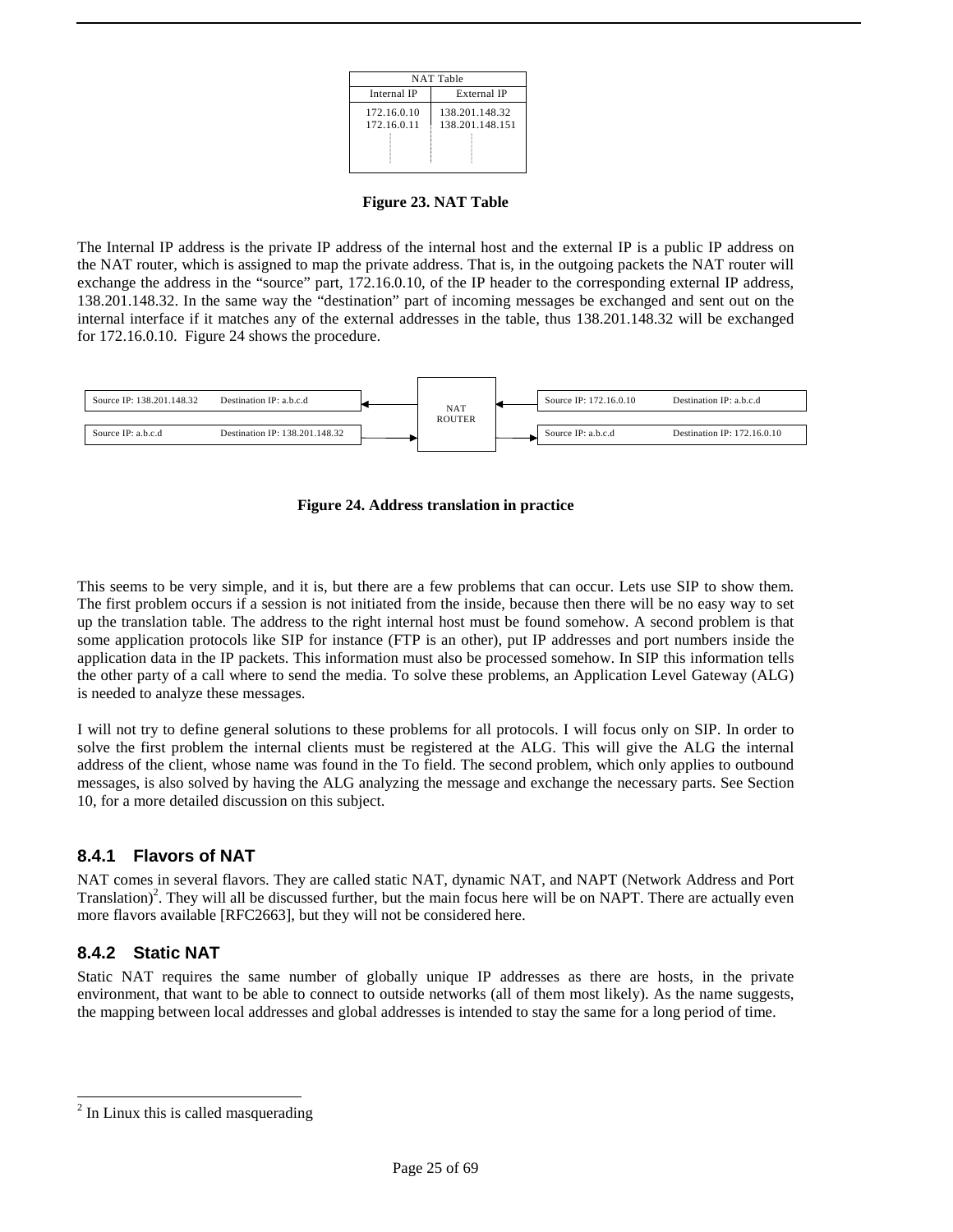| NAT Table | |
| --- | --- |
| Internal IP | External IP |
| 172.16.0.10 | 138.201.148.32 |
| 172.16.0.11 | 138.201.148.151 |

**Figure 23. NAT Table**

The Internal IP address is the private IP address of the internal host and the external IP is a public IP address on the NAT router, which is assigned to map the private address. That is, in the outgoing packets the NAT router will exchange the address in the "source" part, 172.16.0.10, of the IP header to the corresponding external IP address, 138.201.148.32. In the same way the "destination" part of incoming messages be exchanged and sent out on the internal interface if it matches any of the external addresses in the table, thus 138.201.148.32 will be exchanged for 172.16.0.10. Figure 24 shows the procedure.

| Source IP: 138.201.148.32 | Destination IP: a.b.c.d | ← | NAT ROUTER | ← | Source IP: 172.16.0.10 | Destination IP: a.b.c.d |
| --- | --- | --- | --- | --- | --- | --- |
| Source IP: a.b.c.d | Destination IP: 138.201.148.32 | → | | → | Source IP: a.b.c.d | Destination IP: 172.16.0.10 |

**Figure 24. Address translation in practice**

This seems to be very simple, and it is, but there are a few problems that can occur. Lets use SIP to show them. The first problem occurs if a session is not initiated from the inside, because then there will be no easy way to set up the translation table. The address to the right internal host must be found somehow. A second problem is that some application protocols like SIP for instance (FTP is an other), put IP addresses and port numbers inside the application data in the IP packets. This information must also be processed somehow. In SIP this information tells the other party of a call where to send the media. To solve these problems, an Application Level Gateway (ALG) is needed to analyze these messages.

I will not try to define general solutions to these problems for all protocols. I will focus only on SIP. In order to solve the first problem the internal clients must be registered at the ALG. This will give the ALG the internal address of the client, whose name was found in the To field. The second problem, which only applies to outbound messages, is also solved by having the ALG analyzing the message and exchange the necessary parts. See Section 10, for a more detailed discussion on this subject.

### 8.4.1 Flavors of NAT

NAT comes in several flavors. They are called static NAT, dynamic NAT, and NAPT (Network Address and Port Translation)[2]. They will all be discussed further, but the main focus here will be on NAPT. There are actually even more flavors available [RFC2663], but they will not be considered here.

### 8.4.2 Static NAT

Static NAT requires the same number of globally unique IP addresses as there are hosts, in the private environment, that want to be able to connect to outside networks (all of them most likely). As the name suggests, the mapping between local addresses and global addresses is intended to stay the same for a long period of time.

---

[2] In Linux this is called masquerading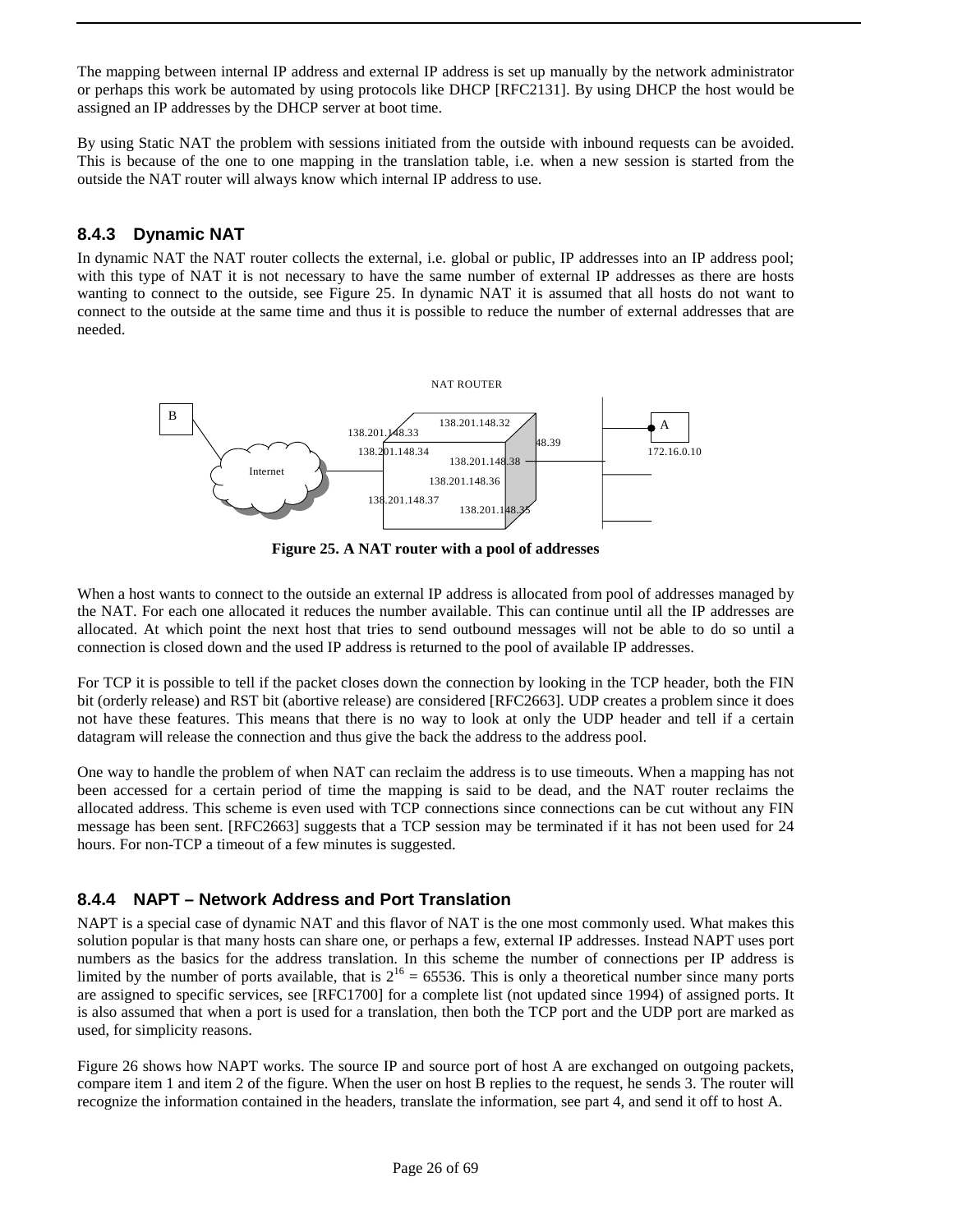The mapping between internal IP address and external IP address is set up manually by the network administrator or perhaps this work be automated by using protocols like DHCP [RFC2131]. By using DHCP the host would be assigned an IP addresses by the DHCP server at boot time.

By using Static NAT the problem with sessions initiated from the outside with inbound requests can be avoided. This is because of the one to one mapping in the translation table, i.e. when a new session is started from the outside the NAT router will always know which internal IP address to use.

### 8.4.3 Dynamic NAT

In dynamic NAT the NAT router collects the external, i.e. global or public, IP addresses into an IP address pool; with this type of NAT it is not necessary to have the same number of external IP addresses as there are hosts wanting to connect to the outside, see Figure 25. In dynamic NAT it is assumed that all hosts do not want to connect to the outside at the same time and thus it is possible to reduce the number of external addresses that are needed.

**Figure 25. A NAT router with a pool of addresses**

When a host wants to connect to the outside an external IP address is allocated from pool of addresses managed by the NAT. For each one allocated it reduces the number available. This can continue until all the IP addresses are allocated. At which point the next host that tries to send outbound messages will not be able to do so until a connection is closed down and the used IP address is returned to the pool of available IP addresses.

For TCP it is possible to tell if the packet closes down the connection by looking in the TCP header, both the FIN bit (orderly release) and RST bit (abortive release) are considered [RFC2663]. UDP creates a problem since it does not have these features. This means that there is no way to look at only the UDP header and tell if a certain datagram will release the connection and thus give the back the address to the address pool.

One way to handle the problem of when NAT can reclaim the address is to use timeouts. When a mapping has not been accessed for a certain period of time the mapping is said to be dead, and the NAT router reclaims the allocated address. This scheme is even used with TCP connections since connections can be cut without any FIN message has been sent. [RFC2663] suggests that a TCP session may be terminated if it has not been used for 24 hours. For non-TCP a timeout of a few minutes is suggested.

### 8.4.4 NAPT – Network Address and Port Translation

NAPT is a special case of dynamic NAT and this flavor of NAT is the one most commonly used. What makes this solution popular is that many hosts can share one, or perhaps a few, external IP addresses. Instead NAPT uses port numbers as the basics for the address translation. In this scheme the number of connections per IP address is limited by the number of ports available, that is $2^{16} = 65536$. This is only a theoretical number since many ports are assigned to specific services, see [RFC1700] for a complete list (not updated since 1994) of assigned ports. It is also assumed that when a port is used for a translation, then both the TCP port and the UDP port are marked as used, for simplicity reasons.

Figure 26 shows how NAPT works. The source IP and source port of host A are exchanged on outgoing packets, compare item 1 and item 2 of the figure. When the user on host B replies to the request, he sends 3. The router will recognize the information contained in the headers, translate the information, see part 4, and send it off to host A.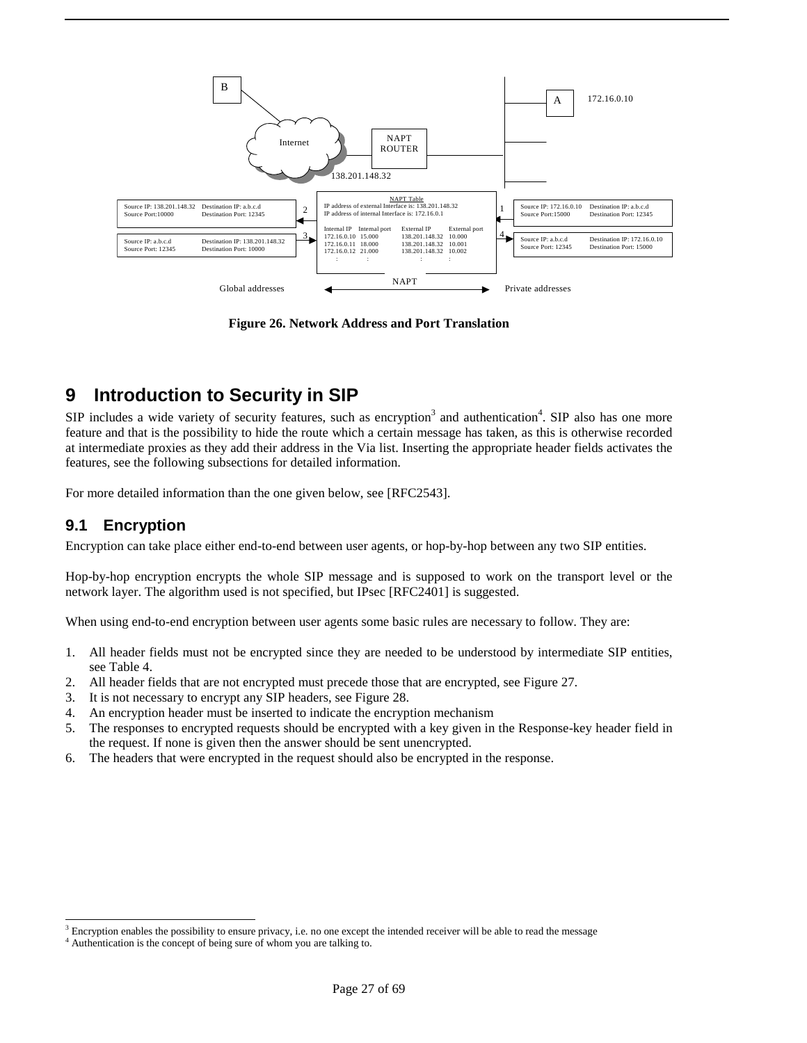**Figure 26. Network Address and Port Translation**

# 9 Introduction to Security in SIP

SIP includes a wide variety of security features, such as encryption[3] and authentication[4]. SIP also has one more feature and that is the possibility to hide the route which a certain message has taken, as this is otherwise recorded at intermediate proxies as they add their address in the Via list. Inserting the appropriate header fields activates the features, see the following subsections for detailed information.

For more detailed information than the one given below, see [RFC2543].

## 9.1 Encryption

Encryption can take place either end-to-end between user agents, or hop-by-hop between any two SIP entities.

Hop-by-hop encryption encrypts the whole SIP message and is supposed to work on the transport level or the network layer. The algorithm used is not specified, but IPsec [RFC2401] is suggested.

When using end-to-end encryption between user agents some basic rules are necessary to follow. They are:

1. All header fields must not be encrypted since they are needed to be understood by intermediate SIP entities, see Table 4.
2. All header fields that are not encrypted must precede those that are encrypted, see Figure 27.
3. It is not necessary to encrypt any SIP headers, see Figure 28.
4. An encryption header must be inserted to indicate the encryption mechanism
5. The responses to encrypted requests should be encrypted with a key given in the Response-key header field in the request. If none is given then the answer should be sent unencrypted.
6. The headers that were encrypted in the request should also be encrypted in the response.

[3] Encryption enables the possibility to ensure privacy, i.e. no one except the intended receiver will be able to read the message

[4] Authentication is the concept of being sure of whom you are talking to.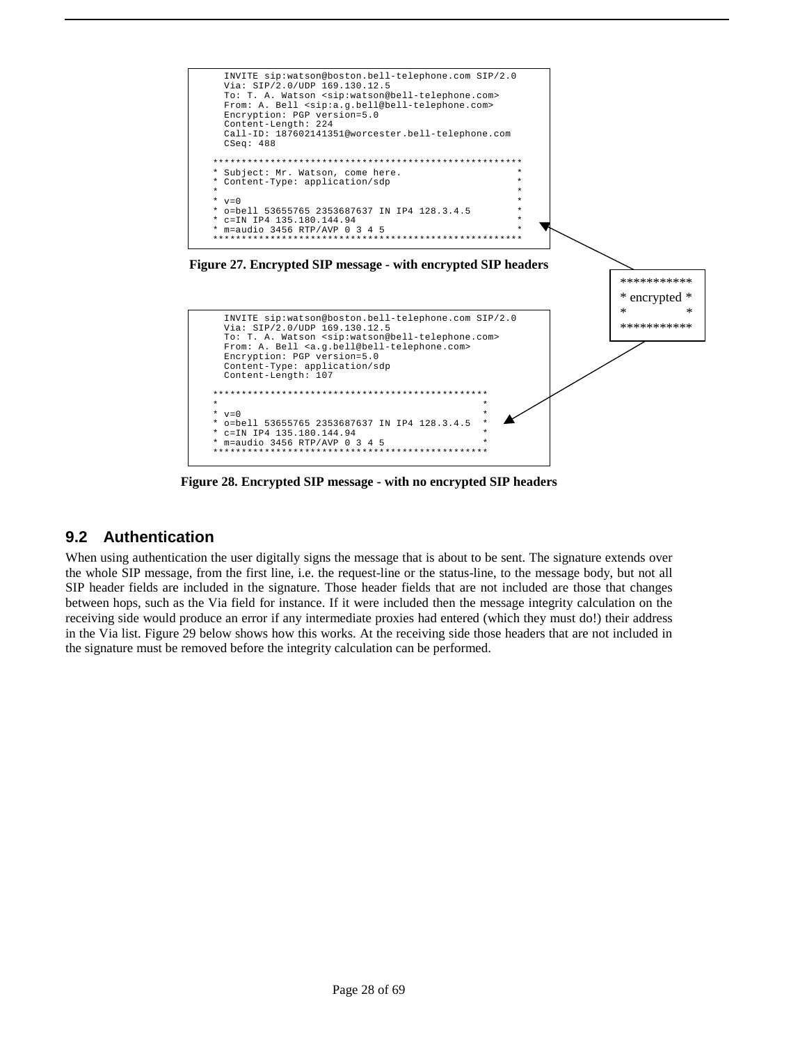```
    INVITE sip:watson@boston.bell-telephone.com SIP/2.0
    Via: SIP/2.0/UDP 169.130.12.5
    To: T. A. Watson <sip:watson@bell-telephone.com>
    From: A. Bell <sip:a.g.bell@bell-telephone.com>
    Encryption: PGP version=5.0
    Content-Length: 224
    Call-ID: 187602141351@worcester.bell-telephone.com
    CSeq: 488

  ******************************************************
  * Subject: Mr. Watson, come here.                    *
  * Content-Type: application/sdp                      *
  *                                                    *
  * v=0                                                *
  * o=bell 53655765 2353687637 IN IP4 128.3.4.5        *
  * c=IN IP4 135.180.144.94                            *
  * m=audio 3456 RTP/AVP 0 3 4 5                       *
  ******************************************************
```

**Figure 27. Encrypted SIP message - with encrypted SIP headers**

```
***********
* encrypted *
*           *
***********
```

```
    INVITE sip:watson@boston.bell-telephone.com SIP/2.0
    Via: SIP/2.0/UDP 169.130.12.5
    To: T. A. Watson <sip:watson@bell-telephone.com>
    From: A. Bell <a.g.bell@bell-telephone.com>
    Encryption: PGP version=5.0
    Content-Type: application/sdp
    Content-Length: 107

  ************************************************
  *                                              *
  * v=0                                          *
  * o=bell 53655765 2353687637 IN IP4 128.3.4.5  *
  * c=IN IP4 135.180.144.94                      *
  * m=audio 3456 RTP/AVP 0 3 4 5                 *
  ************************************************
```

**Figure 28. Encrypted SIP message - with no encrypted SIP headers**

## 9.2 Authentication

When using authentication the user digitally signs the message that is about to be sent. The signature extends over the whole SIP message, from the first line, i.e. the request-line or the status-line, to the message body, but not all SIP header fields are included in the signature. Those header fields that are not included are those that changes between hops, such as the Via field for instance. If it were included then the message integrity calculation on the receiving side would produce an error if any intermediate proxies had entered (which they must do!) their address in the Via list. Figure 29 below shows how this works. At the receiving side those headers that are not included in the signature must be removed before the integrity calculation can be performed.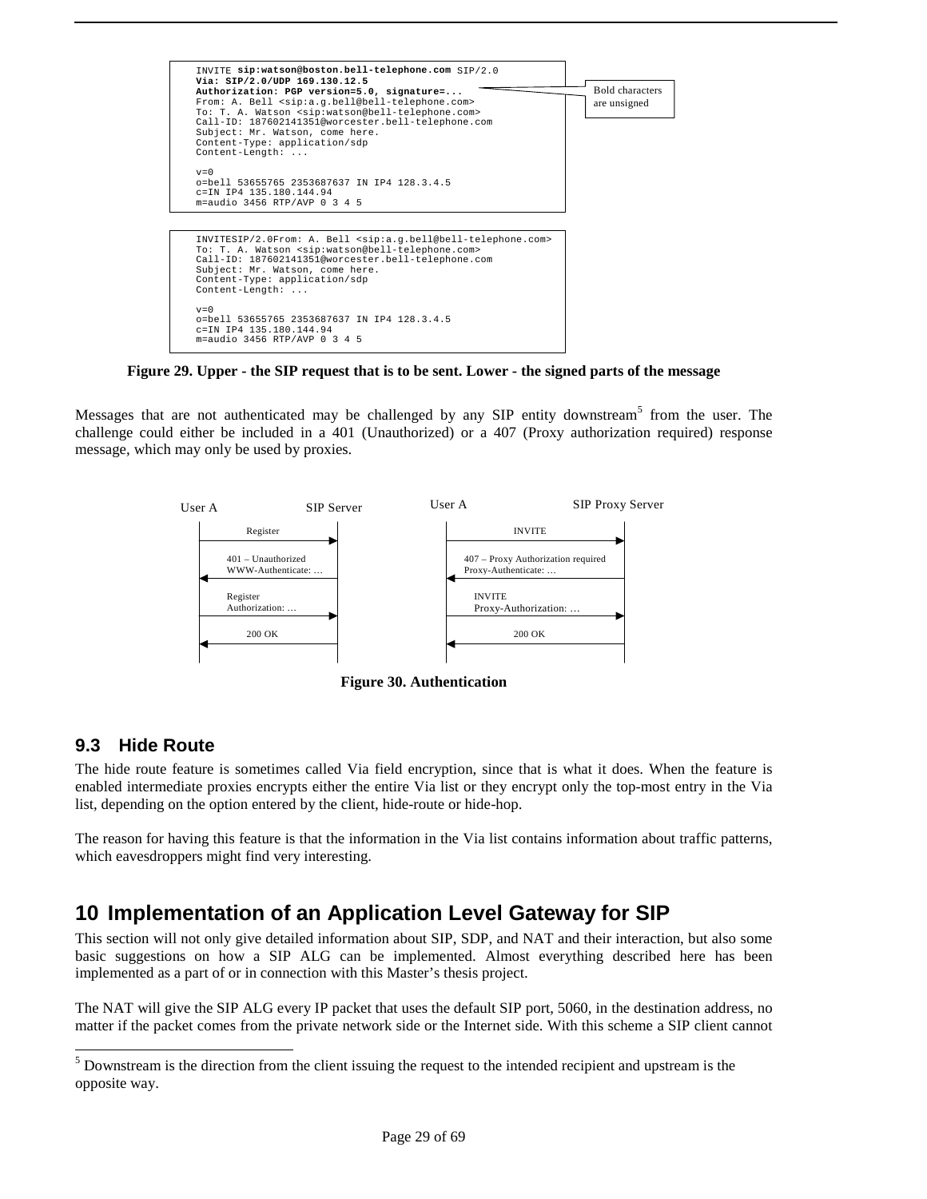```
INVITE sip:watson@boston.bell-telephone.com SIP/2.0
Via: SIP/2.0/UDP 169.130.12.5
Authorization: PGP version=5.0, signature=...
From: A. Bell <sip:a.g.bell@bell-telephone.com>
To: T. A. Watson <sip:watson@bell-telephone.com>
Call-ID: 187602141351@worcester.bell-telephone.com
Subject: Mr. Watson, come here.
Content-Type: application/sdp
Content-Length: ...

v=0
o=bell 53655765 2353687637 IN IP4 128.3.4.5
c=IN IP4 135.180.144.94
m=audio 3456 RTP/AVP 0 3 4 5
```

Bold characters are unsigned

```
INVITESIP/2.0From: A. Bell <sip:a.g.bell@bell-telephone.com>
To: T. A. Watson <sip:watson@bell-telephone.com>
Call-ID: 187602141351@worcester.bell-telephone.com
Subject: Mr. Watson, come here.
Content-Type: application/sdp
Content-Length: ...

v=0
o=bell 53655765 2353687637 IN IP4 128.3.4.5
c=IN IP4 135.180.144.94
m=audio 3456 RTP/AVP 0 3 4 5
```

**Figure 29. Upper - the SIP request that is to be sent. Lower - the signed parts of the message**

Messages that are not authenticated may be challenged by any SIP entity downstream[5] from the user. The challenge could either be included in a 401 (Unauthorized) or a 407 (Proxy authorization required) response message, which may only be used by proxies.

User A — SIP Server:
- Register (User A → SIP Server)
- 401 – Unauthorized, WWW-Authenticate: … (SIP Server → User A)
- Register, Authorization: … (User A → SIP Server)
- 200 OK (SIP Server → User A)

User A — SIP Proxy Server:
- INVITE (User A → SIP Proxy Server)
- 407 – Proxy Authorization required, Proxy-Authenticate: … (SIP Proxy Server → User A)
- INVITE, Proxy-Authorization: … (User A → SIP Proxy Server)
- 200 OK (SIP Proxy Server → User A)

**Figure 30. Authentication**

### 9.3 Hide Route

The hide route feature is sometimes called Via field encryption, since that is what it does. When the feature is enabled intermediate proxies encrypts either the entire Via list or they encrypt only the top-most entry in the Via list, depending on the option entered by the client, hide-route or hide-hop.

The reason for having this feature is that the information in the Via list contains information about traffic patterns, which eavesdroppers might find very interesting.

## 10 Implementation of an Application Level Gateway for SIP

This section will not only give detailed information about SIP, SDP, and NAT and their interaction, but also some basic suggestions on how a SIP ALG can be implemented. Almost everything described here has been implemented as a part of or in connection with this Master's thesis project.

The NAT will give the SIP ALG every IP packet that uses the default SIP port, 5060, in the destination address, no matter if the packet comes from the private network side or the Internet side. With this scheme a SIP client cannot

[5] Downstream is the direction from the client issuing the request to the intended recipient and upstream is the opposite way.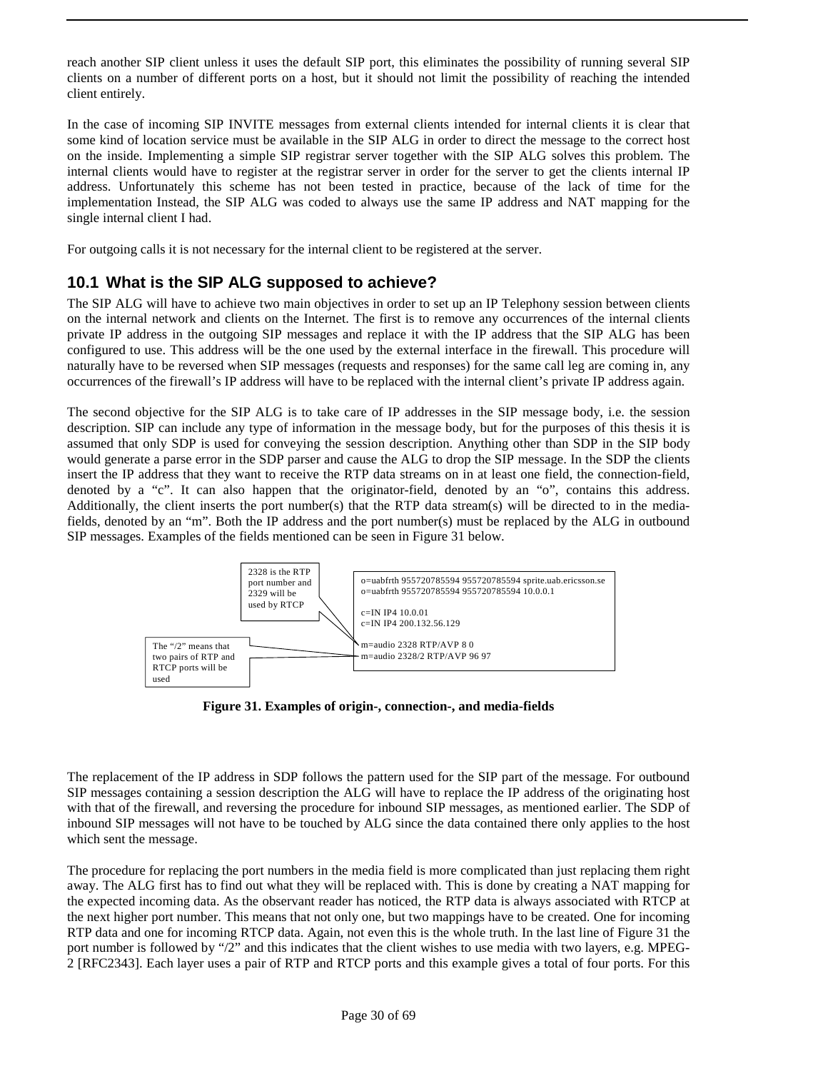reach another SIP client unless it uses the default SIP port, this eliminates the possibility of running several SIP clients on a number of different ports on a host, but it should not limit the possibility of reaching the intended client entirely.

In the case of incoming SIP INVITE messages from external clients intended for internal clients it is clear that some kind of location service must be available in the SIP ALG in order to direct the message to the correct host on the inside. Implementing a simple SIP registrar server together with the SIP ALG solves this problem. The internal clients would have to register at the registrar server in order for the server to get the clients internal IP address. Unfortunately this scheme has not been tested in practice, because of the lack of time for the implementation Instead, the SIP ALG was coded to always use the same IP address and NAT mapping for the single internal client I had.

For outgoing calls it is not necessary for the internal client to be registered at the server.

## 10.1 What is the SIP ALG supposed to achieve?

The SIP ALG will have to achieve two main objectives in order to set up an IP Telephony session between clients on the internal network and clients on the Internet. The first is to remove any occurrences of the internal clients private IP address in the outgoing SIP messages and replace it with the IP address that the SIP ALG has been configured to use. This address will be the one used by the external interface in the firewall. This procedure will naturally have to be reversed when SIP messages (requests and responses) for the same call leg are coming in, any occurrences of the firewall's IP address will have to be replaced with the internal client's private IP address again.

The second objective for the SIP ALG is to take care of IP addresses in the SIP message body, i.e. the session description. SIP can include any type of information in the message body, but for the purposes of this thesis it is assumed that only SDP is used for conveying the session description. Anything other than SDP in the SIP body would generate a parse error in the SDP parser and cause the ALG to drop the SIP message. In the SDP the clients insert the IP address that they want to receive the RTP data streams on in at least one field, the connection-field, denoted by a "c". It can also happen that the originator-field, denoted by an "o", contains this address. Additionally, the client inserts the port number(s) that the RTP data stream(s) will be directed to in the media-fields, denoted by an "m". Both the IP address and the port number(s) must be replaced by the ALG in outbound SIP messages. Examples of the fields mentioned can be seen in Figure 31 below.

```
o=uabfrth 955720785594 955720785594 sprite.uab.ericsson.se
o=uabfrth 955720785594 955720785594 10.0.0.1

c=IN IP4 10.0.01
c=IN IP4 200.132.56.129

m=audio 2328 RTP/AVP 8 0
m=audio 2328/2 RTP/AVP 96 97
```

2328 is the RTP port number and 2329 will be used by RTCP

The "/2" means that two pairs of RTP and RTCP ports will be used

**Figure 31. Examples of origin-, connection-, and media-fields**

The replacement of the IP address in SDP follows the pattern used for the SIP part of the message. For outbound SIP messages containing a session description the ALG will have to replace the IP address of the originating host with that of the firewall, and reversing the procedure for inbound SIP messages, as mentioned earlier. The SDP of inbound SIP messages will not have to be touched by ALG since the data contained there only applies to the host which sent the message.

The procedure for replacing the port numbers in the media field is more complicated than just replacing them right away. The ALG first has to find out what they will be replaced with. This is done by creating a NAT mapping for the expected incoming data. As the observant reader has noticed, the RTP data is always associated with RTCP at the next higher port number. This means that not only one, but two mappings have to be created. One for incoming RTP data and one for incoming RTCP data. Again, not even this is the whole truth. In the last line of Figure 31 the port number is followed by "/2" and this indicates that the client wishes to use media with two layers, e.g. MPEG-2 [RFC2343]. Each layer uses a pair of RTP and RTCP ports and this example gives a total of four ports. For this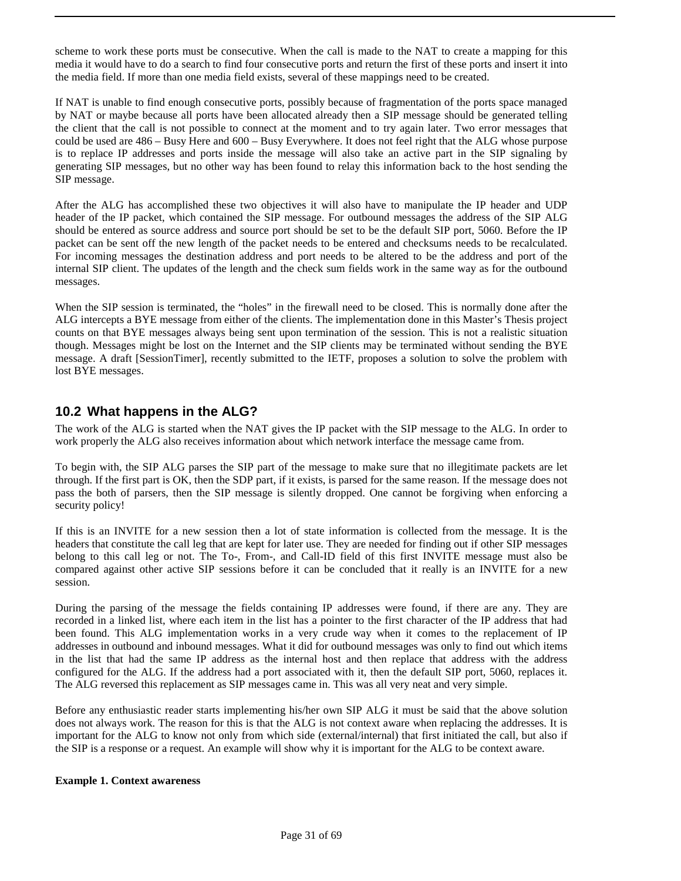scheme to work these ports must be consecutive. When the call is made to the NAT to create a mapping for this media it would have to do a search to find four consecutive ports and return the first of these ports and insert it into the media field. If more than one media field exists, several of these mappings need to be created.

If NAT is unable to find enough consecutive ports, possibly because of fragmentation of the ports space managed by NAT or maybe because all ports have been allocated already then a SIP message should be generated telling the client that the call is not possible to connect at the moment and to try again later. Two error messages that could be used are 486 – Busy Here and 600 – Busy Everywhere. It does not feel right that the ALG whose purpose is to replace IP addresses and ports inside the message will also take an active part in the SIP signaling by generating SIP messages, but no other way has been found to relay this information back to the host sending the SIP message.

After the ALG has accomplished these two objectives it will also have to manipulate the IP header and UDP header of the IP packet, which contained the SIP message. For outbound messages the address of the SIP ALG should be entered as source address and source port should be set to be the default SIP port, 5060. Before the IP packet can be sent off the new length of the packet needs to be entered and checksums needs to be recalculated. For incoming messages the destination address and port needs to be altered to be the address and port of the internal SIP client. The updates of the length and the check sum fields work in the same way as for the outbound messages.

When the SIP session is terminated, the "holes" in the firewall need to be closed. This is normally done after the ALG intercepts a BYE message from either of the clients. The implementation done in this Master's Thesis project counts on that BYE messages always being sent upon termination of the session. This is not a realistic situation though. Messages might be lost on the Internet and the SIP clients may be terminated without sending the BYE message. A draft [SessionTimer], recently submitted to the IETF, proposes a solution to solve the problem with lost BYE messages.

## 10.2 What happens in the ALG?

The work of the ALG is started when the NAT gives the IP packet with the SIP message to the ALG. In order to work properly the ALG also receives information about which network interface the message came from.

To begin with, the SIP ALG parses the SIP part of the message to make sure that no illegitimate packets are let through. If the first part is OK, then the SDP part, if it exists, is parsed for the same reason. If the message does not pass the both of parsers, then the SIP message is silently dropped. One cannot be forgiving when enforcing a security policy!

If this is an INVITE for a new session then a lot of state information is collected from the message. It is the headers that constitute the call leg that are kept for later use. They are needed for finding out if other SIP messages belong to this call leg or not. The To-, From-, and Call-ID field of this first INVITE message must also be compared against other active SIP sessions before it can be concluded that it really is an INVITE for a new session.

During the parsing of the message the fields containing IP addresses were found, if there are any. They are recorded in a linked list, where each item in the list has a pointer to the first character of the IP address that had been found. This ALG implementation works in a very crude way when it comes to the replacement of IP addresses in outbound and inbound messages. What it did for outbound messages was only to find out which items in the list that had the same IP address as the internal host and then replace that address with the address configured for the ALG. If the address had a port associated with it, then the default SIP port, 5060, replaces it. The ALG reversed this replacement as SIP messages came in. This was all very neat and very simple.

Before any enthusiastic reader starts implementing his/her own SIP ALG it must be said that the above solution does not always work. The reason for this is that the ALG is not context aware when replacing the addresses. It is important for the ALG to know not only from which side (external/internal) that first initiated the call, but also if the SIP is a response or a request. An example will show why it is important for the ALG to be context aware.

**Example 1. Context awareness**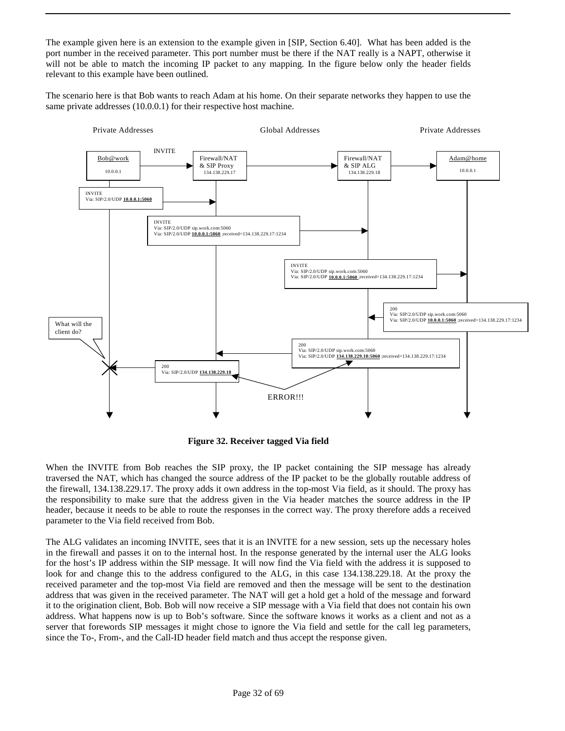The example given here is an extension to the example given in [SIP, Section 6.40]. What has been added is the port number in the received parameter. This port number must be there if the NAT really is a NAPT, otherwise it will not be able to match the incoming IP packet to any mapping. In the figure below only the header fields relevant to this example have been outlined.

The scenario here is that Bob wants to reach Adam at his home. On their separate networks they happen to use the same private addresses (10.0.0.1) for their respective host machine.

Private Addresses Global Addresses Private Addresses

Bob@work 10.0.0.1 — INVITE → Firewall/NAT & SIP Proxy 134.138.229.17 → Firewall/NAT & SIP ALG 134.138.229.18 → Adam@home 10.0.0.1

INVITE
Via: SIP/2.0/UDP **10.0.0.1:5060**

INVITE
Via: SIP/2.0/UDP sip.work.com:5060
Via: SIP/2.0/UDP **10.0.0.1:5060** ;received=134.138.229.17:1234

INVITE
Via: SIP/2.0/UDP sip.work.com:5060
Via: SIP/2.0/UDP **10.0.0.1:5060** ;received=134.138.229.17:1234

200
Via: SIP/2.0/UDP sip.work.com:5060
Via: SIP/2.0/UDP **10.0.0.1:5060** ;received=134.138.229.17:1234

200
Via: SIP/2.0/UDP sip.work.com:5060
Via: SIP/2.0/UDP **134.138.229.18:5060** ;received=134.138.229.17:1234

200
Via: SIP/2.0/UDP **134.138.229.18**

What will the client do?

ERROR!!!

**Figure 32. Receiver tagged Via field**

When the INVITE from Bob reaches the SIP proxy, the IP packet containing the SIP message has already traversed the NAT, which has changed the source address of the IP packet to be the globally routable address of the firewall, 134.138.229.17. The proxy adds it own address in the top-most Via field, as it should. The proxy has the responsibility to make sure that the address given in the Via header matches the source address in the IP header, because it needs to be able to route the responses in the correct way. The proxy therefore adds a received parameter to the Via field received from Bob.

The ALG validates an incoming INVITE, sees that it is an INVITE for a new session, sets up the necessary holes in the firewall and passes it on to the internal host. In the response generated by the internal user the ALG looks for the host's IP address within the SIP message. It will now find the Via field with the address it is supposed to look for and change this to the address configured to the ALG, in this case 134.138.229.18. At the proxy the received parameter and the top-most Via field are removed and then the message will be sent to the destination address that was given in the received parameter. The NAT will get a hold get a hold of the message and forward it to the origination client, Bob. Bob will now receive a SIP message with a Via field that does not contain his own address. What happens now is up to Bob's software. Since the software knows it works as a client and not as a server that forewords SIP messages it might chose to ignore the Via field and settle for the call leg parameters, since the To-, From-, and the Call-ID header field match and thus accept the response given.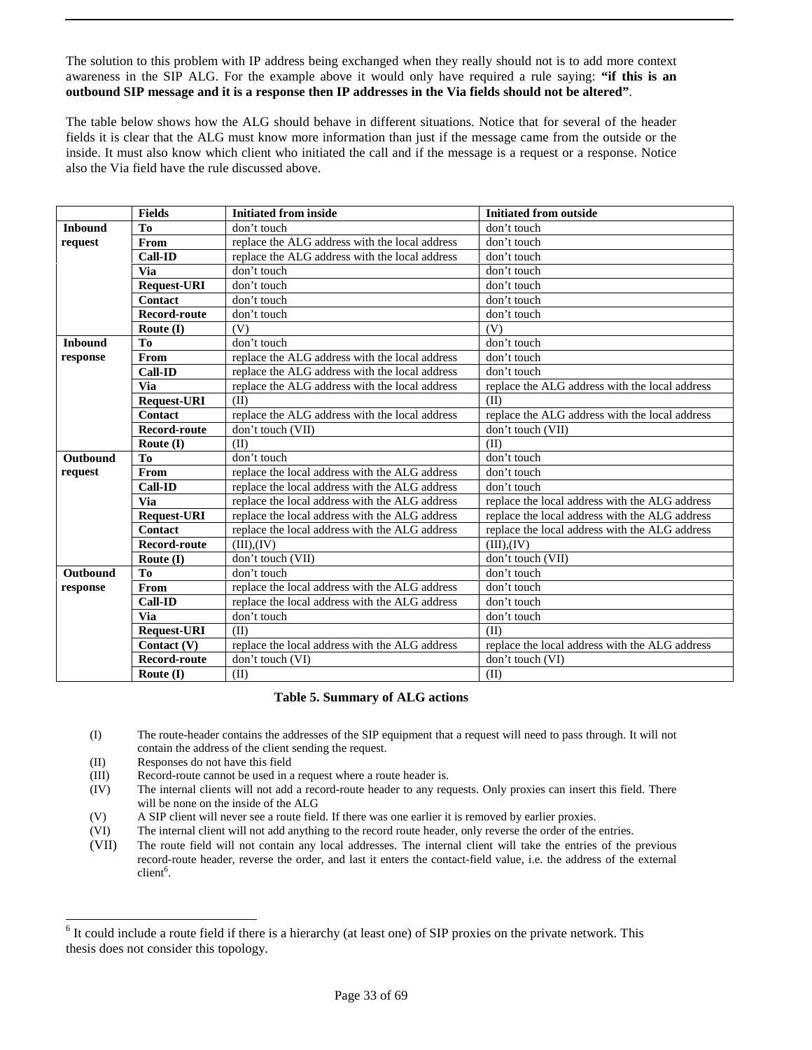The solution to this problem with IP address being exchanged when they really should not is to add more context awareness in the SIP ALG. For the example above it would only have required a rule saying: **"if this is an outbound SIP message and it is a response then IP addresses in the Via fields should not be altered"**.

The table below shows how the ALG should behave in different situations. Notice that for several of the header fields it is clear that the ALG must know more information than just if the message came from the outside or the inside. It must also know which client who initiated the call and if the message is a request or a response. Notice also the Via field have the rule discussed above.

| | Fields | Initiated from inside | Initiated from outside |
|---|---|---|---|
| **Inbound request** | **To** | don't touch | don't touch |
| | **From** | replace the ALG address with the local address | don't touch |
| | **Call-ID** | replace the ALG address with the local address | don't touch |
| | **Via** | don't touch | don't touch |
| | **Request-URI** | don't touch | don't touch |
| | **Contact** | don't touch | don't touch |
| | **Record-route** | don't touch | don't touch |
| | **Route (I)** | (V) | (V) |
| **Inbound response** | **To** | don't touch | don't touch |
| | **From** | replace the ALG address with the local address | don't touch |
| | **Call-ID** | replace the ALG address with the local address | don't touch |
| | **Via** | replace the ALG address with the local address | replace the ALG address with the local address |
| | **Request-URI** | (II) | (II) |
| | **Contact** | replace the ALG address with the local address | replace the ALG address with the local address |
| | **Record-route** | don't touch (VII) | don't touch (VII) |
| | **Route (I)** | (II) | (II) |
| **Outbound request** | **To** | don't touch | don't touch |
| | **From** | replace the local address with the ALG address | don't touch |
| | **Call-ID** | replace the local address with the ALG address | don't touch |
| | **Via** | replace the local address with the ALG address | replace the local address with the ALG address |
| | **Request-URI** | replace the local address with the ALG address | replace the local address with the ALG address |
| | **Contact** | replace the local address with the ALG address | replace the local address with the ALG address |
| | **Record-route** | (III),(IV) | (III),(IV) |
| | **Route (I)** | don't touch (VII) | don't touch (VII) |
| **Outbound response** | **To** | don't touch | don't touch |
| | **From** | replace the local address with the ALG address | don't touch |
| | **Call-ID** | replace the local address with the ALG address | don't touch |
| | **Via** | don't touch | don't touch |
| | **Request-URI** | (II) | (II) |
| | **Contact (V)** | replace the local address with the ALG address | replace the local address with the ALG address |
| | **Record-route** | don't touch (VI) | don't touch (VI) |
| | **Route (I)** | (II) | (II) |

**Table 5. Summary of ALG actions**

(I) The route-header contains the addresses of the SIP equipment that a request will need to pass through. It will not contain the address of the client sending the request.

(II) Responses do not have this field

(III) Record-route cannot be used in a request where a route header is.

(IV) The internal clients will not add a record-route header to any requests. Only proxies can insert this field. There will be none on the inside of the ALG

(V) A SIP client will never see a route field. If there was one earlier it is removed by earlier proxies.

(VI) The internal client will not add anything to the record route header, only reverse the order of the entries.

(VII) The route field will not contain any local addresses. The internal client will take the entries of the previous record-route header, reverse the order, and last it enters the contact-field value, i.e. the address of the external client[6].

[6] It could include a route field if there is a hierarchy (at least one) of SIP proxies on the private network. This thesis does not consider this topology.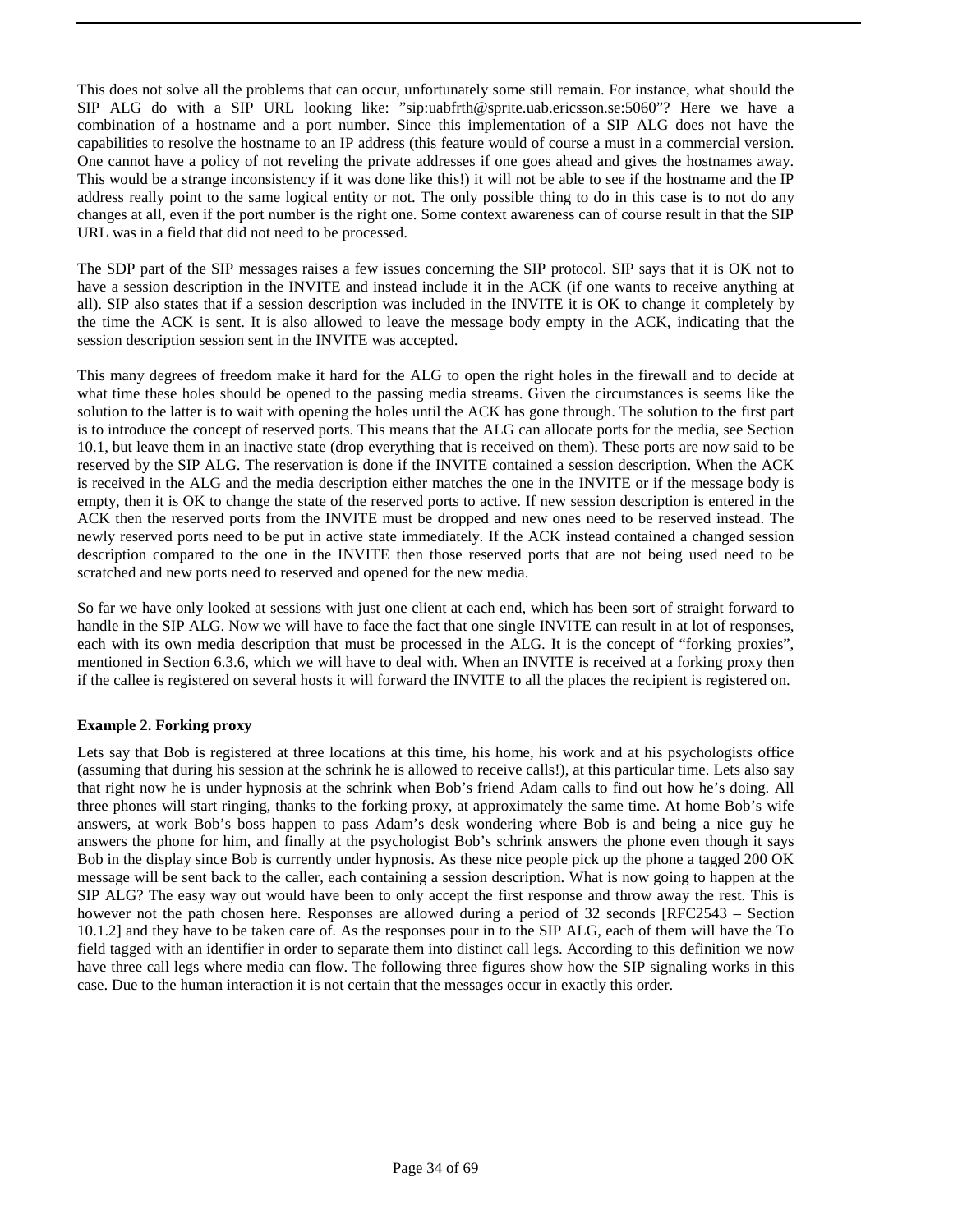This does not solve all the problems that can occur, unfortunately some still remain. For instance, what should the SIP ALG do with a SIP URL looking like: ”sip:uabfrth@sprite.uab.ericsson.se:5060”? Here we have a combination of a hostname and a port number. Since this implementation of a SIP ALG does not have the capabilities to resolve the hostname to an IP address (this feature would of course a must in a commercial version. One cannot have a policy of not reveling the private addresses if one goes ahead and gives the hostnames away. This would be a strange inconsistency if it was done like this!) it will not be able to see if the hostname and the IP address really point to the same logical entity or not. The only possible thing to do in this case is to not do any changes at all, even if the port number is the right one. Some context awareness can of course result in that the SIP URL was in a field that did not need to be processed.

The SDP part of the SIP messages raises a few issues concerning the SIP protocol. SIP says that it is OK not to have a session description in the INVITE and instead include it in the ACK (if one wants to receive anything at all). SIP also states that if a session description was included in the INVITE it is OK to change it completely by the time the ACK is sent. It is also allowed to leave the message body empty in the ACK, indicating that the session description session sent in the INVITE was accepted.

This many degrees of freedom make it hard for the ALG to open the right holes in the firewall and to decide at what time these holes should be opened to the passing media streams. Given the circumstances is seems like the solution to the latter is to wait with opening the holes until the ACK has gone through. The solution to the first part is to introduce the concept of reserved ports. This means that the ALG can allocate ports for the media, see Section 10.1, but leave them in an inactive state (drop everything that is received on them). These ports are now said to be reserved by the SIP ALG. The reservation is done if the INVITE contained a session description. When the ACK is received in the ALG and the media description either matches the one in the INVITE or if the message body is empty, then it is OK to change the state of the reserved ports to active. If new session description is entered in the ACK then the reserved ports from the INVITE must be dropped and new ones need to be reserved instead. The newly reserved ports need to be put in active state immediately. If the ACK instead contained a changed session description compared to the one in the INVITE then those reserved ports that are not being used need to be scratched and new ports need to reserved and opened for the new media.

So far we have only looked at sessions with just one client at each end, which has been sort of straight forward to handle in the SIP ALG. Now we will have to face the fact that one single INVITE can result in at lot of responses, each with its own media description that must be processed in the ALG. It is the concept of “forking proxies”, mentioned in Section 6.3.6, which we will have to deal with. When an INVITE is received at a forking proxy then if the callee is registered on several hosts it will forward the INVITE to all the places the recipient is registered on.

**Example 2. Forking proxy**

Lets say that Bob is registered at three locations at this time, his home, his work and at his psychologists office (assuming that during his session at the schrink he is allowed to receive calls!), at this particular time. Lets also say that right now he is under hypnosis at the schrink when Bob’s friend Adam calls to find out how he’s doing. All three phones will start ringing, thanks to the forking proxy, at approximately the same time. At home Bob’s wife answers, at work Bob’s boss happen to pass Adam’s desk wondering where Bob is and being a nice guy he answers the phone for him, and finally at the psychologist Bob’s schrink answers the phone even though it says Bob in the display since Bob is currently under hypnosis. As these nice people pick up the phone a tagged 200 OK message will be sent back to the caller, each containing a session description. What is now going to happen at the SIP ALG? The easy way out would have been to only accept the first response and throw away the rest. This is however not the path chosen here. Responses are allowed during a period of 32 seconds [RFC2543 – Section 10.1.2] and they have to be taken care of. As the responses pour in to the SIP ALG, each of them will have the To field tagged with an identifier in order to separate them into distinct call legs. According to this definition we now have three call legs where media can flow. The following three figures show how the SIP signaling works in this case. Due to the human interaction it is not certain that the messages occur in exactly this order.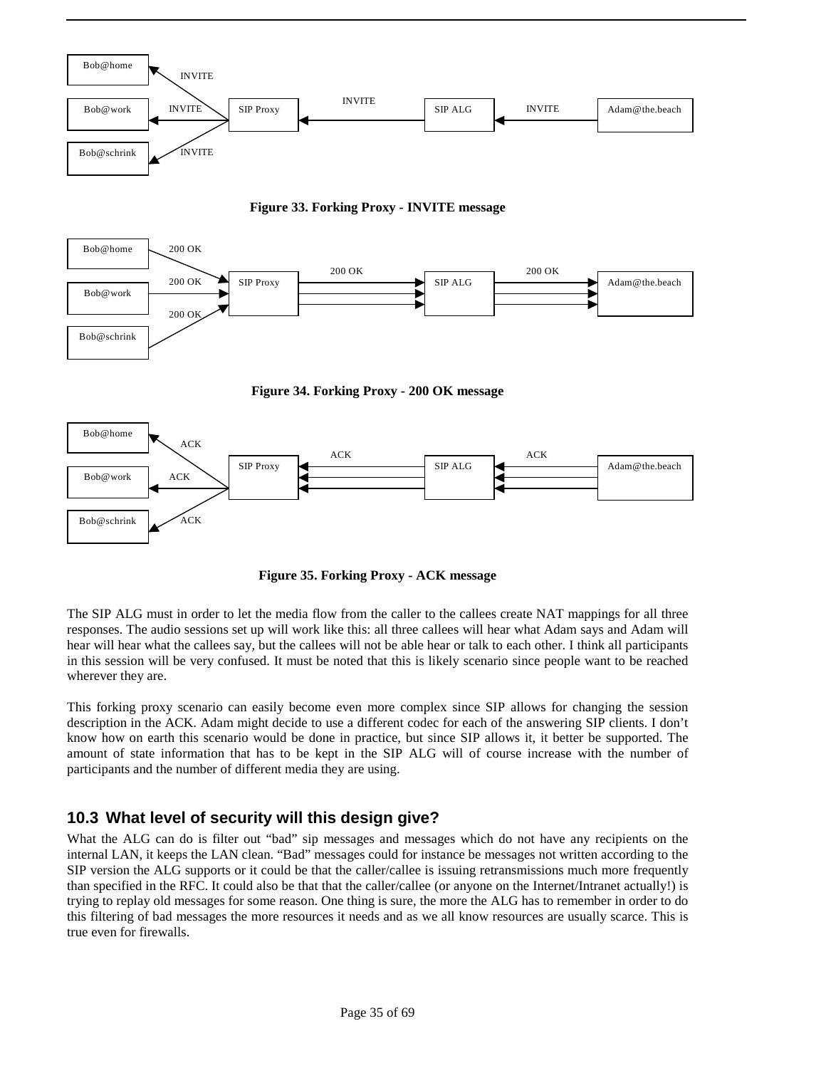Figure 33. Forking Proxy - INVITE message

Figure 34. Forking Proxy - 200 OK message

Figure 35. Forking Proxy - ACK message

The SIP ALG must in order to let the media flow from the caller to the callees create NAT mappings for all three responses. The audio sessions set up will work like this: all three callees will hear what Adam says and Adam will hear will hear what the callees say, but the callees will not be able hear or talk to each other. I think all participants in this session will be very confused. It must be noted that this is likely scenario since people want to be reached wherever they are.

This forking proxy scenario can easily become even more complex since SIP allows for changing the session description in the ACK. Adam might decide to use a different codec for each of the answering SIP clients. I don't know how on earth this scenario would be done in practice, but since SIP allows it, it better be supported. The amount of state information that has to be kept in the SIP ALG will of course increase with the number of participants and the number of different media they are using.

## 10.3 What level of security will this design give?

What the ALG can do is filter out "bad" sip messages and messages which do not have any recipients on the internal LAN, it keeps the LAN clean. "Bad" messages could for instance be messages not written according to the SIP version the ALG supports or it could be that the caller/callee is issuing retransmissions much more frequently than specified in the RFC. It could also be that that the caller/callee (or anyone on the Internet/Intranet actually!) is trying to replay old messages for some reason. One thing is sure, the more the ALG has to remember in order to do this filtering of bad messages the more resources it needs and as we all know resources are usually scarce. This is true even for firewalls.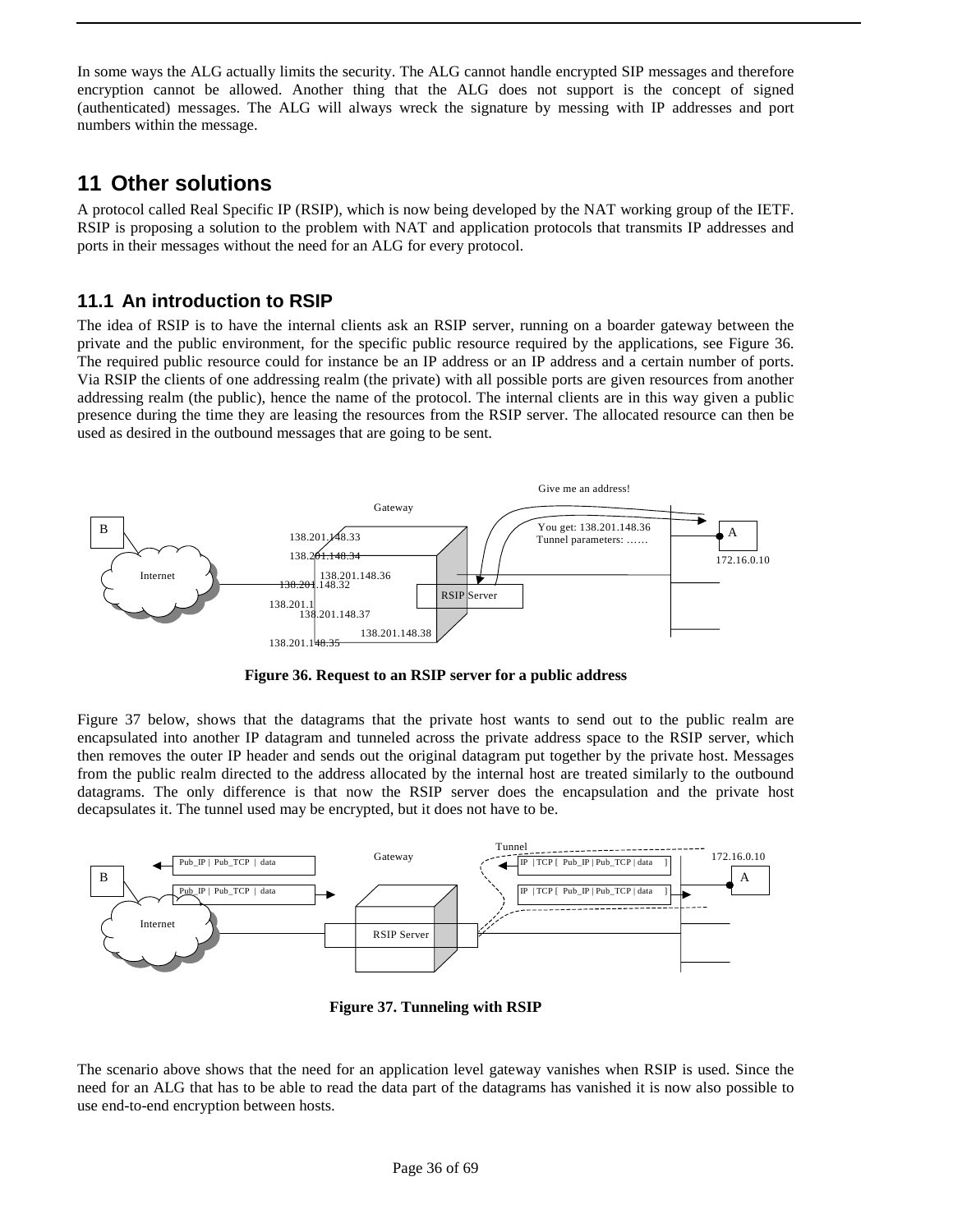In some ways the ALG actually limits the security. The ALG cannot handle encrypted SIP messages and therefore encryption cannot be allowed. Another thing that the ALG does not support is the concept of signed (authenticated) messages. The ALG will always wreck the signature by messing with IP addresses and port numbers within the message.

# 11 Other solutions

A protocol called Real Specific IP (RSIP), which is now being developed by the NAT working group of the IETF. RSIP is proposing a solution to the problem with NAT and application protocols that transmits IP addresses and ports in their messages without the need for an ALG for every protocol.

## 11.1 An introduction to RSIP

The idea of RSIP is to have the internal clients ask an RSIP server, running on a boarder gateway between the private and the public environment, for the specific public resource required by the applications, see Figure 36. The required public resource could for instance be an IP address or an IP address and a certain number of ports. Via RSIP the clients of one addressing realm (the private) with all possible ports are given resources from another addressing realm (the public), hence the name of the protocol. The internal clients are in this way given a public presence during the time they are leasing the resources from the RSIP server. The allocated resource can then be used as desired in the outbound messages that are going to be sent.

**Figure 36. Request to an RSIP server for a public address**

Figure 37 below, shows that the datagrams that the private host wants to send out to the public realm are encapsulated into another IP datagram and tunneled across the private address space to the RSIP server, which then removes the outer IP header and sends out the original datagram put together by the private host. Messages from the public realm directed to the address allocated by the internal host are treated similarly to the outbound datagrams. The only difference is that now the RSIP server does the encapsulation and the private host decapsulates it. The tunnel used may be encrypted, but it does not have to be.

**Figure 37. Tunneling with RSIP**

The scenario above shows that the need for an application level gateway vanishes when RSIP is used. Since the need for an ALG that has to be able to read the data part of the datagrams has vanished it is now also possible to use end-to-end encryption between hosts.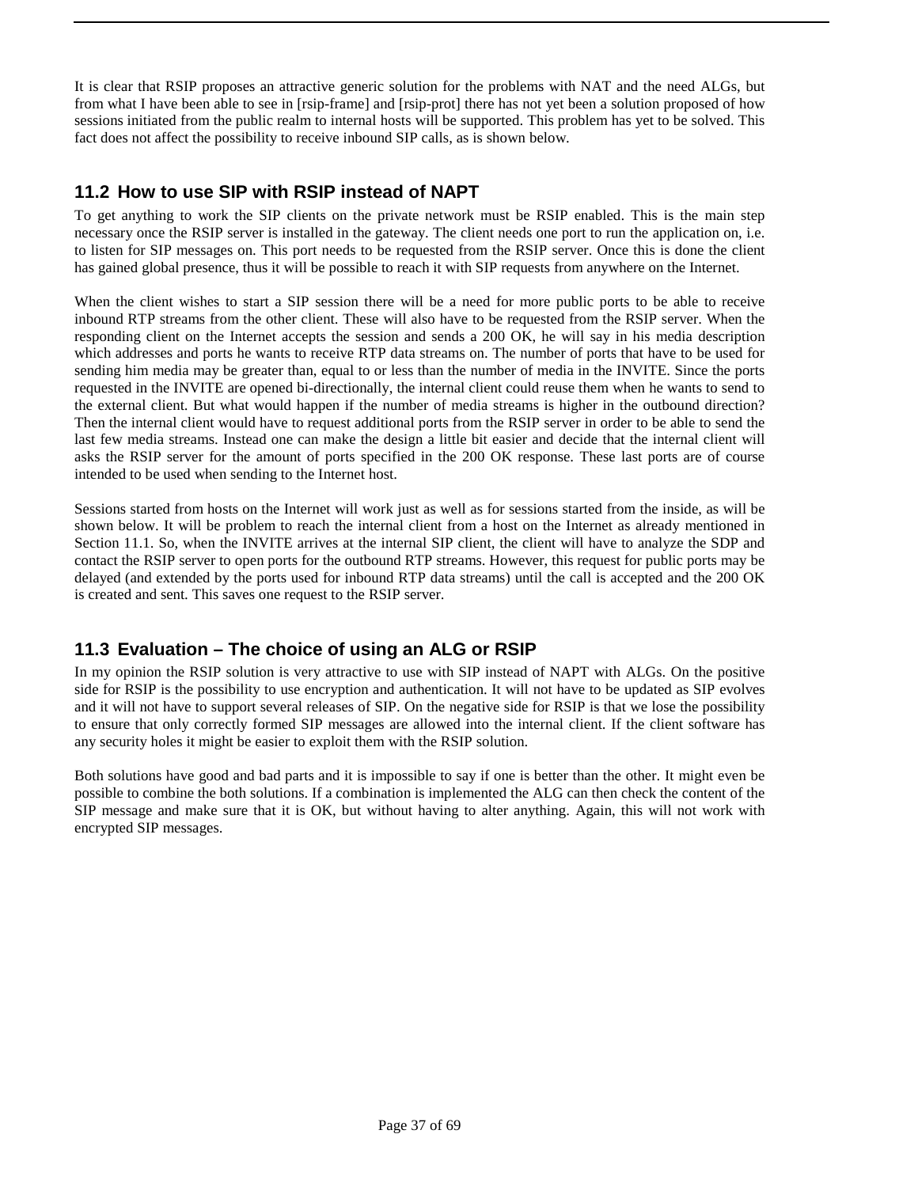It is clear that RSIP proposes an attractive generic solution for the problems with NAT and the need ALGs, but from what I have been able to see in [rsip-frame] and [rsip-prot] there has not yet been a solution proposed of how sessions initiated from the public realm to internal hosts will be supported. This problem has yet to be solved. This fact does not affect the possibility to receive inbound SIP calls, as is shown below.

## 11.2 How to use SIP with RSIP instead of NAPT

To get anything to work the SIP clients on the private network must be RSIP enabled. This is the main step necessary once the RSIP server is installed in the gateway. The client needs one port to run the application on, i.e. to listen for SIP messages on. This port needs to be requested from the RSIP server. Once this is done the client has gained global presence, thus it will be possible to reach it with SIP requests from anywhere on the Internet.

When the client wishes to start a SIP session there will be a need for more public ports to be able to receive inbound RTP streams from the other client. These will also have to be requested from the RSIP server. When the responding client on the Internet accepts the session and sends a 200 OK, he will say in his media description which addresses and ports he wants to receive RTP data streams on. The number of ports that have to be used for sending him media may be greater than, equal to or less than the number of media in the INVITE. Since the ports requested in the INVITE are opened bi-directionally, the internal client could reuse them when he wants to send to the external client. But what would happen if the number of media streams is higher in the outbound direction? Then the internal client would have to request additional ports from the RSIP server in order to be able to send the last few media streams. Instead one can make the design a little bit easier and decide that the internal client will asks the RSIP server for the amount of ports specified in the 200 OK response. These last ports are of course intended to be used when sending to the Internet host.

Sessions started from hosts on the Internet will work just as well as for sessions started from the inside, as will be shown below. It will be problem to reach the internal client from a host on the Internet as already mentioned in Section 11.1. So, when the INVITE arrives at the internal SIP client, the client will have to analyze the SDP and contact the RSIP server to open ports for the outbound RTP streams. However, this request for public ports may be delayed (and extended by the ports used for inbound RTP data streams) until the call is accepted and the 200 OK is created and sent. This saves one request to the RSIP server.

## 11.3 Evaluation – The choice of using an ALG or RSIP

In my opinion the RSIP solution is very attractive to use with SIP instead of NAPT with ALGs. On the positive side for RSIP is the possibility to use encryption and authentication. It will not have to be updated as SIP evolves and it will not have to support several releases of SIP. On the negative side for RSIP is that we lose the possibility to ensure that only correctly formed SIP messages are allowed into the internal client. If the client software has any security holes it might be easier to exploit them with the RSIP solution.

Both solutions have good and bad parts and it is impossible to say if one is better than the other. It might even be possible to combine the both solutions. If a combination is implemented the ALG can then check the content of the SIP message and make sure that it is OK, but without having to alter anything. Again, this will not work with encrypted SIP messages.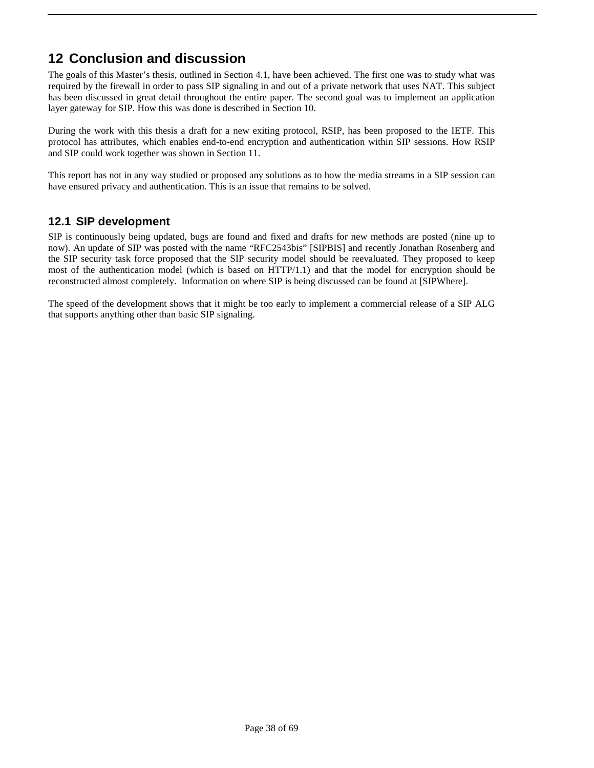# 12 Conclusion and discussion

The goals of this Master's thesis, outlined in Section 4.1, have been achieved. The first one was to study what was required by the firewall in order to pass SIP signaling in and out of a private network that uses NAT. This subject has been discussed in great detail throughout the entire paper. The second goal was to implement an application layer gateway for SIP. How this was done is described in Section 10.

During the work with this thesis a draft for a new exiting protocol, RSIP, has been proposed to the IETF. This protocol has attributes, which enables end-to-end encryption and authentication within SIP sessions. How RSIP and SIP could work together was shown in Section 11.

This report has not in any way studied or proposed any solutions as to how the media streams in a SIP session can have ensured privacy and authentication. This is an issue that remains to be solved.

## 12.1 SIP development

SIP is continuously being updated, bugs are found and fixed and drafts for new methods are posted (nine up to now). An update of SIP was posted with the name "RFC2543bis" [SIPBIS] and recently Jonathan Rosenberg and the SIP security task force proposed that the SIP security model should be reevaluated. They proposed to keep most of the authentication model (which is based on HTTP/1.1) and that the model for encryption should be reconstructed almost completely. Information on where SIP is being discussed can be found at [SIPWhere].

The speed of the development shows that it might be too early to implement a commercial release of a SIP ALG that supports anything other than basic SIP signaling.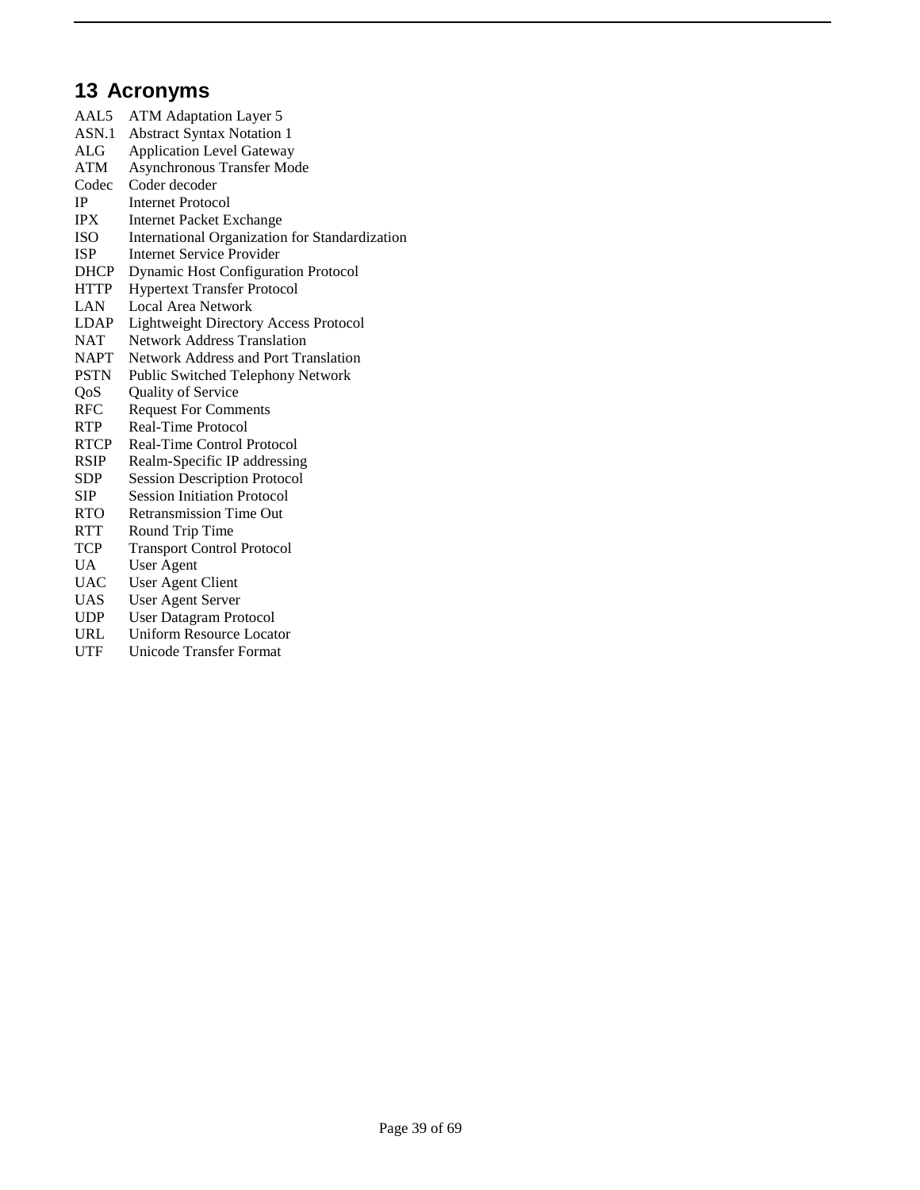# 13 Acronyms

AAL5 ATM Adaptation Layer 5
ASN.1 Abstract Syntax Notation 1
ALG Application Level Gateway
ATM Asynchronous Transfer Mode
Codec Coder decoder
IP Internet Protocol
IPX Internet Packet Exchange
ISO International Organization for Standardization
ISP Internet Service Provider
DHCP Dynamic Host Configuration Protocol
HTTP Hypertext Transfer Protocol
LAN Local Area Network
LDAP Lightweight Directory Access Protocol
NAT Network Address Translation
NAPT Network Address and Port Translation
PSTN Public Switched Telephony Network
QoS Quality of Service
RFC Request For Comments
RTP Real-Time Protocol
RTCP Real-Time Control Protocol
RSIP Realm-Specific IP addressing
SDP Session Description Protocol
SIP Session Initiation Protocol
RTO Retransmission Time Out
RTT Round Trip Time
TCP Transport Control Protocol
UA User Agent
UAC User Agent Client
UAS User Agent Server
UDP User Datagram Protocol
URL Uniform Resource Locator
UTF Unicode Transfer Format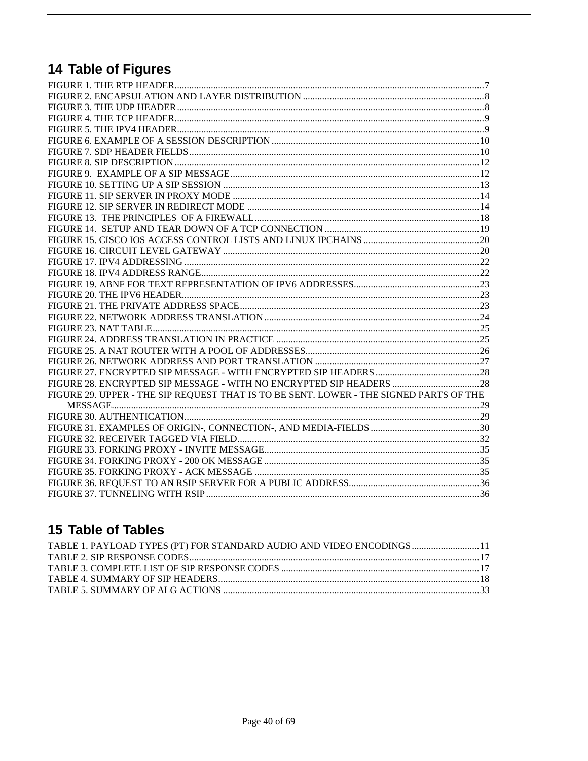# 14 Table of Figures

FIGURE 1. THE RTP HEADER....7
FIGURE 2. ENCAPSULATION AND LAYER DISTRIBUTION....8
FIGURE 3. THE UDP HEADER....8
FIGURE 4. THE TCP HEADER....9
FIGURE 5. THE IPV4 HEADER....9
FIGURE 6. EXAMPLE OF A SESSION DESCRIPTION....10
FIGURE 7. SDP HEADER FIELDS....10
FIGURE 8. SIP DESCRIPTION....12
FIGURE 9. EXAMPLE OF A SIP MESSAGE....12
FIGURE 10. SETTING UP A SIP SESSION....13
FIGURE 11. SIP SERVER IN PROXY MODE....14
FIGURE 12. SIP SERVER IN REDIRECT MODE....14
FIGURE 13. THE PRINCIPLES OF A FIREWALL....18
FIGURE 14. SETUP AND TEAR DOWN OF A TCP CONNECTION....19
FIGURE 15. CISCO IOS ACCESS CONTROL LISTS AND LINUX IPCHAINS....20
FIGURE 16. CIRCUIT LEVEL GATEWAY....20
FIGURE 17. IPV4 ADDRESSING....22
FIGURE 18. IPV4 ADDRESS RANGE....22
FIGURE 19. ABNF FOR TEXT REPRESENTATION OF IPV6 ADDRESSES....23
FIGURE 20. THE IPV6 HEADER....23
FIGURE 21. THE PRIVATE ADDRESS SPACE....23
FIGURE 22. NETWORK ADDRESS TRANSLATION....24
FIGURE 23. NAT TABLE....25
FIGURE 24. ADDRESS TRANSLATION IN PRACTICE....25
FIGURE 25. A NAT ROUTER WITH A POOL OF ADDRESSES....26
FIGURE 26. NETWORK ADDRESS AND PORT TRANSLATION....27
FIGURE 27. ENCRYPTED SIP MESSAGE - WITH ENCRYPTED SIP HEADERS....28
FIGURE 28. ENCRYPTED SIP MESSAGE - WITH NO ENCRYPTED SIP HEADERS....28
FIGURE 29. UPPER - THE SIP REQUEST THAT IS TO BE SENT. LOWER - THE SIGNED PARTS OF THE MESSAGE....29
FIGURE 30. AUTHENTICATION....29
FIGURE 31. EXAMPLES OF ORIGIN-, CONNECTION-, AND MEDIA-FIELDS....30
FIGURE 32. RECEIVER TAGGED VIA FIELD....32
FIGURE 33. FORKING PROXY - INVITE MESSAGE....35
FIGURE 34. FORKING PROXY - 200 OK MESSAGE....35
FIGURE 35. FORKING PROXY - ACK MESSAGE....35
FIGURE 36. REQUEST TO AN RSIP SERVER FOR A PUBLIC ADDRESS....36
FIGURE 37. TUNNELING WITH RSIP....36

# 15 Table of Tables

TABLE 1. PAYLOAD TYPES (PT) FOR STANDARD AUDIO AND VIDEO ENCODINGS....11
TABLE 2. SIP RESPONSE CODES....17
TABLE 3. COMPLETE LIST OF SIP RESPONSE CODES....17
TABLE 4. SUMMARY OF SIP HEADERS....18
TABLE 5. SUMMARY OF ALG ACTIONS....33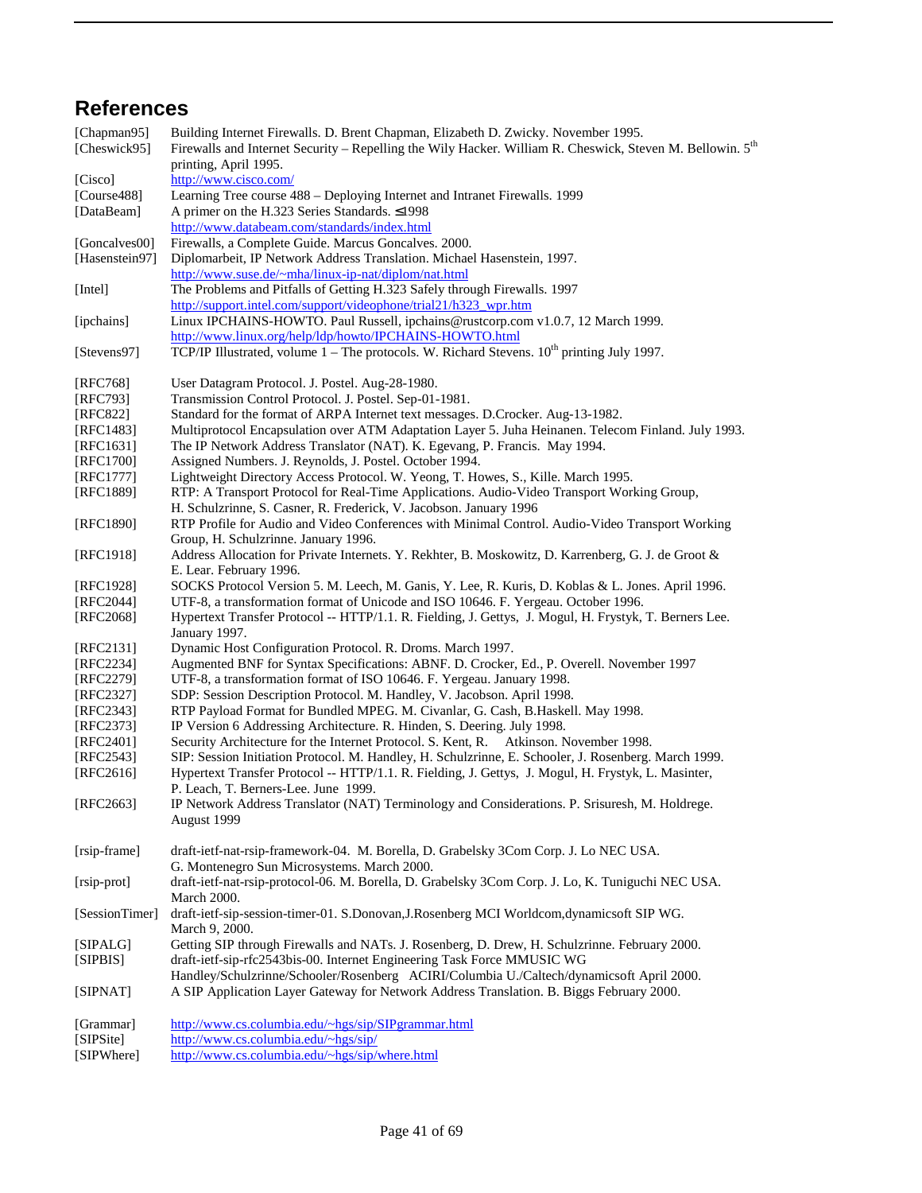## References

[Chapman95] Building Internet Firewalls. D. Brent Chapman, Elizabeth D. Zwicky. November 1995.

[Cheswick95] Firewalls and Internet Security – Repelling the Wily Hacker. William R. Cheswick, Steven M. Bellowin. 5th printing, April 1995.

[Cisco] http://www.cisco.com/

[Course488] Learning Tree course 488 – Deploying Internet and Intranet Firewalls. 1999

[DataBeam] A primer on the H.323 Series Standards. ≤1998 http://www.databeam.com/standards/index.html

[Goncalves00] Firewalls, a Complete Guide. Marcus Goncalves. 2000.

[Hasenstein97] Diplomarbeit, IP Network Address Translation. Michael Hasenstein, 1997. http://www.suse.de/~mha/linux-ip-nat/diplom/nat.html

[Intel] The Problems and Pitfalls of Getting H.323 Safely through Firewalls. 1997 http://support.intel.com/support/videophone/trial21/h323_wpr.htm

[ipchains] Linux IPCHAINS-HOWTO. Paul Russell, ipchains@rustcorp.com v1.0.7, 12 March 1999. http://www.linux.org/help/ldp/howto/IPCHAINS-HOWTO.html

[Stevens97] TCP/IP Illustrated, volume 1 – The protocols. W. Richard Stevens. 10th printing July 1997.

[RFC768] User Datagram Protocol. J. Postel. Aug-28-1980.

[RFC793] Transmission Control Protocol. J. Postel. Sep-01-1981.

[RFC822] Standard for the format of ARPA Internet text messages. D.Crocker. Aug-13-1982.

[RFC1483] Multiprotocol Encapsulation over ATM Adaptation Layer 5. Juha Heinanen. Telecom Finland. July 1993.

[RFC1631] The IP Network Address Translator (NAT). K. Egevang, P. Francis. May 1994.

[RFC1700] Assigned Numbers. J. Reynolds, J. Postel. October 1994.

[RFC1777] Lightweight Directory Access Protocol. W. Yeong, T. Howes, S., Kille. March 1995.

[RFC1889] RTP: A Transport Protocol for Real-Time Applications. Audio-Video Transport Working Group, H. Schulzrinne, S. Casner, R. Frederick, V. Jacobson. January 1996

[RFC1890] RTP Profile for Audio and Video Conferences with Minimal Control. Audio-Video Transport Working Group, H. Schulzrinne. January 1996.

[RFC1918] Address Allocation for Private Internets. Y. Rekhter, B. Moskowitz, D. Karrenberg, G. J. de Groot & E. Lear. February 1996.

[RFC1928] SOCKS Protocol Version 5. M. Leech, M. Ganis, Y. Lee, R. Kuris, D. Koblas & L. Jones. April 1996.

[RFC2044] UTF-8, a transformation format of Unicode and ISO 10646. F. Yergeau. October 1996.

[RFC2068] Hypertext Transfer Protocol -- HTTP/1.1. R. Fielding, J. Gettys, J. Mogul, H. Frystyk, T. Berners Lee. January 1997.

[RFC2131] Dynamic Host Configuration Protocol. R. Droms. March 1997.

[RFC2234] Augmented BNF for Syntax Specifications: ABNF. D. Crocker, Ed., P. Overell. November 1997

[RFC2279] UTF-8, a transformation format of ISO 10646. F. Yergeau. January 1998.

[RFC2327] SDP: Session Description Protocol. M. Handley, V. Jacobson. April 1998.

[RFC2343] RTP Payload Format for Bundled MPEG. M. Civanlar, G. Cash, B.Haskell. May 1998.

[RFC2373] IP Version 6 Addressing Architecture. R. Hinden, S. Deering. July 1998.

[RFC2401] Security Architecture for the Internet Protocol. S. Kent, R. Atkinson. November 1998.

[RFC2543] SIP: Session Initiation Protocol. M. Handley, H. Schulzrinne, E. Schooler, J. Rosenberg. March 1999.

[RFC2616] Hypertext Transfer Protocol -- HTTP/1.1. R. Fielding, J. Gettys, J. Mogul, H. Frystyk, L. Masinter, P. Leach, T. Berners-Lee. June 1999.

[RFC2663] IP Network Address Translator (NAT) Terminology and Considerations. P. Srisuresh, M. Holdrege. August 1999

[rsip-frame] draft-ietf-nat-rsip-framework-04. M. Borella, D. Grabelsky 3Com Corp. J. Lo NEC USA. G. Montenegro Sun Microsystems. March 2000.

[rsip-prot] draft-ietf-nat-rsip-protocol-06. M. Borella, D. Grabelsky 3Com Corp. J. Lo, K. Tuniguchi NEC USA. March 2000.

[SessionTimer] draft-ietf-sip-session-timer-01. S.Donovan,J.Rosenberg MCI Worldcom,dynamicsoft SIP WG. March 9, 2000.

[SIPALG] Getting SIP through Firewalls and NATs. J. Rosenberg, D. Drew, H. Schulzrinne. February 2000.

[SIPBIS] draft-ietf-sip-rfc2543bis-00. Internet Engineering Task Force MMUSIC WG Handley/Schulzrinne/Schooler/Rosenberg ACIRI/Columbia U./Caltech/dynamicsoft April 2000.

[SIPNAT] A SIP Application Layer Gateway for Network Address Translation. B. Biggs February 2000.

[Grammar] http://www.cs.columbia.edu/~hgs/sip/SIPgrammar.html

[SIPSite] http://www.cs.columbia.edu/~hgs/sip/

[SIPWhere] http://www.cs.columbia.edu/~hgs/sip/where.html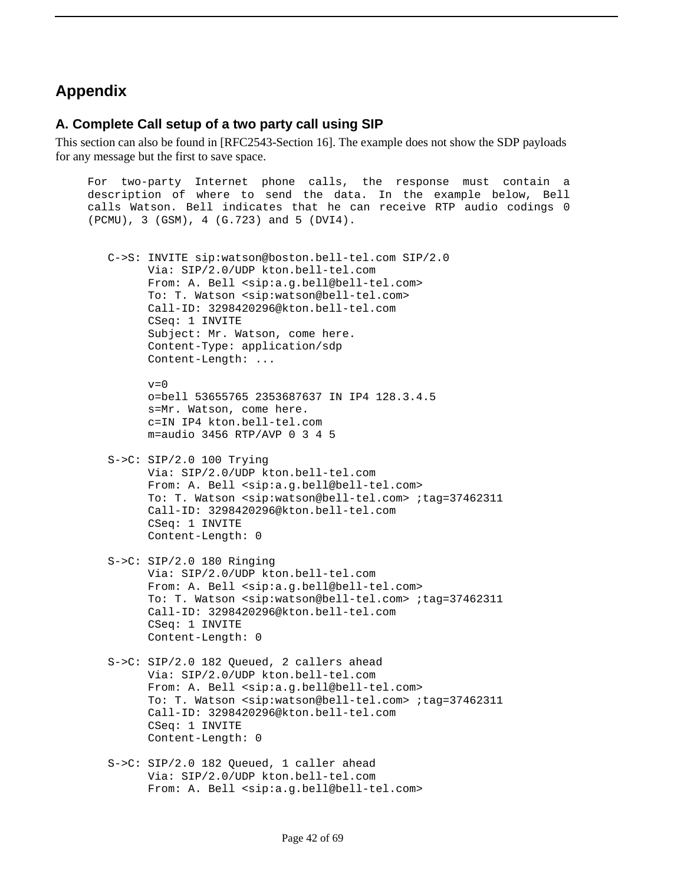# Appendix

## A. Complete Call setup of a two party call using SIP

This section can also be found in [RFC2543-Section 16]. The example does not show the SDP payloads for any message but the first to save space.

```
For two-party Internet phone calls, the response must contain a
description of where to send the data. In the example below, Bell
calls Watson. Bell indicates that he can receive RTP audio codings 0
(PCMU), 3 (GSM), 4 (G.723) and 5 (DVI4).


   C->S: INVITE sip:watson@boston.bell-tel.com SIP/2.0
         Via: SIP/2.0/UDP kton.bell-tel.com
         From: A. Bell <sip:a.g.bell@bell-tel.com>
         To: T. Watson <sip:watson@bell-tel.com>
         Call-ID: 3298420296@kton.bell-tel.com
         CSeq: 1 INVITE
         Subject: Mr. Watson, come here.
         Content-Type: application/sdp
         Content-Length: ...

         v=0
         o=bell 53655765 2353687637 IN IP4 128.3.4.5
         s=Mr. Watson, come here.
         c=IN IP4 kton.bell-tel.com
         m=audio 3456 RTP/AVP 0 3 4 5

   S->C: SIP/2.0 100 Trying
         Via: SIP/2.0/UDP kton.bell-tel.com
         From: A. Bell <sip:a.g.bell@bell-tel.com>
         To: T. Watson <sip:watson@bell-tel.com> ;tag=37462311
         Call-ID: 3298420296@kton.bell-tel.com
         CSeq: 1 INVITE
         Content-Length: 0

   S->C: SIP/2.0 180 Ringing
         Via: SIP/2.0/UDP kton.bell-tel.com
         From: A. Bell <sip:a.g.bell@bell-tel.com>
         To: T. Watson <sip:watson@bell-tel.com> ;tag=37462311
         Call-ID: 3298420296@kton.bell-tel.com
         CSeq: 1 INVITE
         Content-Length: 0

   S->C: SIP/2.0 182 Queued, 2 callers ahead
         Via: SIP/2.0/UDP kton.bell-tel.com
         From: A. Bell <sip:a.g.bell@bell-tel.com>
         To: T. Watson <sip:watson@bell-tel.com> ;tag=37462311
         Call-ID: 3298420296@kton.bell-tel.com
         CSeq: 1 INVITE
         Content-Length: 0

   S->C: SIP/2.0 182 Queued, 1 caller ahead
         Via: SIP/2.0/UDP kton.bell-tel.com
         From: A. Bell <sip:a.g.bell@bell-tel.com>
```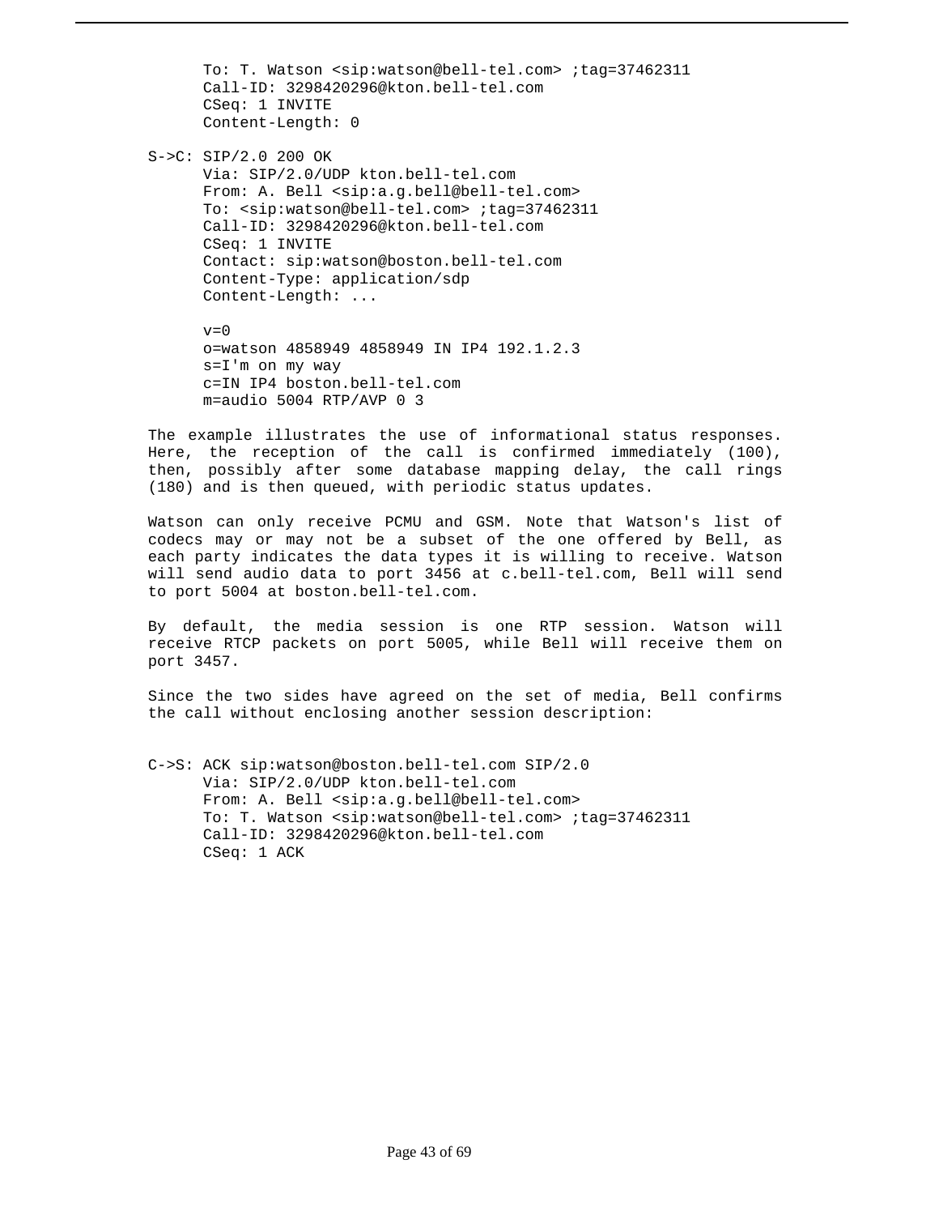```
      To: T. Watson <sip:watson@bell-tel.com> ;tag=37462311
      Call-ID: 3298420296@kton.bell-tel.com
      CSeq: 1 INVITE
      Content-Length: 0

S->C: SIP/2.0 200 OK
      Via: SIP/2.0/UDP kton.bell-tel.com
      From: A. Bell <sip:a.g.bell@bell-tel.com>
      To: <sip:watson@bell-tel.com> ;tag=37462311
      Call-ID: 3298420296@kton.bell-tel.com
      CSeq: 1 INVITE
      Contact: sip:watson@boston.bell-tel.com
      Content-Type: application/sdp
      Content-Length: ...

      v=0
      o=watson 4858949 4858949 IN IP4 192.1.2.3
      s=I'm on my way
      c=IN IP4 boston.bell-tel.com
      m=audio 5004 RTP/AVP 0 3
```

The example illustrates the use of informational status responses. Here, the reception of the call is confirmed immediately (100), then, possibly after some database mapping delay, the call rings (180) and is then queued, with periodic status updates.

Watson can only receive PCMU and GSM. Note that Watson's list of codecs may or may not be a subset of the one offered by Bell, as each party indicates the data types it is willing to receive. Watson will send audio data to port 3456 at c.bell-tel.com, Bell will send to port 5004 at boston.bell-tel.com.

By default, the media session is one RTP session. Watson will receive RTCP packets on port 5005, while Bell will receive them on port 3457.

Since the two sides have agreed on the set of media, Bell confirms the call without enclosing another session description:

```
C->S: ACK sip:watson@boston.bell-tel.com SIP/2.0
      Via: SIP/2.0/UDP kton.bell-tel.com
      From: A. Bell <sip:a.g.bell@bell-tel.com>
      To: T. Watson <sip:watson@bell-tel.com> ;tag=37462311
      Call-ID: 3298420296@kton.bell-tel.com
      CSeq: 1 ACK
```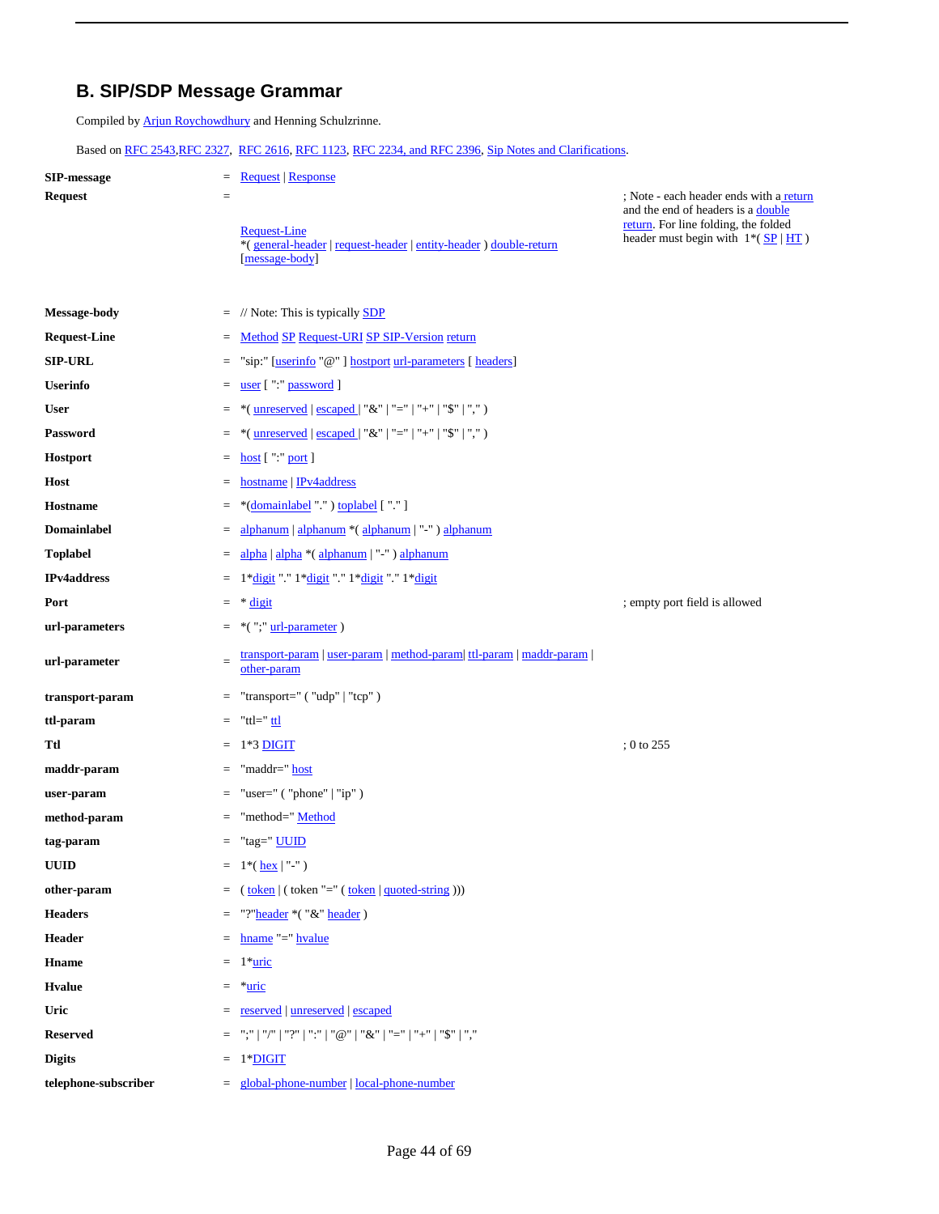## B. SIP/SDP Message Grammar

Compiled by Arjun Roychowdhury and Henning Schulzrinne.

Based on RFC 2543,RFC 2327, RFC 2616, RFC 1123, RFC 2234, and RFC 2396, Sip Notes and Clarifications.

| | | | |
|---|---|---|---|
| **SIP-message** | = | Request \| Response | |
| **Request** | = | Request-Line *( general-header \| request-header \| entity-header ) double-return [message-body] | ; Note - each header ends with a return and the end of headers is a double return. For line folding, the folded header must begin with 1*( SP \| HT ) |
| **Message-body** | = | // Note: This is typically SDP | |
| **Request-Line** | = | Method SP Request-URI SP SIP-Version return | |
| **SIP-URL** | = | "sip:" [userinfo "@" ] hostport url-parameters [ headers] | |
| **Userinfo** | = | user [ ":" password ] | |
| **User** | = | *( unreserved \| escaped \| "&" \| "=" \| "+" \| "$" \| "," ) | |
| **Password** | = | *( unreserved \| escaped \| "&" \| "=" \| "+" \| "$" \| "," ) | |
| **Hostport** | = | host [ ":" port ] | |
| **Host** | = | hostname \| IPv4address | |
| **Hostname** | = | *(domainlabel "." ) toplabel [ "." ] | |
| **Domainlabel** | = | alphanum \| alphanum *( alphanum \| "-" ) alphanum | |
| **Toplabel** | = | alpha \| alpha *( alphanum \| "-" ) alphanum | |
| **IPv4address** | = | 1*digit "." 1*digit "." 1*digit "." 1*digit | |
| **Port** | = | * digit | ; empty port field is allowed |
| **url-parameters** | = | *( ";" url-parameter ) | |
| **url-parameter** | = | transport-param \| user-param \| method-param\| ttl-param \| maddr-param \| other-param | |
| **transport-param** | = | "transport=" ( "udp" \| "tcp" ) | |
| **ttl-param** | = | "ttl=" ttl | |
| **Ttl** | = | 1*3 DIGIT | ; 0 to 255 |
| **maddr-param** | = | "maddr=" host | |
| **user-param** | = | "user=" ( "phone" \| "ip" ) | |
| **method-param** | = | "method=" Method | |
| **tag-param** | = | "tag=" UUID | |
| **UUID** | = | 1*( hex \| "-" ) | |
| **other-param** | = | ( token \| ( token "=" ( token \| quoted-string ))) | |
| **Headers** | = | "?"header *( "&" header ) | |
| **Header** | = | hname "=" hvalue | |
| **Hname** | = | 1*uric | |
| **Hvalue** | = | *uric | |
| **Uric** | = | reserved \| unreserved \| escaped | |
| **Reserved** | = | ";" \| "/" \| "?" \| ":" \| "@" \| "&" \| "=" \| "+" \| "$" \| "," | |
| **Digits** | = | 1*DIGIT | |
| **telephone-subscriber** | = | global-phone-number \| local-phone-number | |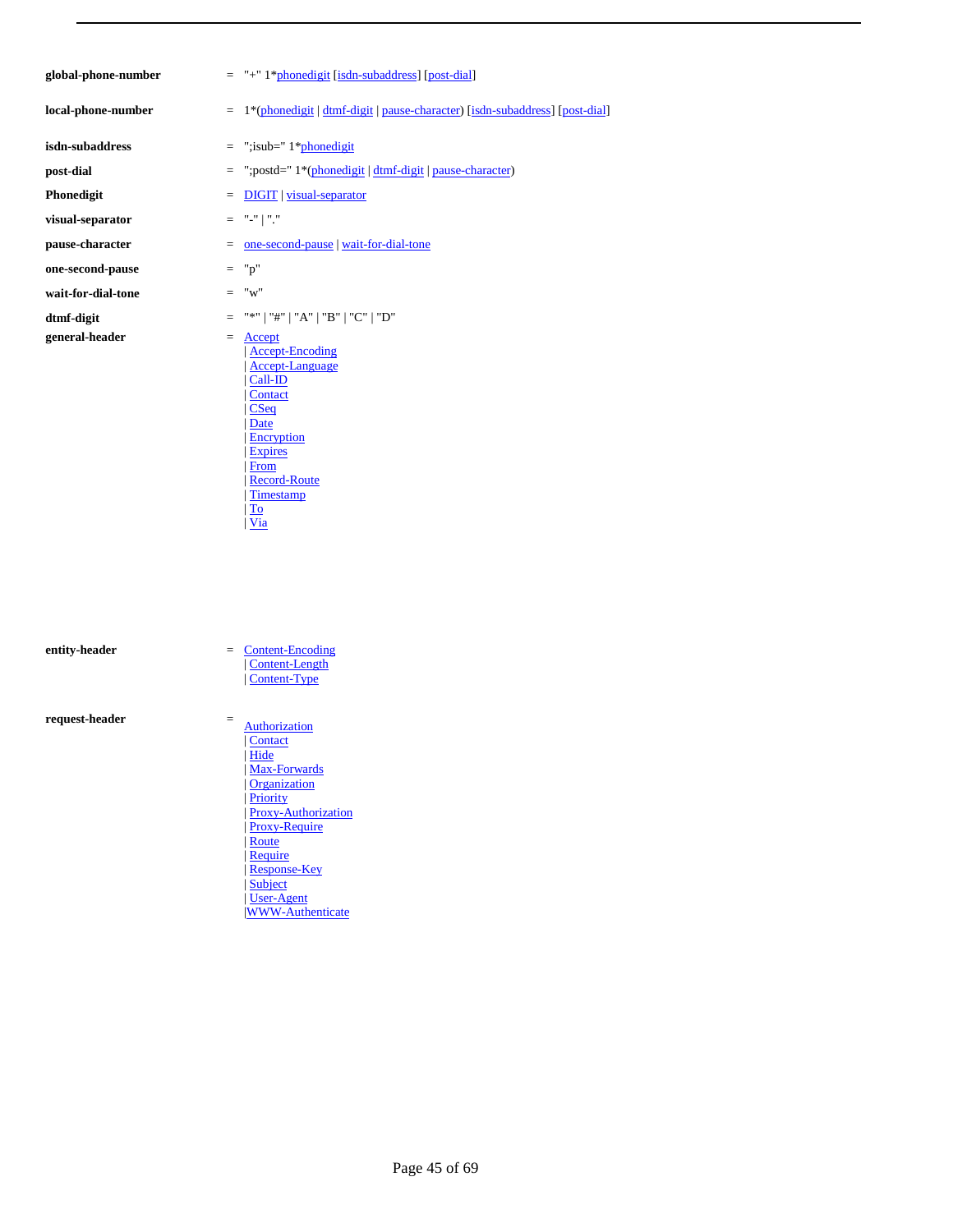```
global-phone-number     =  "+" 1*phonedigit [isdn-subaddress] [post-dial]

local-phone-number      =  1*(phonedigit | dtmf-digit | pause-character) [isdn-subaddress] [post-dial]

isdn-subaddress         =  ";isub=" 1*phonedigit
post-dial               =  ";postd=" 1*(phonedigit | dtmf-digit | pause-character)
Phonedigit              =  DIGIT | visual-separator
visual-separator        =  "-" | "."
pause-character         =  one-second-pause | wait-for-dial-tone
one-second-pause        =  "p"
wait-for-dial-tone      =  "w"
dtmf-digit              =  "*" | "#" | "A" | "B" | "C" | "D"
general-header          =  Accept
                           | Accept-Encoding
                           | Accept-Language
                           | Call-ID
                           | Contact
                           | CSeq
                           | Date
                           | Encryption
                           | Expires
                           | From
                           | Record-Route
                           | Timestamp
                           | To
                           | Via

entity-header           =  Content-Encoding
                           | Content-Length
                           | Content-Type

request-header          =
                           Authorization
                           | Contact
                           | Hide
                           | Max-Forwards
                           | Organization
                           | Priority
                           | Proxy-Authorization
                           | Proxy-Require
                           | Route
                           | Require
                           | Response-Key
                           | Subject
                           | User-Agent
                           |WWW-Authenticate
```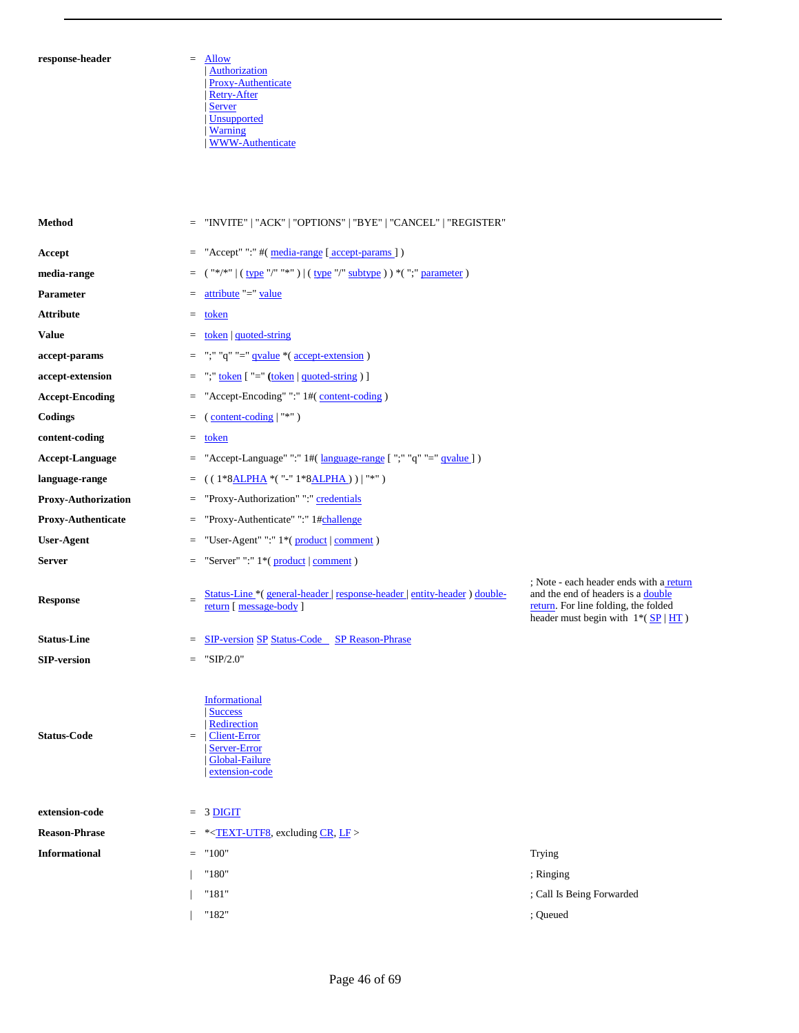| | | | |
|---|---|---|---|
| **response-header** | = | Allow<br>\| Authorization<br>\| Proxy-Authenticate<br>\| Retry-After<br>\| Server<br>\| Unsupported<br>\| Warning<br>\| WWW-Authenticate | |
| **Method** | = | "INVITE" \| "ACK" \| "OPTIONS" \| "BYE" \| "CANCEL" \| "REGISTER" | |
| **Accept** | = | "Accept" ":" #( media-range [ accept-params ] ) | |
| **media-range** | = | ( "\*/\*" \| ( type "/" "\*" ) \| ( type "/" subtype ) ) \*( ";" parameter ) | |
| **Parameter** | = | attribute "=" value | |
| **Attribute** | = | token | |
| **Value** | = | token \| quoted-string | |
| **accept-params** | = | ";" "q" "=" qvalue \*( accept-extension ) | |
| **accept-extension** | = | ";" token [ "=" (token \| quoted-string ) ] | |
| **Accept-Encoding** | = | "Accept-Encoding" ":" 1#( content-coding ) | |
| **Codings** | = | ( content-coding \| "\*" ) | |
| **content-coding** | = | token | |
| **Accept-Language** | = | "Accept-Language" ":" 1#( language-range [ ";" "q" "=" qvalue ] ) | |
| **language-range** | = | ( ( 1\*8ALPHA \*( "-" 1\*8ALPHA ) ) \| "\*" ) | |
| **Proxy-Authorization** | = | "Proxy-Authorization" ":" credentials | |
| **Proxy-Authenticate** | = | "Proxy-Authenticate" ":" 1#challenge | |
| **User-Agent** | = | "User-Agent" ":" 1\*( product \| comment ) | |
| **Server** | = | "Server" ":" 1\*( product \| comment ) | |
| **Response** | = | Status-Line \*( general-header \| response-header \| entity-header ) double-return [ message-body ] | ; Note - each header ends with a return and the end of headers is a double return. For line folding, the folded header must begin with 1\*( SP \| HT ) |
| **Status-Line** | = | SIP-version SP Status-Code SP Reason-Phrase | |
| **SIP-version** | = | "SIP/2.0" | |
| **Status-Code** | = | Informational<br>\| Success<br>\| Redirection<br>\| Client-Error<br>\| Server-Error<br>\| Global-Failure<br>\| extension-code | |
| **extension-code** | = | 3 DIGIT | |
| **Reason-Phrase** | = | \*<TEXT-UTF8, excluding CR, LF > | |
| **Informational** | = | "100" | Trying |
| | \| | "180" | ; Ringing |
| | \| | "181" | ; Call Is Being Forwarded |
| | \| | "182" | ; Queued |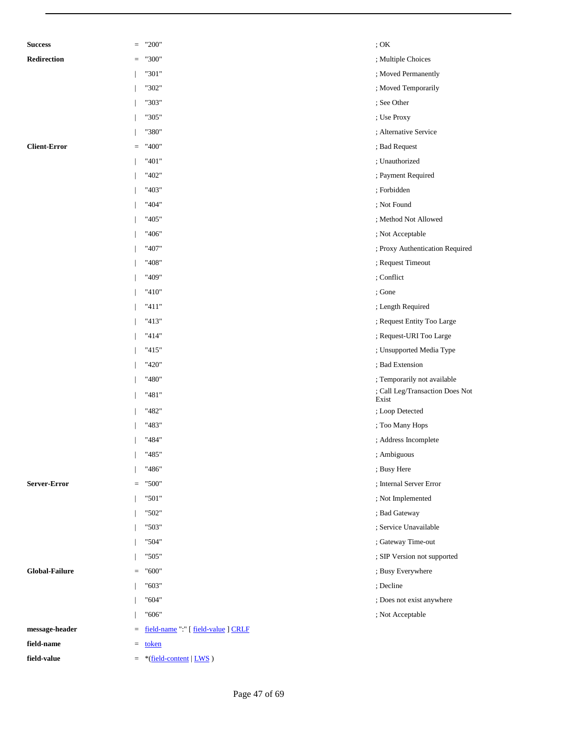| | | | |
|---|---|---|---|
| **Success** | = | "200" | ; OK |
| **Redirection** | = | "300" | ; Multiple Choices |
| | \| | "301" | ; Moved Permanently |
| | \| | "302" | ; Moved Temporarily |
| | \| | "303" | ; See Other |
| | \| | "305" | ; Use Proxy |
| | \| | "380" | ; Alternative Service |
| **Client-Error** | = | "400" | ; Bad Request |
| | \| | "401" | ; Unauthorized |
| | \| | "402" | ; Payment Required |
| | \| | "403" | ; Forbidden |
| | \| | "404" | ; Not Found |
| | \| | "405" | ; Method Not Allowed |
| | \| | "406" | ; Not Acceptable |
| | \| | "407" | ; Proxy Authentication Required |
| | \| | "408" | ; Request Timeout |
| | \| | "409" | ; Conflict |
| | \| | "410" | ; Gone |
| | \| | "411" | ; Length Required |
| | \| | "413" | ; Request Entity Too Large |
| | \| | "414" | ; Request-URI Too Large |
| | \| | "415" | ; Unsupported Media Type |
| | \| | "420" | ; Bad Extension |
| | \| | "480" | ; Temporarily not available |
| | \| | "481" | ; Call Leg/Transaction Does Not Exist |
| | \| | "482" | ; Loop Detected |
| | \| | "483" | ; Too Many Hops |
| | \| | "484" | ; Address Incomplete |
| | \| | "485" | ; Ambiguous |
| | \| | "486" | ; Busy Here |
| **Server-Error** | = | "500" | ; Internal Server Error |
| | \| | "501" | ; Not Implemented |
| | \| | "502" | ; Bad Gateway |
| | \| | "503" | ; Service Unavailable |
| | \| | "504" | ; Gateway Time-out |
| | \| | "505" | ; SIP Version not supported |
| **Global-Failure** | = | "600" | ; Busy Everywhere |
| | \| | "603" | ; Decline |
| | \| | "604" | ; Does not exist anywhere |
| | \| | "606" | ; Not Acceptable |
| **message-header** | = | field-name ":" [ field-value ] CRLF | |
| **field-name** | = | token | |
| **field-value** | = | *(field-content \| LWS ) | |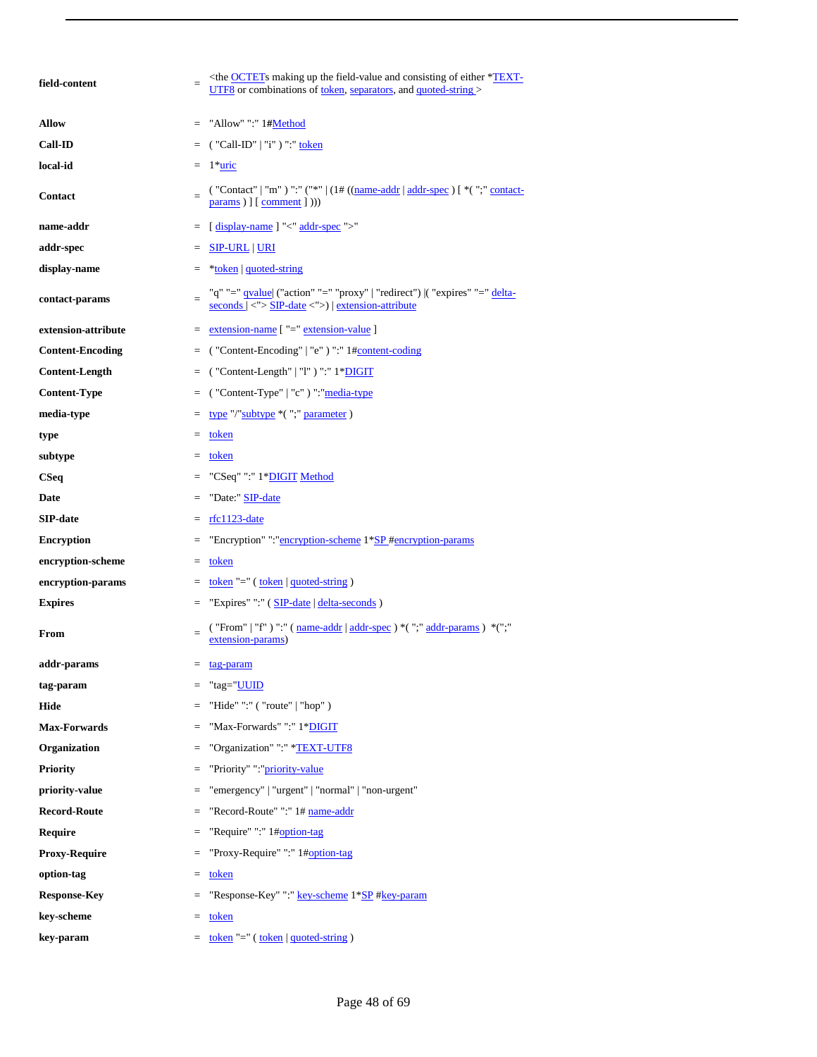| | | |
|---|---|---|
| **field-content** | = | <the OCTETs making up the field-value and consisting of either *TEXT-UTF8 or combinations of token, separators, and quoted-string > |
| **Allow** | = | "Allow" ":" 1#Method |
| **Call-ID** | = | ( "Call-ID" \| "i" ) ":" token |
| **local-id** | = | 1*uric |
| **Contact** | = | ( "Contact" \| "m" ) ":" ("*" \| (1# ((name-addr \| addr-spec ) [ *( ";" contact-params ) ] [ comment ] ))) |
| **name-addr** | = | [ display-name ] "<" addr-spec ">" |
| **addr-spec** | = | SIP-URL \| URI |
| **display-name** | = | *token \| quoted-string |
| **contact-params** | = | "q" "=" qvalue\| ("action" "=" "proxy" \| "redirect") \|( "expires" "=" delta-seconds \| <"> SIP-date <">) \| extension-attribute |
| **extension-attribute** | = | extension-name [ "=" extension-value ] |
| **Content-Encoding** | = | ( "Content-Encoding" \| "e" ) ":" 1#content-coding |
| **Content-Length** | = | ( "Content-Length" \| "l" ) ":" 1*DIGIT |
| **Content-Type** | = | ( "Content-Type" \| "c" ) ":"media-type |
| **media-type** | = | type "/"subtype *( ";" parameter ) |
| **type** | = | token |
| **subtype** | = | token |
| **CSeq** | = | "CSeq" ":" 1*DIGIT Method |
| **Date** | = | "Date:" SIP-date |
| **SIP-date** | = | rfc1123-date |
| **Encryption** | = | "Encryption" ":"encryption-scheme 1*SP #encryption-params |
| **encryption-scheme** | = | token |
| **encryption-params** | = | token "=" ( token \| quoted-string ) |
| **Expires** | = | "Expires" ":" ( SIP-date \| delta-seconds ) |
| **From** | = | ( "From" \| "f" ) ":" ( name-addr \| addr-spec ) *( ";" addr-params ) *(";" extension-params) |
| **addr-params** | = | tag-param |
| **tag-param** | = | "tag="UUID |
| **Hide** | = | "Hide" ":" ( "route" \| "hop" ) |
| **Max-Forwards** | = | "Max-Forwards" ":" 1*DIGIT |
| **Organization** | = | "Organization" ":" *TEXT-UTF8 |
| **Priority** | = | "Priority" ":"priority-value |
| **priority-value** | = | "emergency" \| "urgent" \| "normal" \| "non-urgent" |
| **Record-Route** | = | "Record-Route" ":" 1# name-addr |
| **Require** | = | "Require" ":" 1#option-tag |
| **Proxy-Require** | = | "Proxy-Require" ":" 1#option-tag |
| **option-tag** | = | token |
| **Response-Key** | = | "Response-Key" ":" key-scheme 1*SP #key-param |
| **key-scheme** | = | token |
| **key-param** | = | token "=" ( token \| quoted-string ) |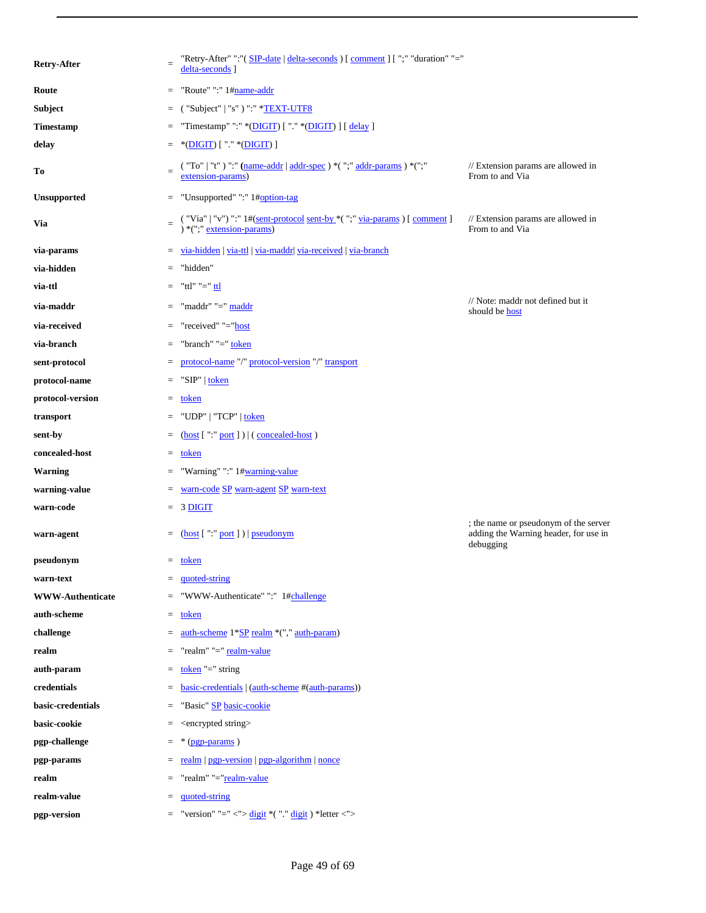| | | | |
|---|---|---|---|
| **Retry-After** | = | "Retry-After" ":"( SIP-date \| delta-seconds ) [ comment ] [ ";" "duration" "=" delta-seconds ] | |
| **Route** | = | "Route" ":" 1#name-addr | |
| **Subject** | = | ( "Subject" \| "s" ) ":" *TEXT-UTF8 | |
| **Timestamp** | = | "Timestamp" ":" *(DIGIT) [ "." *(DIGIT) ] [ delay ] | |
| **delay** | = | *(DIGIT) [ "." *(DIGIT) ] | |
| **To** | = | ( "To" \| "t" ) ":" (name-addr \| addr-spec ) *( ";" addr-params ) *(";" extension-params) | // Extension params are allowed in From to and Via |
| **Unsupported** | = | "Unsupported" ":" 1#option-tag | |
| **Via** | = | ( "Via" \| "v") ":" 1#(sent-protocol sent-by *( ";" via-params ) [ comment ] ) *(";" extension-params) | // Extension params are allowed in From to and Via |
| **via-params** | = | via-hidden \| via-ttl \| via-maddr\| via-received \| via-branch | |
| **via-hidden** | = | "hidden" | |
| **via-ttl** | = | "ttl" "=" ttl | |
| **via-maddr** | = | "maddr" "=" maddr | // Note: maddr not defined but it should be host |
| **via-received** | = | "received" "="host | |
| **via-branch** | = | "branch" "=" token | |
| **sent-protocol** | = | protocol-name "/" protocol-version "/" transport | |
| **protocol-name** | = | "SIP" \| token | |
| **protocol-version** | = | token | |
| **transport** | = | "UDP" \| "TCP" \| token | |
| **sent-by** | = | (host [ ":" port ] ) \| ( concealed-host ) | |
| **concealed-host** | = | token | |
| **Warning** | = | "Warning" ":" 1#warning-value | |
| **warning-value** | = | warn-code SP warn-agent SP warn-text | |
| **warn-code** | = | 3 DIGIT | |
| **warn-agent** | = | (host [ ":" port ] ) \| pseudonym | ; the name or pseudonym of the server adding the Warning header, for use in debugging |
| **pseudonym** | = | token | |
| **warn-text** | = | quoted-string | |
| **WWW-Authenticate** | = | "WWW-Authenticate" ":" 1#challenge | |
| **auth-scheme** | = | token | |
| **challenge** | = | auth-scheme 1*SP realm *("," auth-param) | |
| **realm** | = | "realm" "=" realm-value | |
| **auth-param** | = | token "=" string | |
| **credentials** | = | basic-credentials \| (auth-scheme #(auth-params)) | |
| **basic-credentials** | = | "Basic" SP basic-cookie | |
| **basic-cookie** | = | <encrypted string> | |
| **pgp-challenge** | = | * (pgp-params ) | |
| **pgp-params** | = | realm \| pgp-version \| pgp-algorithm \| nonce | |
| **realm** | = | "realm" "="realm-value | |
| **realm-value** | = | quoted-string | |
| **pgp-version** | = | "version" "=" <"> digit *( "." digit ) *letter <"> | |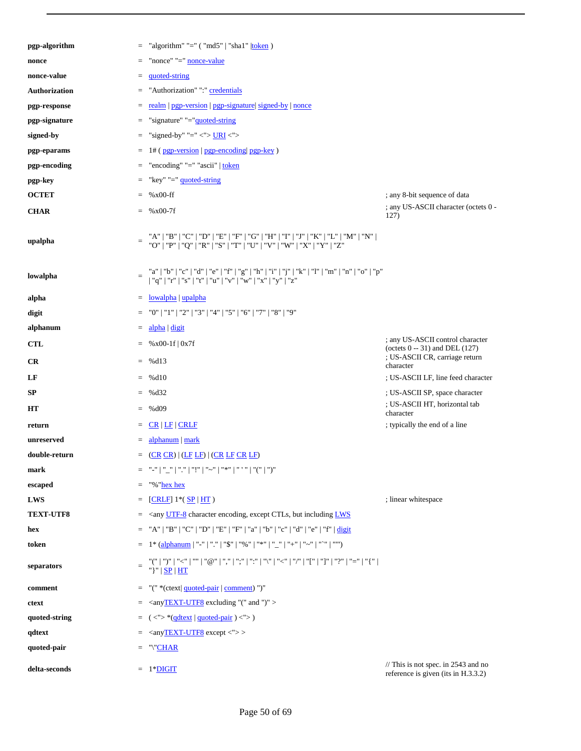```
pgp-algorithm    = "algorithm" "=" ( "md5" | "sha1" |token )
nonce            = "nonce" "=" nonce-value
nonce-value      = quoted-string
Authorization    = "Authorization" ":" credentials
pgp-response     = realm | pgp-version | pgp-signature| signed-by | nonce
pgp-signature    = "signature" "="quoted-string
signed-by        = "signed-by" "=" <"> URI <">
pgp-eparams      = 1# ( pgp-version | pgp-encoding| pgp-key )
pgp-encoding     = "encoding" "=" "ascii" | token
pgp-key          = "key" "=" quoted-string
OCTET            = %x00-ff                      ; any 8-bit sequence of data
CHAR             = %x00-7f                      ; any US-ASCII character (octets 0 -
                                                  127)
upalpha          = "A" | "B" | "C" | "D" | "E" | "F" | "G" | "H" | "I" | "J" | "K" | "L" | "M" | "N" |
                   "O" | "P" | "Q" | "R" | "S" | "T" | "U" | "V" | "W" | "X" | "Y" | "Z"
lowalpha         = "a" | "b" | "c" | "d" | "e" | "f" | "g" | "h" | "i" | "j" | "k" | "l" | "m" | "n" | "o" | "p"
                   | "q" | "r" | "s" | "t" | "u" | "v" | "w" | "x" | "y" | "z"
alpha            = lowalpha | upalpha
digit            = "0" | "1" | "2" | "3" | "4" | "5" | "6" | "7" | "8" | "9"
alphanum         = alpha | digit
CTL              = %x00-1f | 0x7f               ; any US-ASCII control character
                                                  (octets 0 -- 31) and DEL (127)
CR               = %d13                         ; US-ASCII CR, carriage return
                                                  character
LF               = %d10                         ; US-ASCII LF, line feed character
SP               = %d32                         ; US-ASCII SP, space character
HT               = %d09                         ; US-ASCII HT, horizontal tab
                                                  character
return           = CR | LF | CRLF               ; typically the end of a line
unreserved       = alphanum | mark
double-return    = (CR CR) | (LF LF) | (CR LF CR LF)
mark             = "-" | "_" | "." | "!" | "~" | "*" | " ' " | "(" | ")"
escaped          = "%"hex hex
LWS              = [CRLF] 1*( SP | HT )         ; linear whitespace
TEXT-UTF8        = <any UTF-8 character encoding, except CTLs, but including LWS
hex              = "A" | "B" | "C" | "D" | "E" | "F" | "a" | "b" | "c" | "d" | "e" | "f" | digit
token            = 1* (alphanum | "-" | "." | "$" | "%" | "*" | "_" | "+" | "~" | "`" | "'")
separators       = "(" | ")" | "<" | "" | "@" | "," | ";" | ":" | "\" | "<" | "/" | "[" | "]" | "?" | "=" | "{" |
                   "}" | SP | HT
comment          = "(" *(ctext| quoted-pair | comment) ")"
ctext            = <anyTEXT-UTF8 excluding "(" and ")" >
quoted-string    = ( <"> *(qdtext | quoted-pair ) <"> )
qdtext           = <anyTEXT-UTF8 except <"> >
quoted-pair      = "\"CHAR
delta-seconds    = 1*DIGIT                      // This is not spec. in 2543 and no
                                                  reference is given (its in H.3.3.2)
```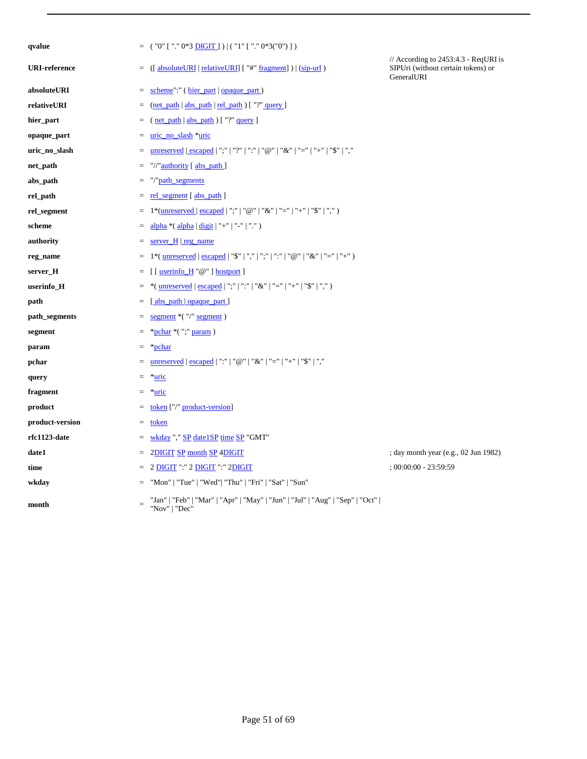| | | | |
|---|---|---|---|
| **qvalue** | = | ( "0" [ "." 0*3 DIGIT ] ) \| ( "1" [ "." 0*3("0") ] ) | |
| **URI-reference** | = | ([ absoluteURI \| relativeURI] [ "#" fragment] ) \| (sip-url ) | // According to 2453:4.3 - ReqURI is SIPUri (without certain tokens) or GeneralURI |
| **absoluteURI** | = | scheme":" ( hier_part \| opaque_part ) | |
| **relativeURI** | = | (net_path \| abs_path \| rel_path ) [ "?" query ] | |
| **hier_part** | = | ( net_path \| abs_path ) [ "?" query ] | |
| **opaque_part** | = | uric_no_slash *uric | |
| **uric_no_slash** | = | unreserved \| escaped \| ";" \| "?" \| ":" \| "@" \| "&" \| "=" \| "+" \| "$" \| "," | |
| **net_path** | = | "//"authority [ abs_path ] | |
| **abs_path** | = | "/"path_segments | |
| **rel_path** | = | rel_segment [ abs_path ] | |
| **rel_segment** | = | 1*(unreserved \| escaped \| ";" \| "@" \| "&" \| "=" \| "+" \| "$" \| "," ) | |
| **scheme** | = | alpha *( alpha \| digit \| "+" \| "-" \| "." ) | |
| **authority** | = | server_H \| reg_name | |
| **reg_name** | = | 1*( unreserved \| escaped \| "$" \| "," \| ";" \| ":" \| "@" \| "&" \| "=" \| "+" ) | |
| **server_H** | = | [ [ userinfo_H "@" ] hostport ] | |
| **userinfo_H** | = | *( unreserved \| escaped \| ";" \| ":" \| "&" \| "=" \| "+" \| "$" \| "," ) | |
| **path** | = | [ abs_path \| opaque_part ] | |
| **path_segments** | = | segment *( "/" segment ) | |
| **segment** | = | *pchar *( ";" param ) | |
| **param** | = | *pchar | |
| **pchar** | = | unreserved \| escaped \| ":" \| "@" \| "&" \| "=" \| "+" \| "$" \| "," | |
| **query** | = | *uric | |
| **fragment** | = | *uric | |
| **product** | = | token ["/" product-version] | |
| **product-version** | = | token | |
| **rfc1123-date** | = | wkday "," SP date1SP time SP "GMT" | |
| **date1** | = | 2DIGIT SP month SP 4DIGIT | ; day month year (e.g., 02 Jun 1982) |
| **time** | = | 2 DIGIT ":" 2 DIGIT ":" 2DIGIT | ; 00:00:00 - 23:59:59 |
| **wkday** | = | "Mon" \| "Tue" \| "Wed"\| "Thu" \| "Fri" \| "Sat" \| "Sun" | |
| **month** | = | "Jan" \| "Feb" \| "Mar" \| "Apr" \| "May" \| "Jun" \| "Jul" \| "Aug" \| "Sep" \| "Oct" \| "Nov" \| "Dec" | |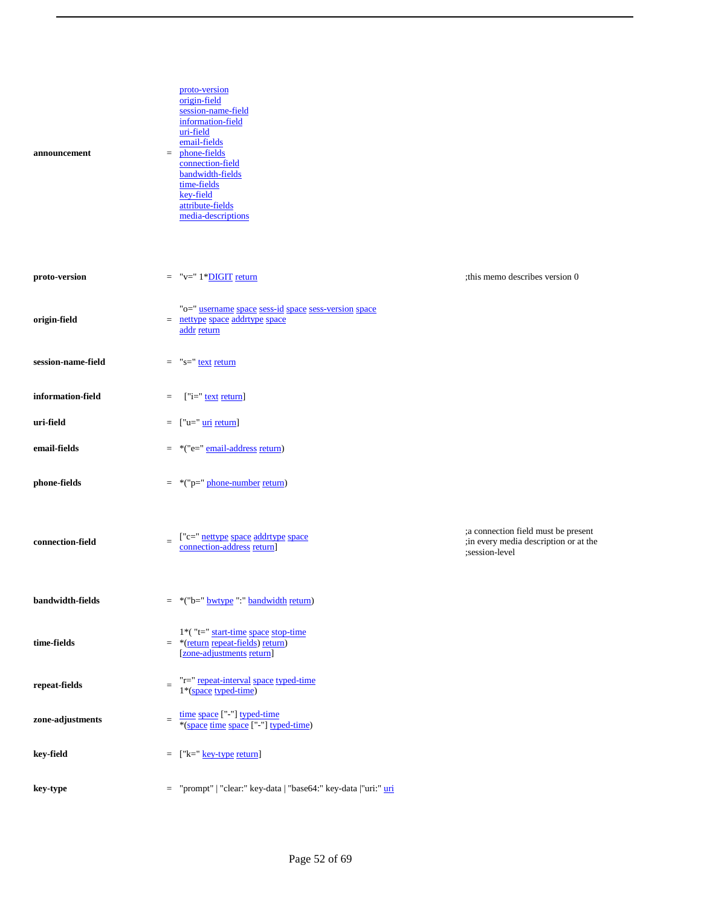```
announcement          =  proto-version
                         origin-field
                         session-name-field
                         information-field
                         uri-field
                         email-fields
                         phone-fields
                         connection-field
                         bandwidth-fields
                         time-fields
                         key-field
                         attribute-fields
                         media-descriptions

proto-version         =  "v=" 1*DIGIT return                         ;this memo describes version 0

origin-field          =  "o=" username space sess-id space sess-version space
                         nettype space addrtype space
                         addr return

session-name-field    =  "s=" text return

information-field     =  ["i=" text return]

uri-field             =  ["u=" uri return]

email-fields          =  *("e=" email-address return)

phone-fields          =  *("p=" phone-number return)

connection-field      =  ["c=" nettype space addrtype space          ;a connection field must be present
                         connection-address return]                  ;in every media description or at the
                                                                     ;session-level

bandwidth-fields      =  *("b=" bwtype ":" bandwidth return)

time-fields           =  1*( "t=" start-time space stop-time
                         *(return repeat-fields) return)
                         [zone-adjustments return]

repeat-fields         =  "r=" repeat-interval space typed-time
                         1*(space typed-time)

zone-adjustments      =  time space ["-"] typed-time
                         *(space time space ["-"] typed-time)

key-field             =  ["k=" key-type return]

key-type              =  "prompt" | "clear:" key-data | "base64:" key-data |"uri:" uri
```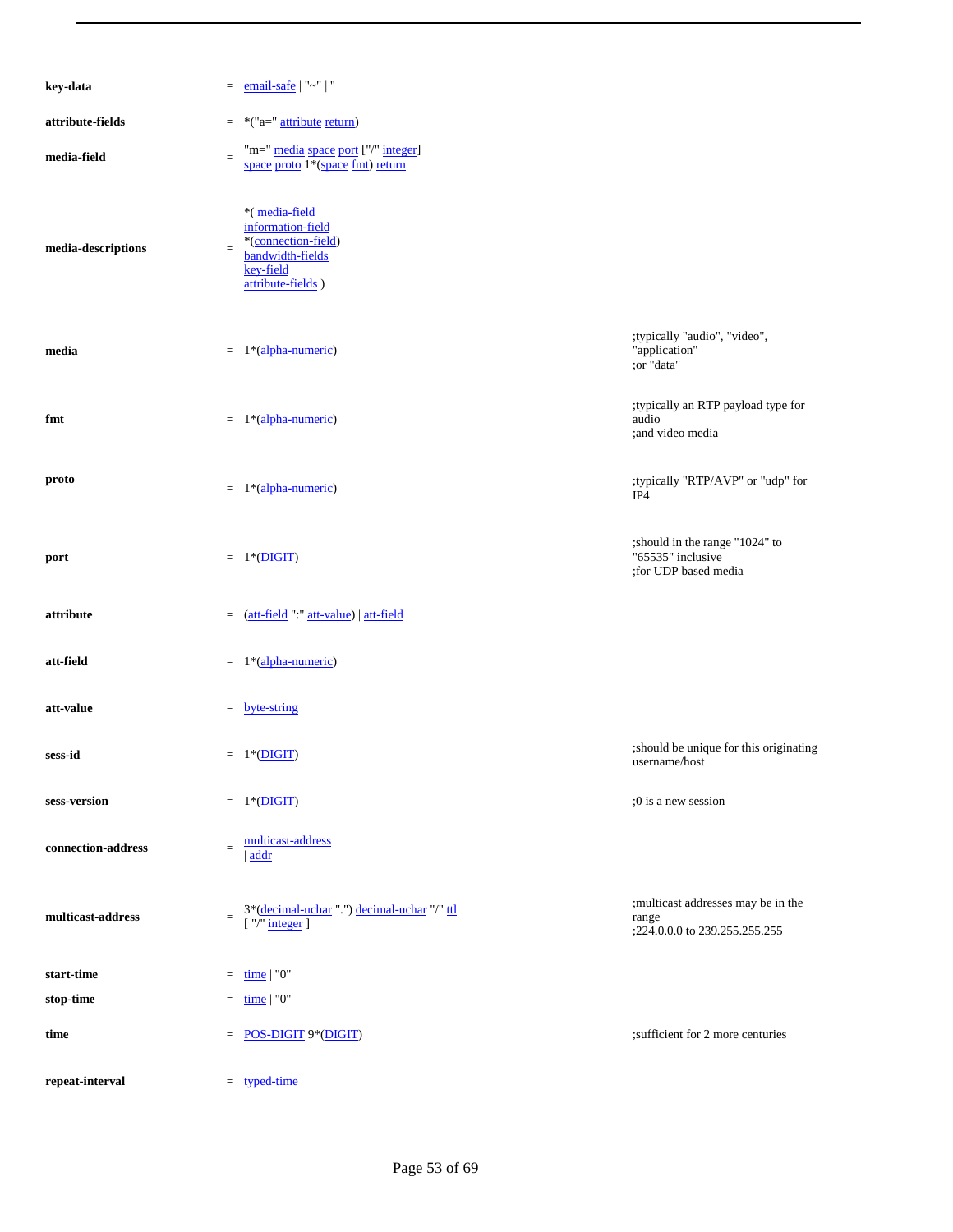| | | | |
|---|---|---|---|
| **key-data** | = | email-safe \| "~" \| " | |
| **attribute-fields** | = | *("a=" attribute return) | |
| **media-field** | = | "m=" media space port ["/" integer] space proto 1*(space fmt) return | |
| **media-descriptions** | = | *( media-field information-field *(connection-field) bandwidth-fields key-field attribute-fields ) | |
| **media** | = | 1*(alpha-numeric) | ;typically "audio", "video", "application" ;or "data" |
| **fmt** | = | 1*(alpha-numeric) | ;typically an RTP payload type for audio ;and video media |
| **proto** | = | 1*(alpha-numeric) | ;typically "RTP/AVP" or "udp" for IP4 |
| **port** | = | 1*(DIGIT) | ;should in the range "1024" to "65535" inclusive ;for UDP based media |
| **attribute** | = | (att-field ":" att-value) \| att-field | |
| **att-field** | = | 1*(alpha-numeric) | |
| **att-value** | = | byte-string | |
| **sess-id** | = | 1*(DIGIT) | ;should be unique for this originating username/host |
| **sess-version** | = | 1*(DIGIT) | ;0 is a new session |
| **connection-address** | = | multicast-address \| addr | |
| **multicast-address** | = | 3*(decimal-uchar ".") decimal-uchar "/" ttl [ "/" integer ] | ;multicast addresses may be in the range ;224.0.0.0 to 239.255.255.255 |
| **start-time** | = | time \| "0" | |
| **stop-time** | = | time \| "0" | |
| **time** | = | POS-DIGIT 9*(DIGIT) | ;sufficient for 2 more centuries |
| **repeat-interval** | = | typed-time | |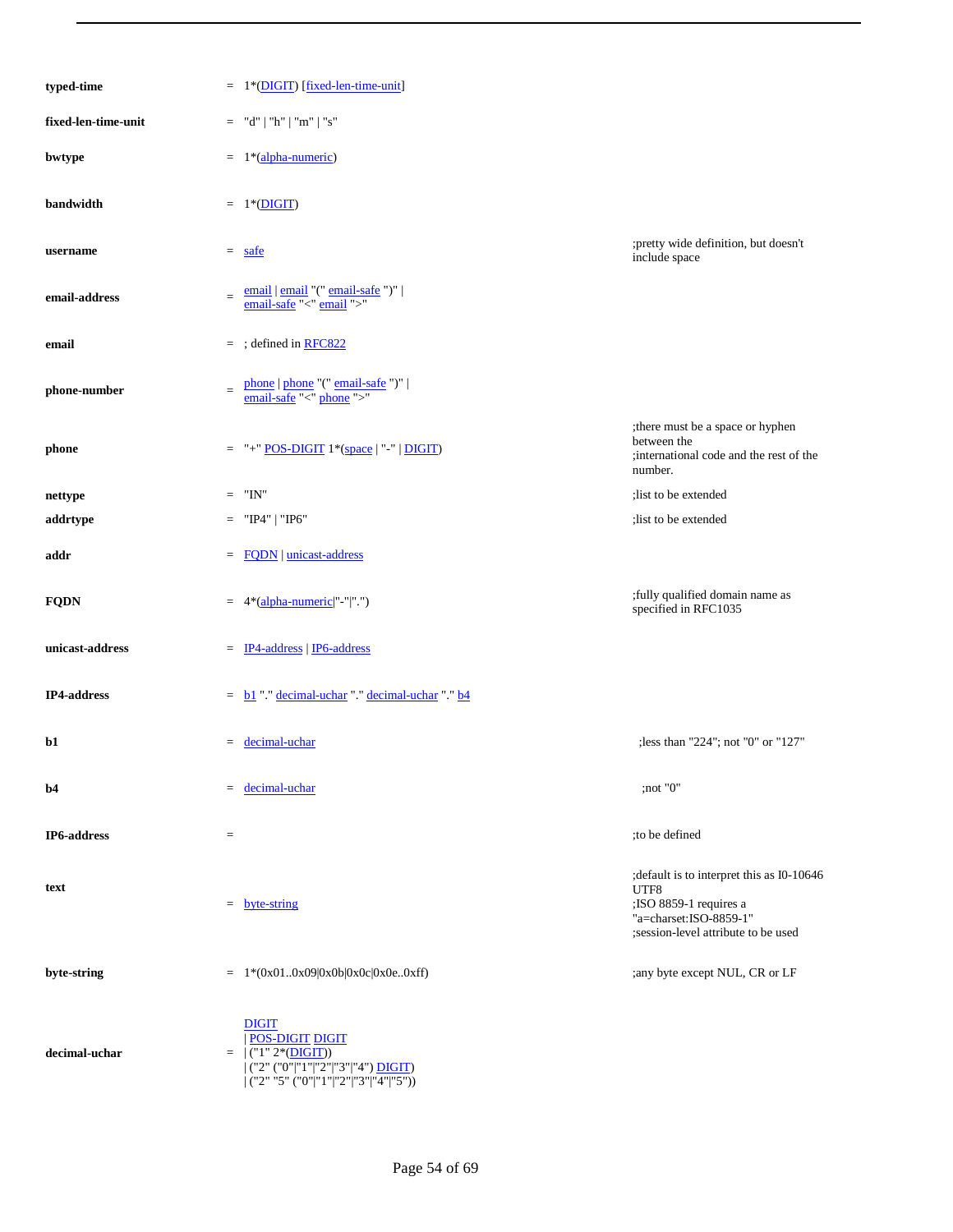| | | | |
|---|---|---|---|
| **typed-time** | = | 1*(DIGIT) [fixed-len-time-unit] | |
| **fixed-len-time-unit** | = | "d" \| "h" \| "m" \| "s" | |
| **bwtype** | = | 1*(alpha-numeric) | |
| **bandwidth** | = | 1*(DIGIT) | |
| **username** | = | safe | ;pretty wide definition, but doesn't include space |
| **email-address** | = | email \| email "(" email-safe ")" \| email-safe "<" email ">" | |
| **email** | = | ; defined in RFC822 | |
| **phone-number** | = | phone \| phone "(" email-safe ")" \| email-safe "<" phone ">" | |
| **phone** | = | "+" POS-DIGIT 1*(space \| "-" \| DIGIT) | ;there must be a space or hyphen between the ;international code and the rest of the number. |
| **nettype** | = | "IN" | ;list to be extended |
| **addrtype** | = | "IP4" \| "IP6" | ;list to be extended |
| **addr** | = | FQDN \| unicast-address | |
| **FQDN** | = | 4*(alpha-numeric\|"-"\|".") | ;fully qualified domain name as specified in RFC1035 |
| **unicast-address** | = | IP4-address \| IP6-address | |
| **IP4-address** | = | b1 "." decimal-uchar "." decimal-uchar "." b4 | |
| **b1** | = | decimal-uchar | ;less than "224"; not "0" or "127" |
| **b4** | = | decimal-uchar | ;not "0" |
| **IP6-address** | = | | ;to be defined |
| **text** | = | byte-string | ;default is to interpret this as I0-10646 UTF8 ;ISO 8859-1 requires a "a=charset:ISO-8859-1" ;session-level attribute to be used |
| **byte-string** | = | 1*(0x01..0x09\|0x0b\|0x0c\|0x0e..0xff) | ;any byte except NUL, CR or LF |
| **decimal-uchar** | = | DIGIT \| POS-DIGIT DIGIT \| ("1" 2*(DIGIT)) \| ("2" ("0"\|"1"\|"2"\|"3"\|"4") DIGIT) \| ("2" "5" ("0"\|"1"\|"2"\|"3"\|"4"\|"5")) | |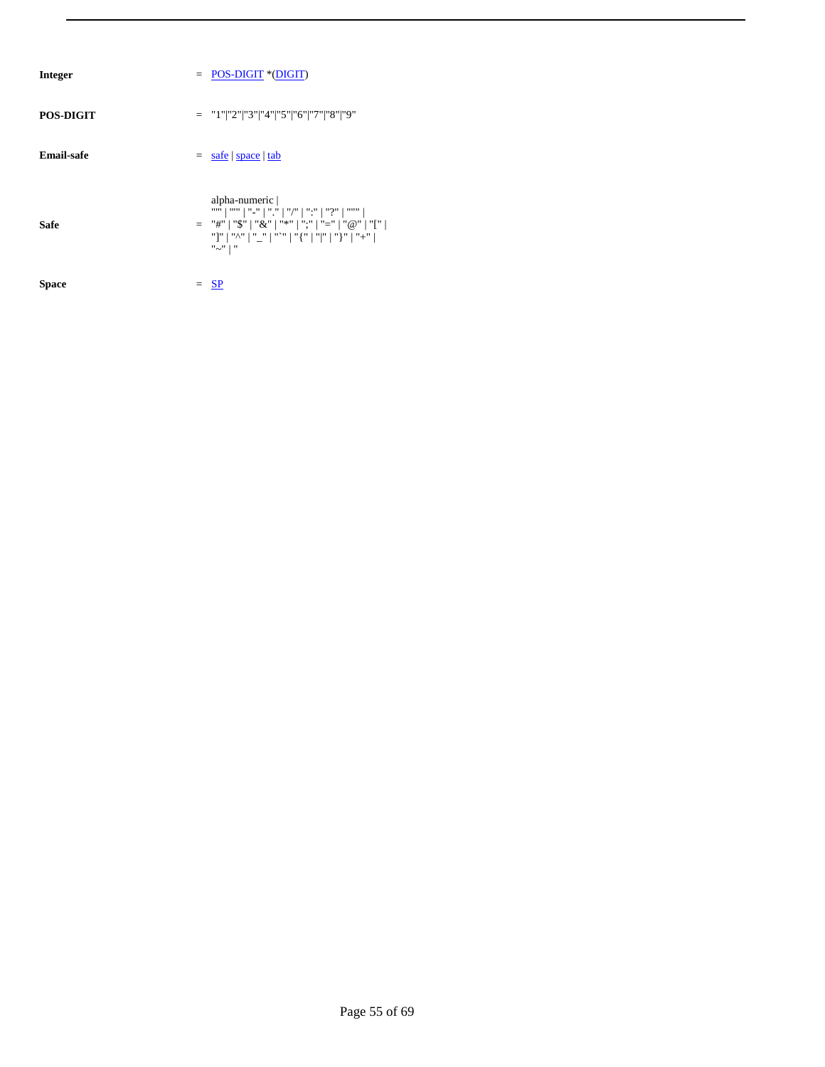| | | |
|---|---|---|
| **Integer** | = | POS-DIGIT *(DIGIT) |
| **POS-DIGIT** | = | "1"\|"2"\|"3"\|"4"\|"5"\|"6"\|"7"\|"8"\|"9" |
| **Email-safe** | = | safe \| space \| tab |
| **Safe** | = | alpha-numeric \| "'" \| "'" \| "-" \| "." \| "/" \| ":" \| "?" \| '"' \| "#" \| "$" \| "&" \| "*" \| ";" \| "=" \| "@" \| "[" \| "]" \| "^" \| "_" \| "`" \| "{" \| "\|" \| "}" \| "+" \| "~" \| " |
| **Space** | = | SP |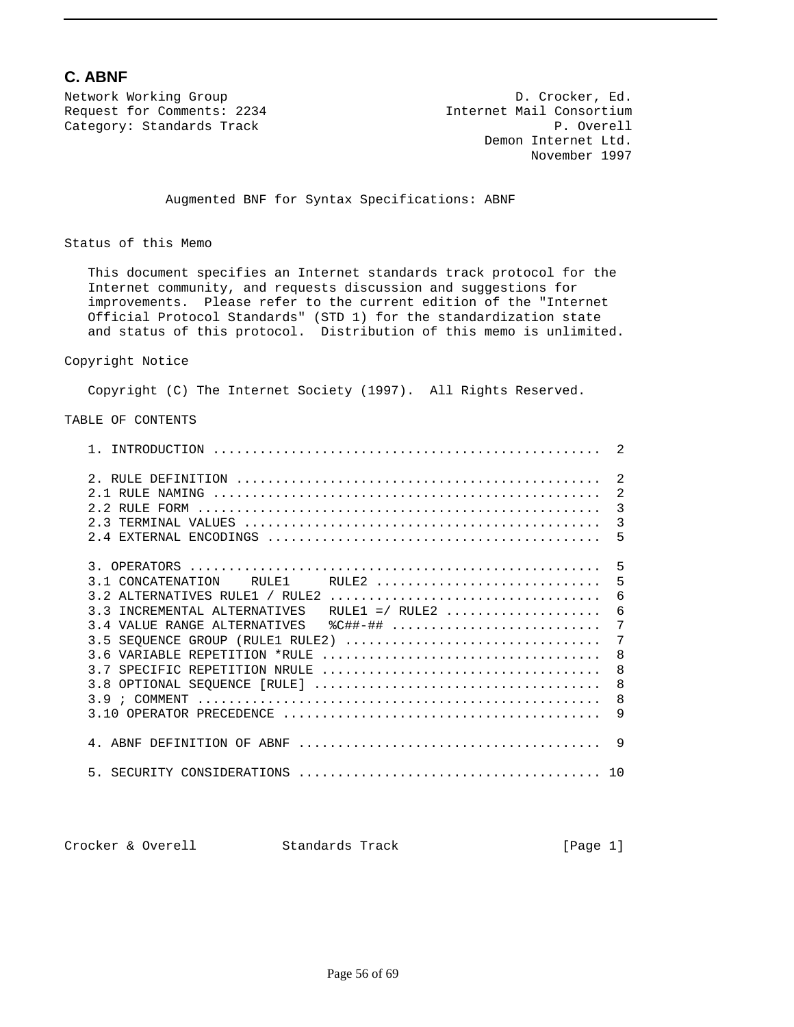## C. ABNF

```
Network Working Group                                    D. Crocker, Ed.
Request for Comments: 2234                     Internet Mail Consortium
Category: Standards Track                                     P. Overell
                                                      Demon Internet Ltd.
                                                           November 1997


             Augmented BNF for Syntax Specifications: ABNF


Status of this Memo

   This document specifies an Internet standards track protocol for the
   Internet community, and requests discussion and suggestions for
   improvements.  Please refer to the current edition of the "Internet
   Official Protocol Standards" (STD 1) for the standardization state
   and status of this protocol.  Distribution of this memo is unlimited.

Copyright Notice

   Copyright (C) The Internet Society (1997).  All Rights Reserved.

TABLE OF CONTENTS

   1. INTRODUCTION .................................................  2

   2. RULE DEFINITION ..............................................  2
   2.1 RULE NAMING .................................................  2
   2.2 RULE FORM ...................................................  3
   2.3 TERMINAL VALUES .............................................  3
   2.4 EXTERNAL ENCODINGS ..........................................  5

   3. OPERATORS ....................................................  5
   3.1 CONCATENATION    RULE1     RULE2 ............................  5
   3.2 ALTERNATIVES RULE1 / RULE2 ..................................  6
   3.3 INCREMENTAL ALTERNATIVES   RULE1 =/ RULE2 ...................  6
   3.4 VALUE RANGE ALTERNATIVES   %C##-## ..........................  7
   3.5 SEQUENCE GROUP (RULE1 RULE2) ................................  7
   3.6 VARIABLE REPETITION *RULE ...................................  8
   3.7 SPECIFIC REPETITION NRULE ...................................  8
   3.8 OPTIONAL SEQUENCE [RULE] ....................................  8
   3.9 ; COMMENT ...................................................  8
   3.10 OPERATOR PRECEDENCE ........................................  9

   4. ABNF DEFINITION OF ABNF ......................................  9

   5. SECURITY CONSIDERATIONS ...................................... 10
```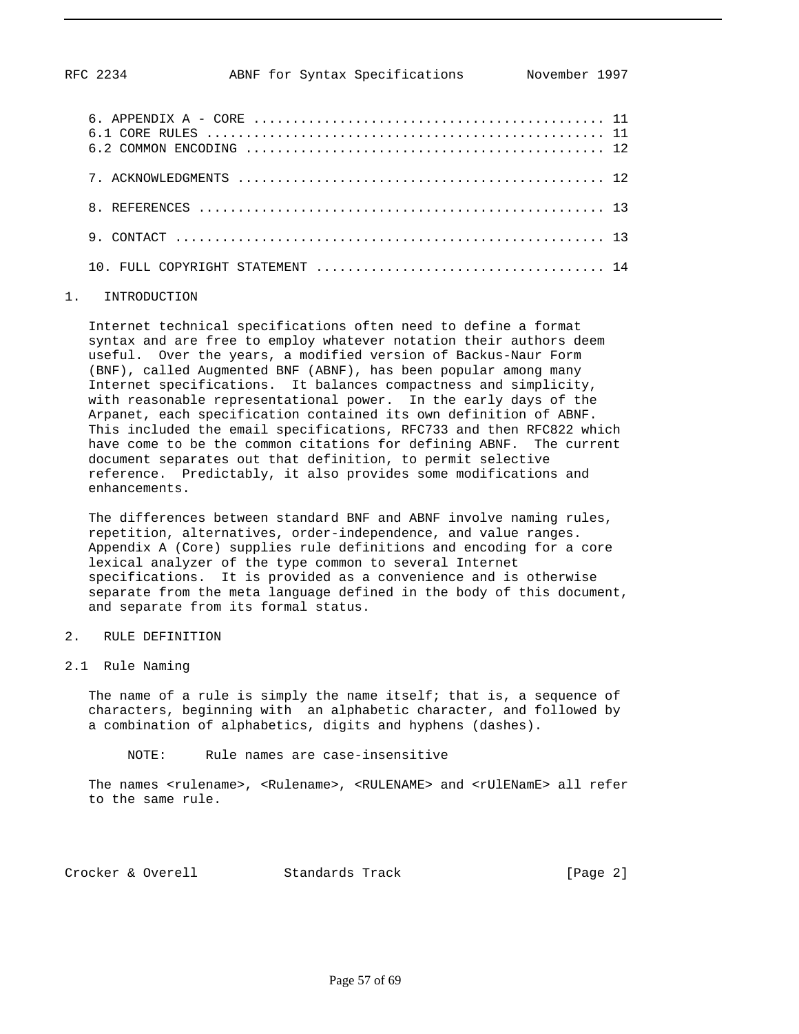6. APPENDIX A - CORE ............................................ 11
6.1 CORE RULES .................................................. 11
6.2 COMMON ENCODING ............................................. 12

7. ACKNOWLEDGMENTS .............................................. 12

8. REFERENCES ................................................... 13

9. CONTACT ...................................................... 13

10. FULL COPYRIGHT STATEMENT .................................... 14

## 1. INTRODUCTION

Internet technical specifications often need to define a format syntax and are free to employ whatever notation their authors deem useful. Over the years, a modified version of Backus-Naur Form (BNF), called Augmented BNF (ABNF), has been popular among many Internet specifications. It balances compactness and simplicity, with reasonable representational power. In the early days of the Arpanet, each specification contained its own definition of ABNF. This included the email specifications, RFC733 and then RFC822 which have come to be the common citations for defining ABNF. The current document separates out that definition, to permit selective reference. Predictably, it also provides some modifications and enhancements.

The differences between standard BNF and ABNF involve naming rules, repetition, alternatives, order-independence, and value ranges. Appendix A (Core) supplies rule definitions and encoding for a core lexical analyzer of the type common to several Internet specifications. It is provided as a convenience and is otherwise separate from the meta language defined in the body of this document, and separate from its formal status.

## 2. RULE DEFINITION

### 2.1 Rule Naming

The name of a rule is simply the name itself; that is, a sequence of characters, beginning with an alphabetic character, and followed by a combination of alphabetics, digits and hyphens (dashes).

NOTE: Rule names are case-insensitive

The names <rulename>, <Rulename>, <RULENAME> and <rUlENamE> all refer to the same rule.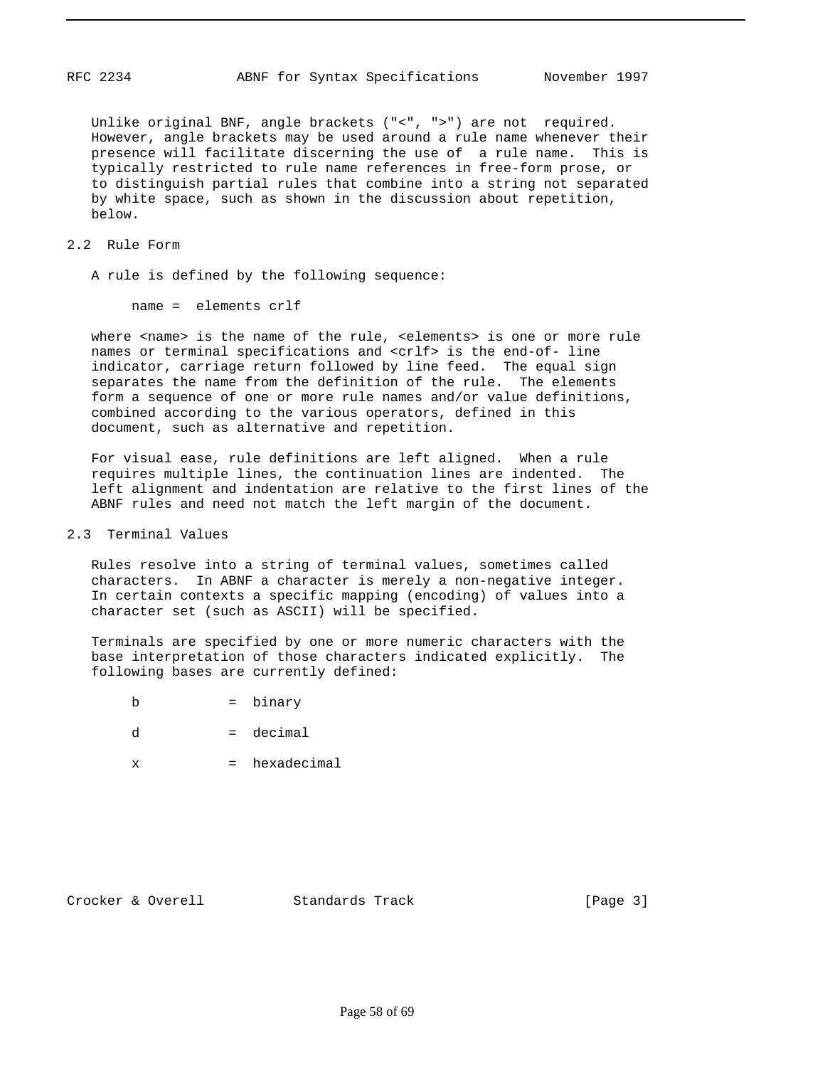Unlike original BNF, angle brackets ("<", ">") are not required. However, angle brackets may be used around a rule name whenever their presence will facilitate discerning the use of a rule name. This is typically restricted to rule name references in free-form prose, or to distinguish partial rules that combine into a string not separated by white space, such as shown in the discussion about repetition, below.

## 2.2 Rule Form

A rule is defined by the following sequence:

```
name =  elements crlf
```

where <name> is the name of the rule, <elements> is one or more rule names or terminal specifications and <crlf> is the end-of- line indicator, carriage return followed by line feed. The equal sign separates the name from the definition of the rule. The elements form a sequence of one or more rule names and/or value definitions, combined according to the various operators, defined in this document, such as alternative and repetition.

For visual ease, rule definitions are left aligned. When a rule requires multiple lines, the continuation lines are indented. The left alignment and indentation are relative to the first lines of the ABNF rules and need not match the left margin of the document.

## 2.3 Terminal Values

Rules resolve into a string of terminal values, sometimes called characters. In ABNF a character is merely a non-negative integer. In certain contexts a specific mapping (encoding) of values into a character set (such as ASCII) will be specified.

Terminals are specified by one or more numeric characters with the base interpretation of those characters indicated explicitly. The following bases are currently defined:

```
b           =  binary

d           =  decimal

x           =  hexadecimal
```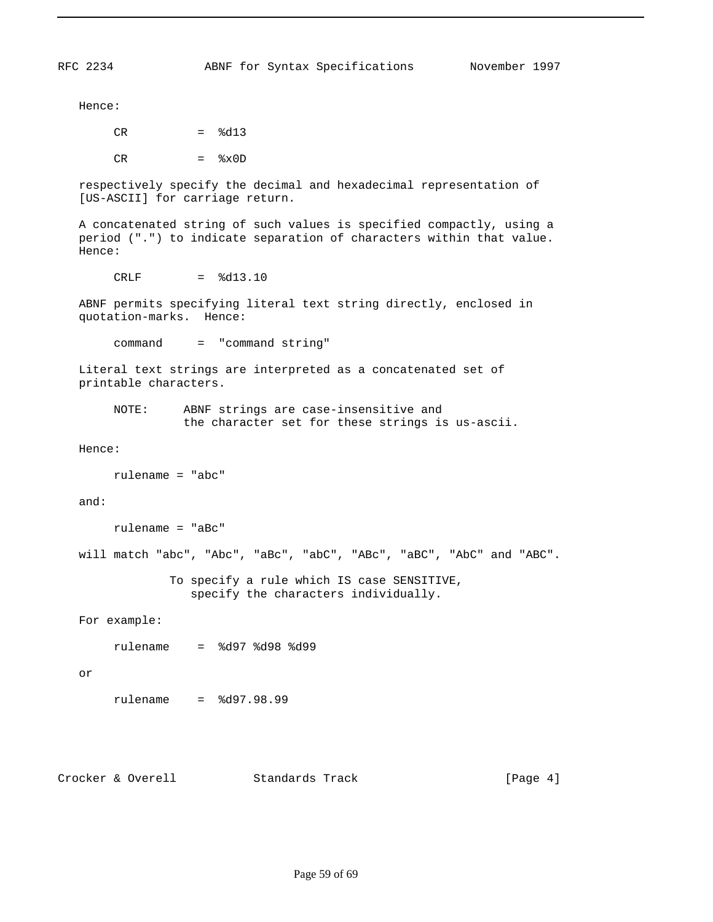Hence:

```
CR          =  %d13

CR          =  %x0D
```

respectively specify the decimal and hexadecimal representation of [US-ASCII] for carriage return.

A concatenated string of such values is specified compactly, using a period (".") to indicate separation of characters within that value. Hence:

```
CRLF        =  %d13.10
```

ABNF permits specifying literal text string directly, enclosed in quotation-marks.  Hence:

```
command     =  "command string"
```

Literal text strings are interpreted as a concatenated set of printable characters.

```
NOTE:     ABNF strings are case-insensitive and
          the character set for these strings is us-ascii.
```

Hence:

```
rulename = "abc"
```

and:

```
rulename = "aBc"
```

will match "abc", "Abc", "aBc", "abC", "ABc", "aBC", "AbC" and "ABC".

```
To specify a rule which IS case SENSITIVE,
   specify the characters individually.
```

For example:

```
rulename    =  %d97 %d98 %d99
```

or

```
rulename    =  %d97.98.99
```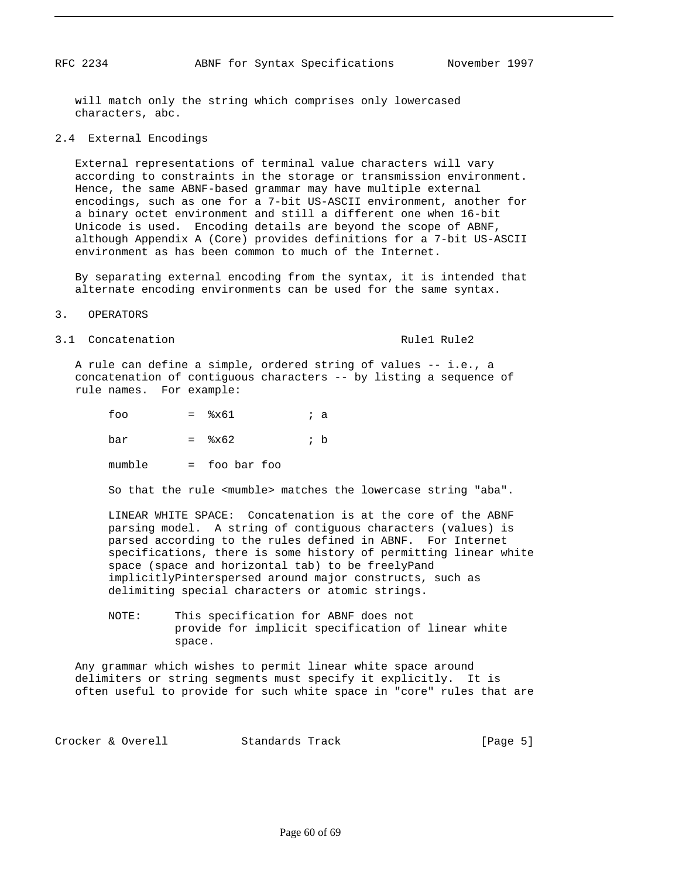will match only the string which comprises only lowercased characters, abc.

## 2.4 External Encodings

External representations of terminal value characters will vary according to constraints in the storage or transmission environment. Hence, the same ABNF-based grammar may have multiple external encodings, such as one for a 7-bit US-ASCII environment, another for a binary octet environment and still a different one when 16-bit Unicode is used. Encoding details are beyond the scope of ABNF, although Appendix A (Core) provides definitions for a 7-bit US-ASCII environment as has been common to much of the Internet.

By separating external encoding from the syntax, it is intended that alternate encoding environments can be used for the same syntax.

# 3. OPERATORS

## 3.1 Concatenation                                  Rule1 Rule2

A rule can define a simple, ordered string of values -- i.e., a concatenation of contiguous characters -- by listing a sequence of rule names. For example:

```
foo         =  %x61           ; a

bar         =  %x62           ; b

mumble      =  foo bar foo
```

So that the rule <mumble> matches the lowercase string "aba".

LINEAR WHITE SPACE: Concatenation is at the core of the ABNF parsing model. A string of contiguous characters (values) is parsed according to the rules defined in ABNF. For Internet specifications, there is some history of permitting linear white space (space and horizontal tab) to be freelyPand implicitlyPinterspersed around major constructs, such as delimiting special characters or atomic strings.

NOTE: This specification for ABNF does not provide for implicit specification of linear white space.

Any grammar which wishes to permit linear white space around delimiters or string segments must specify it explicitly. It is often useful to provide for such white space in "core" rules that are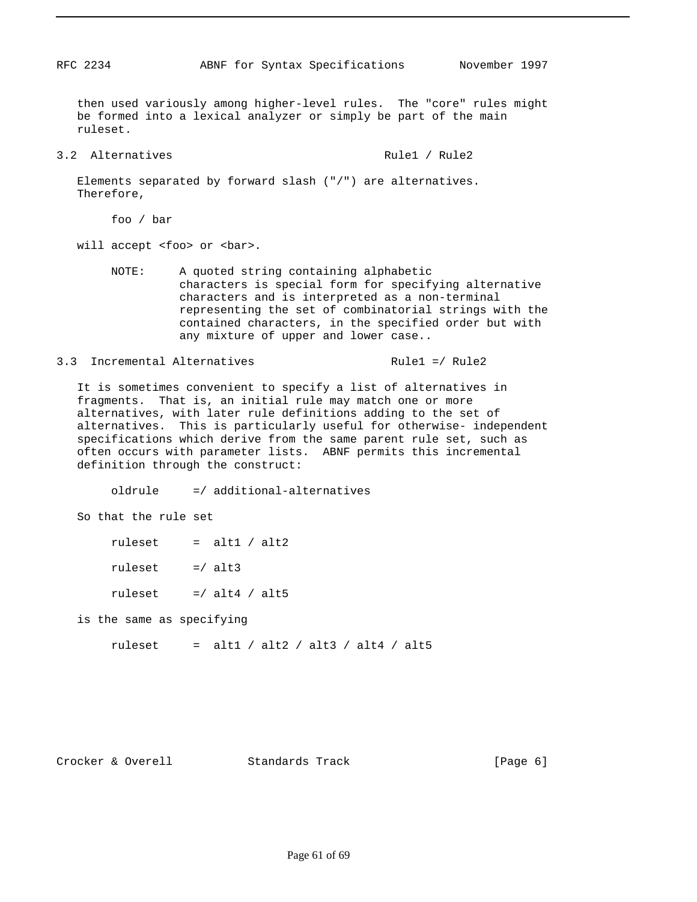then used variously among higher-level rules. The "core" rules might be formed into a lexical analyzer or simply be part of the main ruleset.

### 3.2 Alternatives — Rule1 / Rule2

Elements separated by forward slash ("/") are alternatives. Therefore,

```
foo / bar
```

will accept <foo> or <bar>.

NOTE: A quoted string containing alphabetic characters is special form for specifying alternative characters and is interpreted as a non-terminal representing the set of combinatorial strings with the contained characters, in the specified order but with any mixture of upper and lower case..

### 3.3 Incremental Alternatives — Rule1 =/ Rule2

It is sometimes convenient to specify a list of alternatives in fragments. That is, an initial rule may match one or more alternatives, with later rule definitions adding to the set of alternatives. This is particularly useful for otherwise- independent specifications which derive from the same parent rule set, such as often occurs with parameter lists. ABNF permits this incremental definition through the construct:

```
oldrule     =/ additional-alternatives
```

So that the rule set

```
ruleset     =  alt1 / alt2

ruleset     =/ alt3

ruleset     =/ alt4 / alt5
```

is the same as specifying

```
ruleset     =  alt1 / alt2 / alt3 / alt4 / alt5
```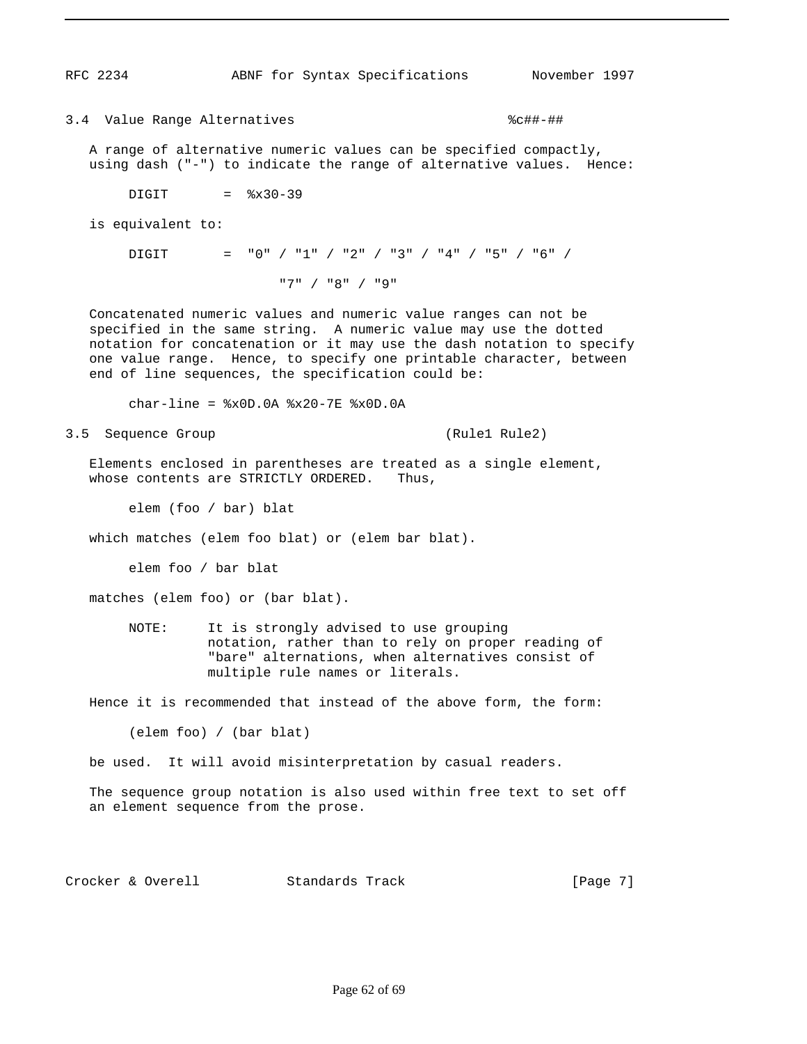### 3.4 Value Range Alternatives %c##-##

A range of alternative numeric values can be specified compactly, using dash ("-") to indicate the range of alternative values. Hence:

```
DIGIT       =  %x30-39
```

is equivalent to:

```
DIGIT       =  "0" / "1" / "2" / "3" / "4" / "5" / "6" /

                     "7" / "8" / "9"
```

Concatenated numeric values and numeric value ranges can not be specified in the same string. A numeric value may use the dotted notation for concatenation or it may use the dash notation to specify one value range. Hence, to specify one printable character, between end of line sequences, the specification could be:

```
char-line = %x0D.0A %x20-7E %x0D.0A
```

### 3.5 Sequence Group (Rule1 Rule2)

Elements enclosed in parentheses are treated as a single element, whose contents are STRICTLY ORDERED. Thus,

```
elem (foo / bar) blat
```

which matches (elem foo blat) or (elem bar blat).

```
elem foo / bar blat
```

matches (elem foo) or (bar blat).

> NOTE: It is strongly advised to use grouping notation, rather than to rely on proper reading of "bare" alternations, when alternatives consist of multiple rule names or literals.

Hence it is recommended that instead of the above form, the form:

```
(elem foo) / (bar blat)
```

be used. It will avoid misinterpretation by casual readers.

The sequence group notation is also used within free text to set off an element sequence from the prose.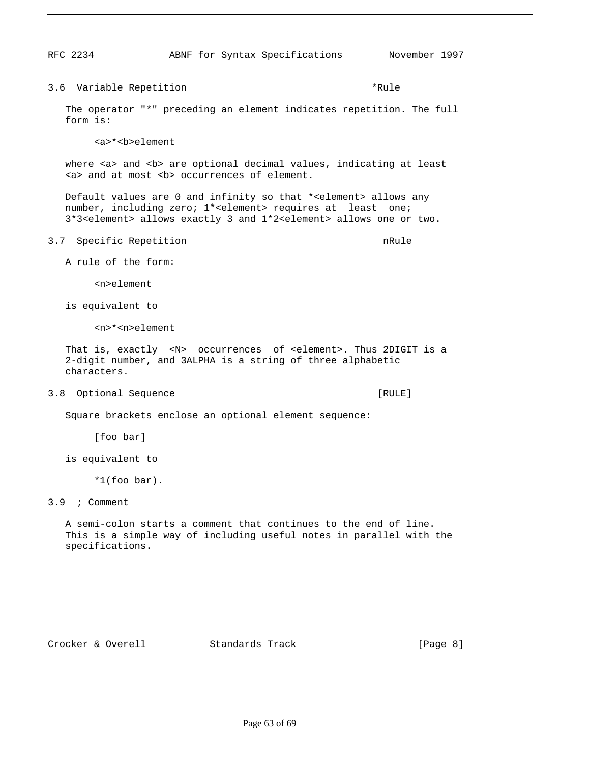### 3.6 Variable Repetition *Rule

The operator "*" preceding an element indicates repetition. The full form is:

```
<a>*<b>element
```

where <a> and <b> are optional decimal values, indicating at least <a> and at most <b> occurrences of element.

Default values are 0 and infinity so that *<element> allows any number, including zero; 1*<element> requires at least one; 3*3<element> allows exactly 3 and 1*2<element> allows one or two.

### 3.7 Specific Repetition nRule

A rule of the form:

```
<n>element
```

is equivalent to

```
<n>*<n>element
```

That is, exactly <N> occurrences of <element>. Thus 2DIGIT is a 2-digit number, and 3ALPHA is a string of three alphabetic characters.

### 3.8 Optional Sequence [RULE]

Square brackets enclose an optional element sequence:

```
[foo bar]
```

is equivalent to

```
*1(foo bar).
```

### 3.9 ; Comment

A semi-colon starts a comment that continues to the end of line. This is a simple way of including useful notes in parallel with the specifications.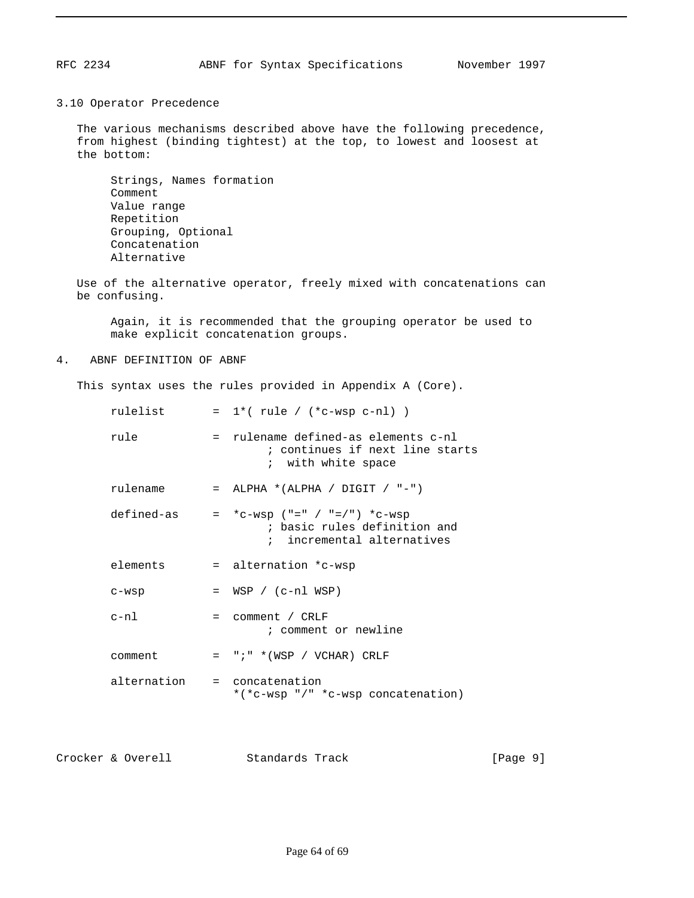## 3.10 Operator Precedence

The various mechanisms described above have the following precedence, from highest (binding tightest) at the top, to lowest and loosest at the bottom:

```
Strings, Names formation
Comment
Value range
Repetition
Grouping, Optional
Concatenation
Alternative
```

Use of the alternative operator, freely mixed with concatenations can be confusing.

> Again, it is recommended that the grouping operator be used to make explicit concatenation groups.

## 4. ABNF DEFINITION OF ABNF

This syntax uses the rules provided in Appendix A (Core).

```
rulelist       =  1*( rule / (*c-wsp c-nl) )

rule           =  rulename defined-as elements c-nl
                       ; continues if next line starts
                       ;  with white space

rulename       =  ALPHA *(ALPHA / DIGIT / "-")

defined-as     =  *c-wsp ("=" / "=/") *c-wsp
                       ; basic rules definition and
                       ;  incremental alternatives

elements       =  alternation *c-wsp

c-wsp          =  WSP / (c-nl WSP)

c-nl           =  comment / CRLF
                       ; comment or newline

comment        =  ";" *(WSP / VCHAR) CRLF

alternation    =  concatenation
                  *(*c-wsp "/" *c-wsp concatenation)
```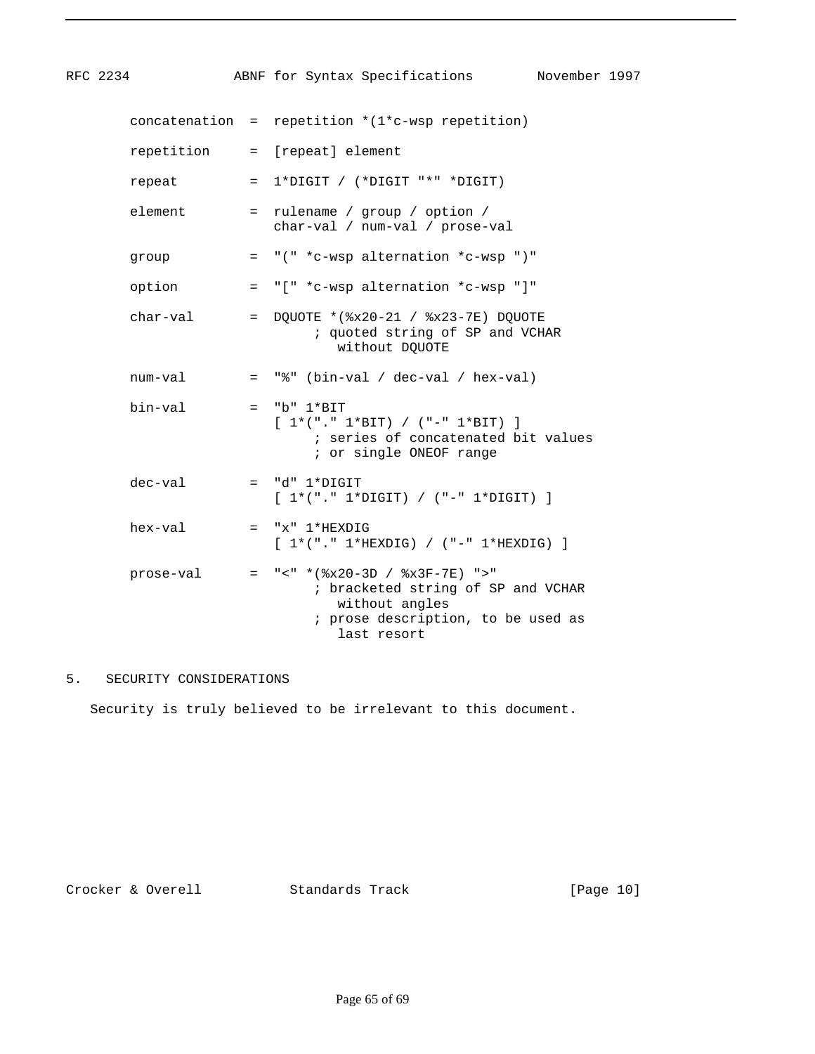```
        concatenation  =  repetition *(1*c-wsp repetition)

        repetition     =  [repeat] element

        repeat         =  1*DIGIT / (*DIGIT "*" *DIGIT)

        element        =  rulename / group / option /
                          char-val / num-val / prose-val

        group          =  "(" *c-wsp alternation *c-wsp ")"

        option         =  "[" *c-wsp alternation *c-wsp "]"

        char-val       =  DQUOTE *(%x20-21 / %x23-7E) DQUOTE
                               ; quoted string of SP and VCHAR
                                  without DQUOTE

        num-val        =  "%" (bin-val / dec-val / hex-val)

        bin-val        =  "b" 1*BIT
                          [ 1*("." 1*BIT) / ("-" 1*BIT) ]
                               ; series of concatenated bit values
                               ; or single ONEOF range

        dec-val        =  "d" 1*DIGIT
                          [ 1*("." 1*DIGIT) / ("-" 1*DIGIT) ]

        hex-val        =  "x" 1*HEXDIG
                          [ 1*("." 1*HEXDIG) / ("-" 1*HEXDIG) ]

        prose-val      =  "<" *(%x20-3D / %x3F-7E) ">"
                               ; bracketed string of SP and VCHAR
                                  without angles
                               ; prose description, to be used as
                                  last resort
```

## 5. SECURITY CONSIDERATIONS

Security is truly believed to be irrelevant to this document.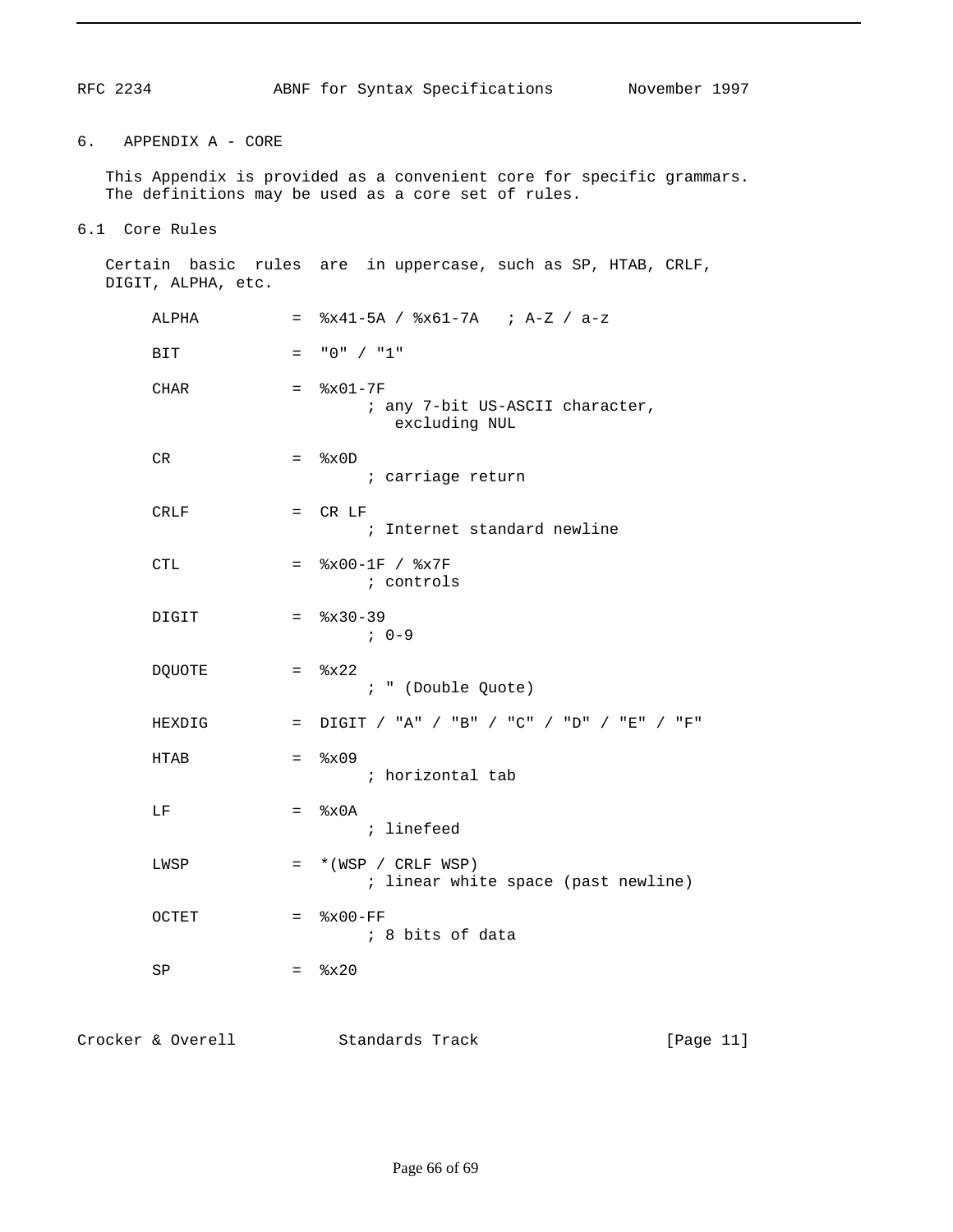## 6. APPENDIX A - CORE

This Appendix is provided as a convenient core for specific grammars. The definitions may be used as a core set of rules.

### 6.1 Core Rules

Certain basic rules are in uppercase, such as SP, HTAB, CRLF, DIGIT, ALPHA, etc.

```
ALPHA          =  %x41-5A / %x61-7A   ; A-Z / a-z

BIT            =  "0" / "1"

CHAR           =  %x01-7F
                       ; any 7-bit US-ASCII character,
                          excluding NUL

CR             =  %x0D
                       ; carriage return

CRLF           =  CR LF
                       ; Internet standard newline

CTL            =  %x00-1F / %x7F
                       ; controls

DIGIT          =  %x30-39
                       ; 0-9

DQUOTE         =  %x22
                       ; " (Double Quote)

HEXDIG         =  DIGIT / "A" / "B" / "C" / "D" / "E" / "F"

HTAB           =  %x09
                       ; horizontal tab

LF             =  %x0A
                       ; linefeed

LWSP           =  *(WSP / CRLF WSP)
                       ; linear white space (past newline)

OCTET          =  %x00-FF
                       ; 8 bits of data

SP             =  %x20
```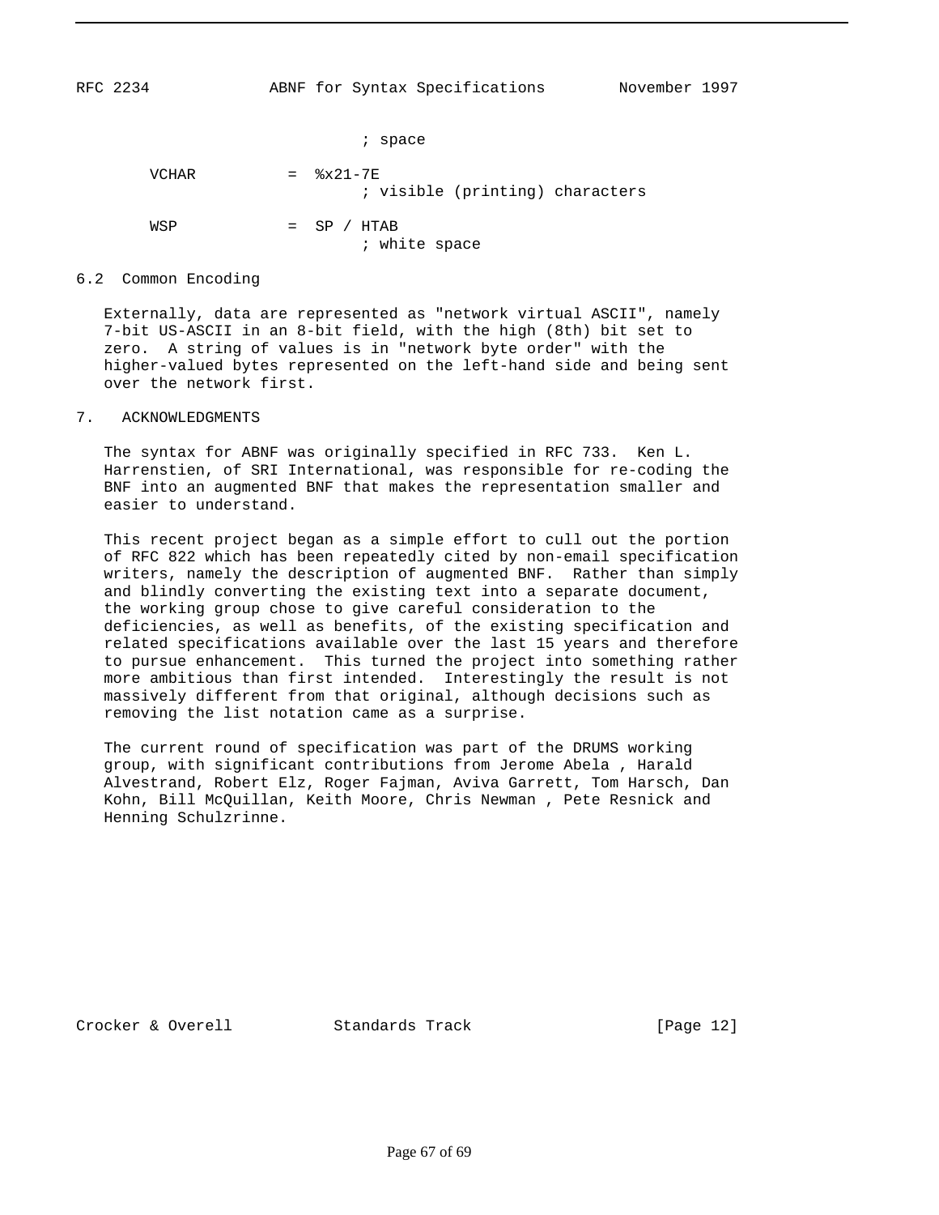```
                              ; space

        VCHAR          =  %x21-7E
                              ; visible (printing) characters

        WSP            =  SP / HTAB
                              ; white space
```

## 6.2 Common Encoding

Externally, data are represented as "network virtual ASCII", namely 7-bit US-ASCII in an 8-bit field, with the high (8th) bit set to zero. A string of values is in "network byte order" with the higher-valued bytes represented on the left-hand side and being sent over the network first.

# 7. ACKNOWLEDGMENTS

The syntax for ABNF was originally specified in RFC 733. Ken L. Harrenstien, of SRI International, was responsible for re-coding the BNF into an augmented BNF that makes the representation smaller and easier to understand.

This recent project began as a simple effort to cull out the portion of RFC 822 which has been repeatedly cited by non-email specification writers, namely the description of augmented BNF. Rather than simply and blindly converting the existing text into a separate document, the working group chose to give careful consideration to the deficiencies, as well as benefits, of the existing specification and related specifications available over the last 15 years and therefore to pursue enhancement. This turned the project into something rather more ambitious than first intended. Interestingly the result is not massively different from that original, although decisions such as removing the list notation came as a surprise.

The current round of specification was part of the DRUMS working group, with significant contributions from Jerome Abela , Harald Alvestrand, Robert Elz, Roger Fajman, Aviva Garrett, Tom Harsch, Dan Kohn, Bill McQuillan, Keith Moore, Chris Newman , Pete Resnick and Henning Schulzrinne.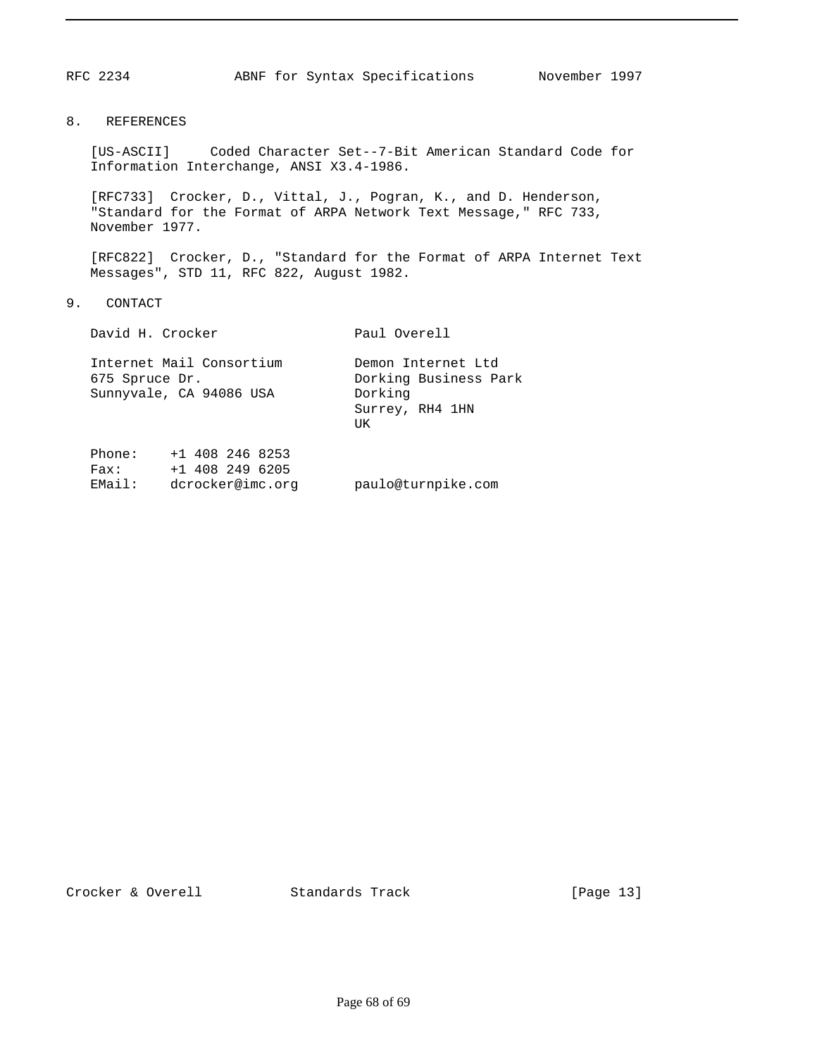## 8. REFERENCES

[US-ASCII] Coded Character Set--7-Bit American Standard Code for Information Interchange, ANSI X3.4-1986.

[RFC733] Crocker, D., Vittal, J., Pogran, K., and D. Henderson, "Standard for the Format of ARPA Network Text Message," RFC 733, November 1977.

[RFC822] Crocker, D., "Standard for the Format of ARPA Internet Text Messages", STD 11, RFC 822, August 1982.

## 9. CONTACT

```
David H. Crocker                  Paul Overell

Internet Mail Consortium          Demon Internet Ltd
675 Spruce Dr.                    Dorking Business Park
Sunnyvale, CA 94086 USA           Dorking
                                  Surrey, RH4 1HN
                                  UK

Phone:    +1 408 246 8253
Fax:      +1 408 249 6205
EMail:    dcrocker@imc.org        paulo@turnpike.com
```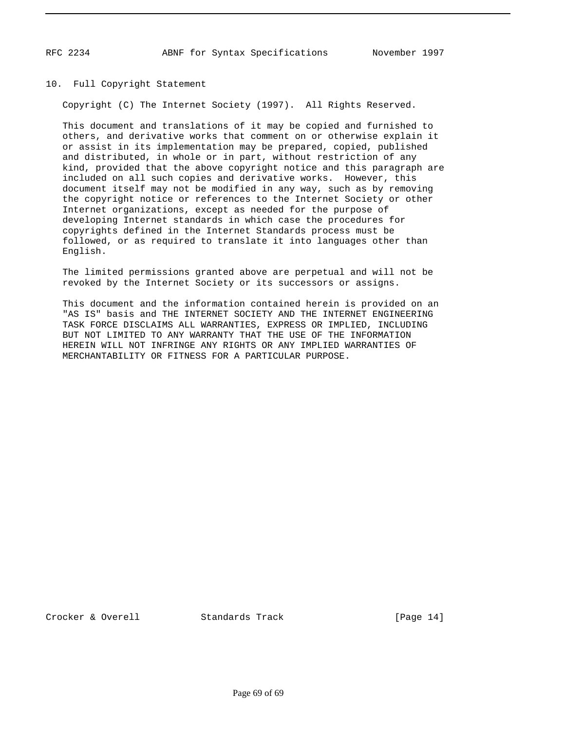## 10. Full Copyright Statement

Copyright (C) The Internet Society (1997). All Rights Reserved.

This document and translations of it may be copied and furnished to others, and derivative works that comment on or otherwise explain it or assist in its implementation may be prepared, copied, published and distributed, in whole or in part, without restriction of any kind, provided that the above copyright notice and this paragraph are included on all such copies and derivative works. However, this document itself may not be modified in any way, such as by removing the copyright notice or references to the Internet Society or other Internet organizations, except as needed for the purpose of developing Internet standards in which case the procedures for copyrights defined in the Internet Standards process must be followed, or as required to translate it into languages other than English.

The limited permissions granted above are perpetual and will not be revoked by the Internet Society or its successors or assigns.

This document and the information contained herein is provided on an "AS IS" basis and THE INTERNET SOCIETY AND THE INTERNET ENGINEERING TASK FORCE DISCLAIMS ALL WARRANTIES, EXPRESS OR IMPLIED, INCLUDING BUT NOT LIMITED TO ANY WARRANTY THAT THE USE OF THE INFORMATION HEREIN WILL NOT INFRINGE ANY RIGHTS OR ANY IMPLIED WARRANTIES OF MERCHANTABILITY OR FITNESS FOR A PARTICULAR PURPOSE.